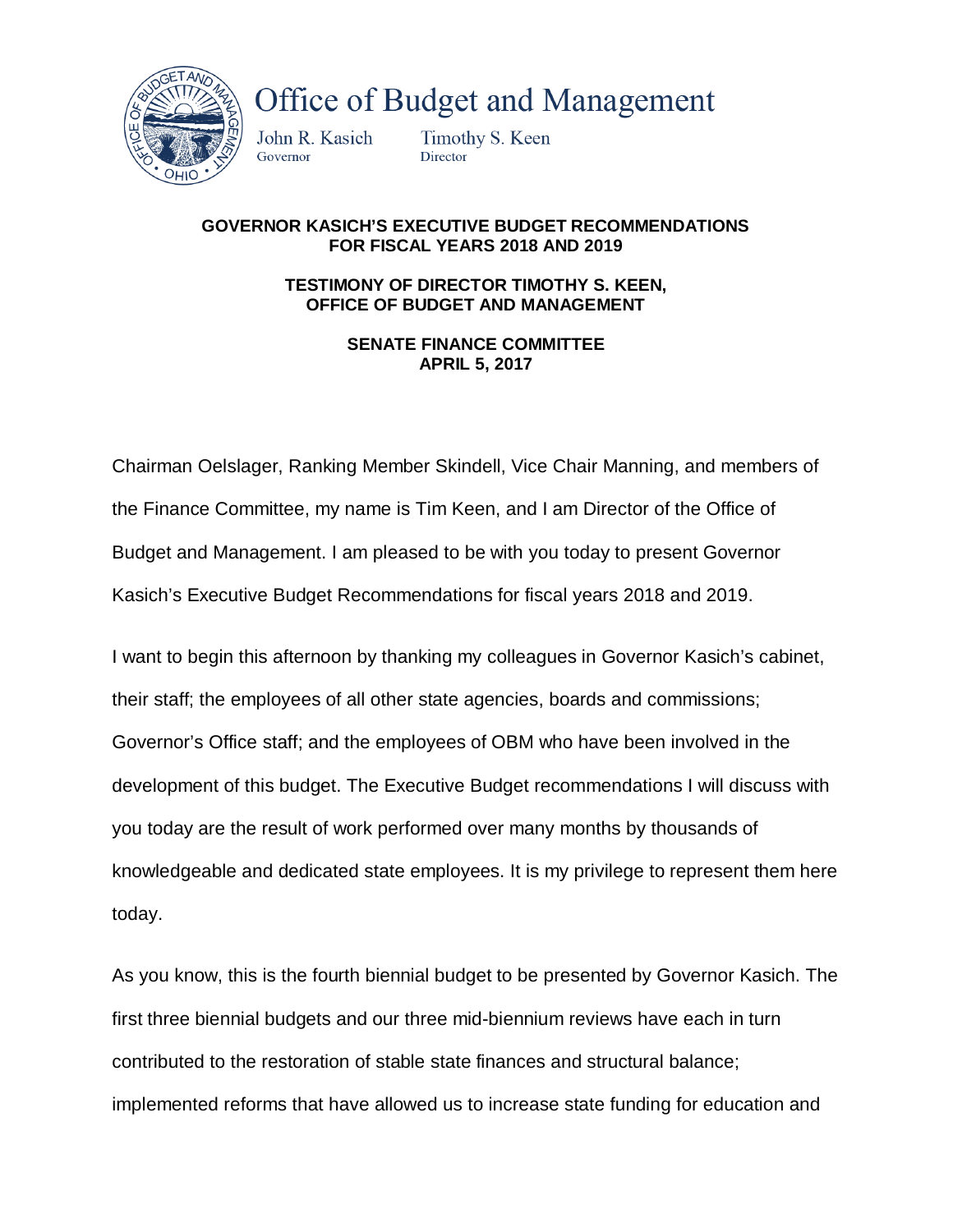# Office of Budget and Management

John R. Kasich
Governor

Timothy S. Keen
Director

**GOVERNOR KASICH'S EXECUTIVE BUDGET RECOMMENDATIONS FOR FISCAL YEARS 2018 AND 2019**

**TESTIMONY OF DIRECTOR TIMOTHY S. KEEN, OFFICE OF BUDGET AND MANAGEMENT**

**SENATE FINANCE COMMITTEE**
**APRIL 5, 2017**

Chairman Oelslager, Ranking Member Skindell, Vice Chair Manning, and members of the Finance Committee, my name is Tim Keen, and I am Director of the Office of Budget and Management. I am pleased to be with you today to present Governor Kasich's Executive Budget Recommendations for fiscal years 2018 and 2019.

I want to begin this afternoon by thanking my colleagues in Governor Kasich's cabinet, their staff; the employees of all other state agencies, boards and commissions; Governor's Office staff; and the employees of OBM who have been involved in the development of this budget. The Executive Budget recommendations I will discuss with you today are the result of work performed over many months by thousands of knowledgeable and dedicated state employees. It is my privilege to represent them here today.

As you know, this is the fourth biennial budget to be presented by Governor Kasich. The first three biennial budgets and our three mid-biennium reviews have each in turn contributed to the restoration of stable state finances and structural balance; implemented reforms that have allowed us to increase state funding for education and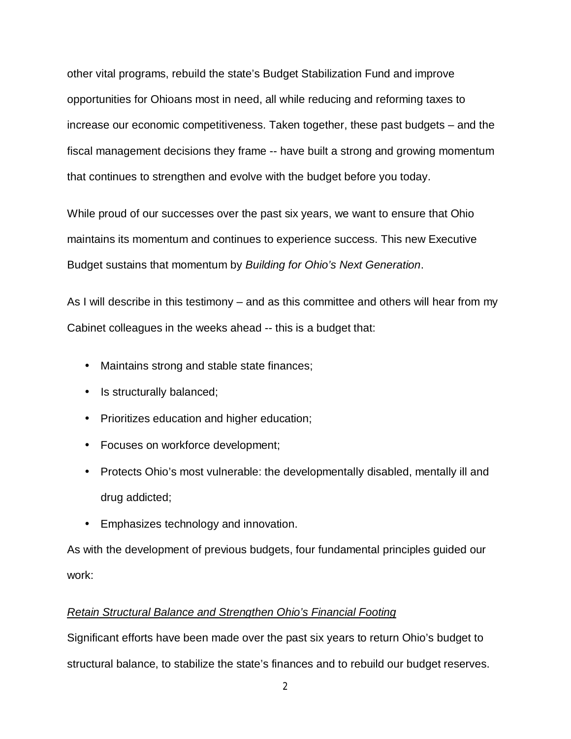other vital programs, rebuild the state's Budget Stabilization Fund and improve opportunities for Ohioans most in need, all while reducing and reforming taxes to increase our economic competitiveness. Taken together, these past budgets – and the fiscal management decisions they frame -- have built a strong and growing momentum that continues to strengthen and evolve with the budget before you today.

While proud of our successes over the past six years, we want to ensure that Ohio maintains its momentum and continues to experience success. This new Executive Budget sustains that momentum by *Building for Ohio's Next Generation*.

As I will describe in this testimony – and as this committee and others will hear from my Cabinet colleagues in the weeks ahead -- this is a budget that:

- Maintains strong and stable state finances;
- Is structurally balanced;
- Prioritizes education and higher education;
- Focuses on workforce development;
- Protects Ohio's most vulnerable: the developmentally disabled, mentally ill and drug addicted;
- Emphasizes technology and innovation.

As with the development of previous budgets, four fundamental principles guided our work:

*Retain Structural Balance and Strengthen Ohio's Financial Footing*

Significant efforts have been made over the past six years to return Ohio's budget to structural balance, to stabilize the state's finances and to rebuild our budget reserves.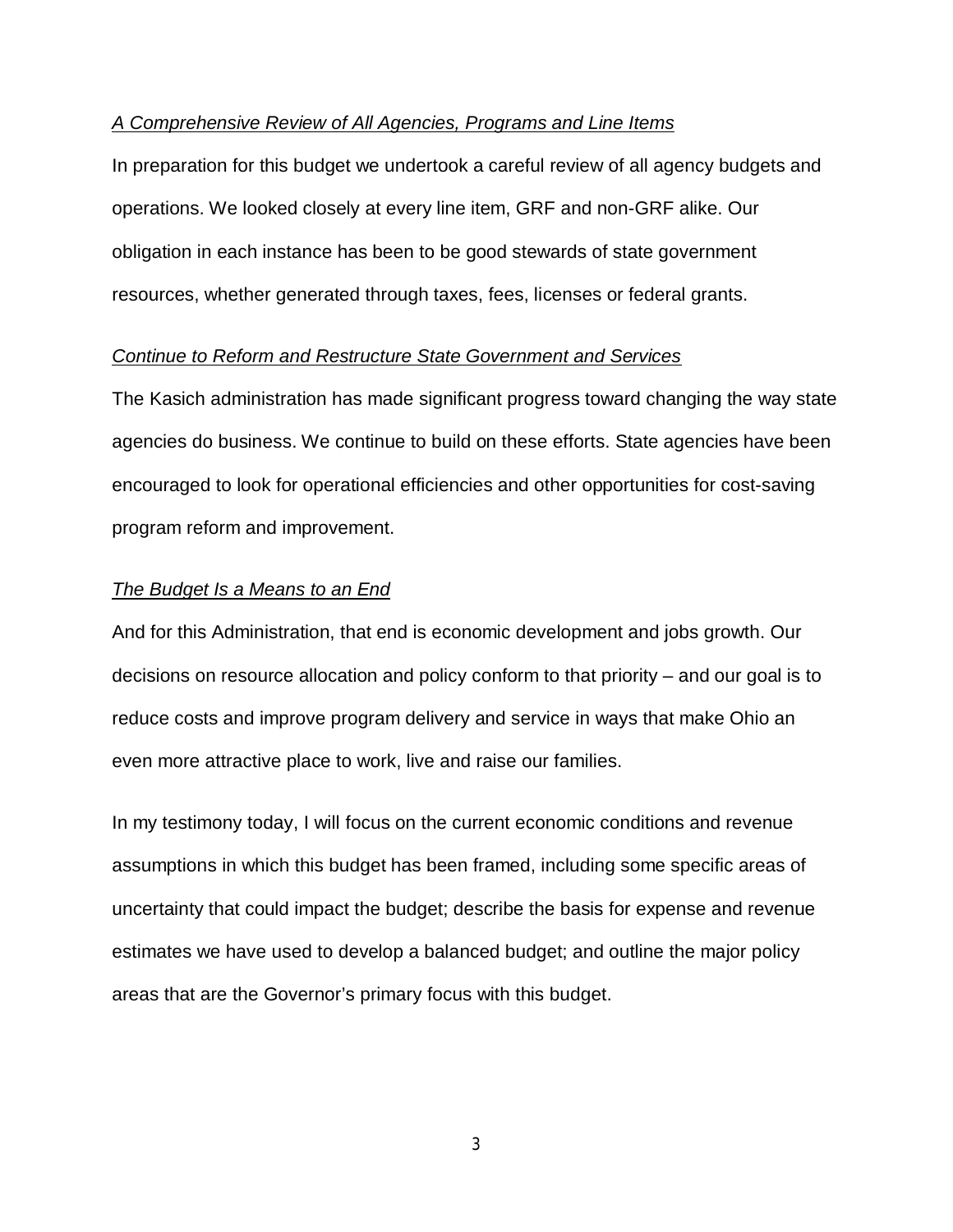*A Comprehensive Review of All Agencies, Programs and Line Items*

In preparation for this budget we undertook a careful review of all agency budgets and operations. We looked closely at every line item, GRF and non-GRF alike. Our obligation in each instance has been to be good stewards of state government resources, whether generated through taxes, fees, licenses or federal grants.

*Continue to Reform and Restructure State Government and Services*

The Kasich administration has made significant progress toward changing the way state agencies do business. We continue to build on these efforts. State agencies have been encouraged to look for operational efficiencies and other opportunities for cost-saving program reform and improvement.

*The Budget Is a Means to an End*

And for this Administration, that end is economic development and jobs growth. Our decisions on resource allocation and policy conform to that priority – and our goal is to reduce costs and improve program delivery and service in ways that make Ohio an even more attractive place to work, live and raise our families.

In my testimony today, I will focus on the current economic conditions and revenue assumptions in which this budget has been framed, including some specific areas of uncertainty that could impact the budget; describe the basis for expense and revenue estimates we have used to develop a balanced budget; and outline the major policy areas that are the Governor's primary focus with this budget.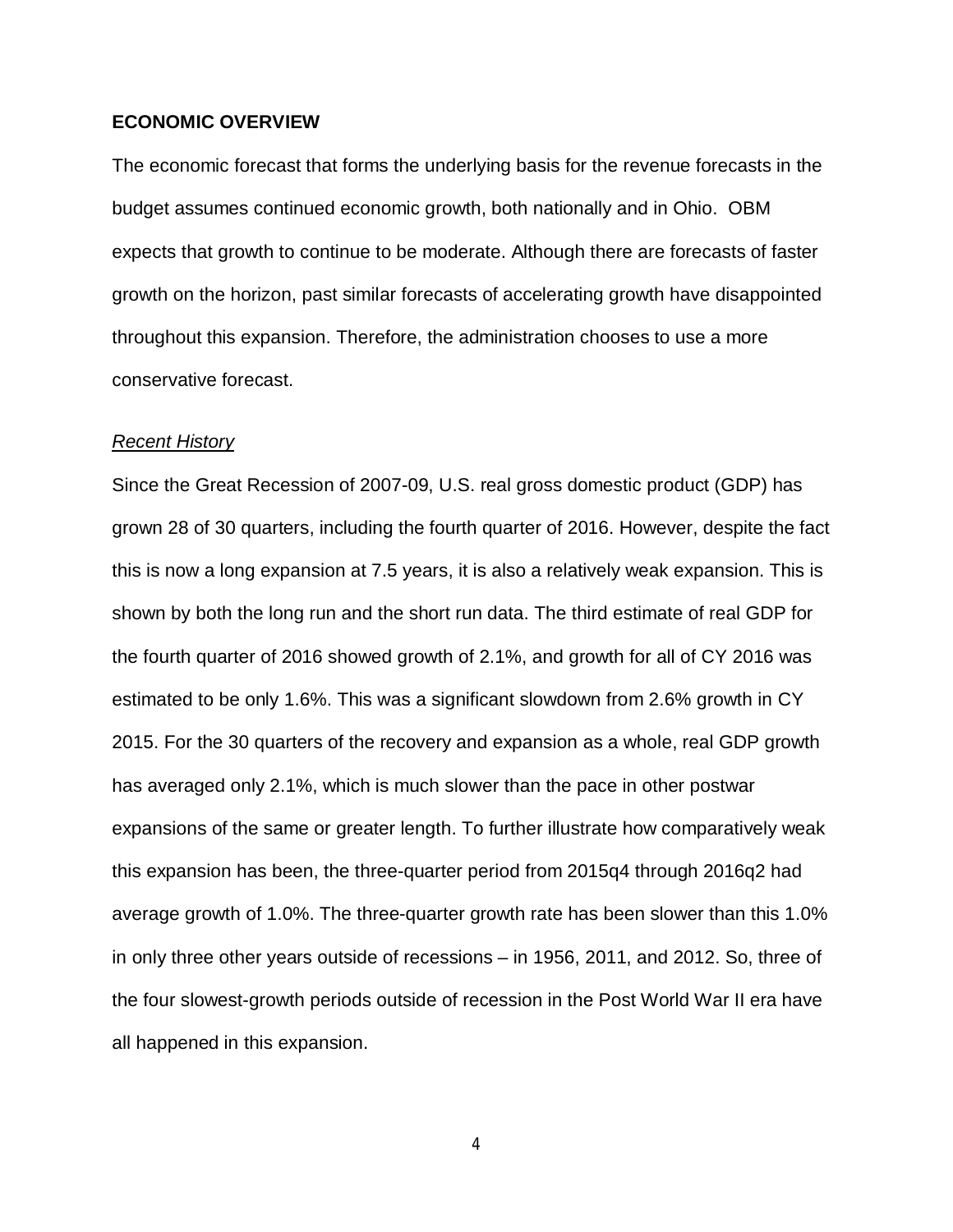**ECONOMIC OVERVIEW**

The economic forecast that forms the underlying basis for the revenue forecasts in the budget assumes continued economic growth, both nationally and in Ohio. OBM expects that growth to continue to be moderate. Although there are forecasts of faster growth on the horizon, past similar forecasts of accelerating growth have disappointed throughout this expansion. Therefore, the administration chooses to use a more conservative forecast.

*Recent History*

Since the Great Recession of 2007-09, U.S. real gross domestic product (GDP) has grown 28 of 30 quarters, including the fourth quarter of 2016. However, despite the fact this is now a long expansion at 7.5 years, it is also a relatively weak expansion. This is shown by both the long run and the short run data. The third estimate of real GDP for the fourth quarter of 2016 showed growth of 2.1%, and growth for all of CY 2016 was estimated to be only 1.6%. This was a significant slowdown from 2.6% growth in CY 2015. For the 30 quarters of the recovery and expansion as a whole, real GDP growth has averaged only 2.1%, which is much slower than the pace in other postwar expansions of the same or greater length. To further illustrate how comparatively weak this expansion has been, the three-quarter period from 2015q4 through 2016q2 had average growth of 1.0%. The three-quarter growth rate has been slower than this 1.0% in only three other years outside of recessions – in 1956, 2011, and 2012. So, three of the four slowest-growth periods outside of recession in the Post World War II era have all happened in this expansion.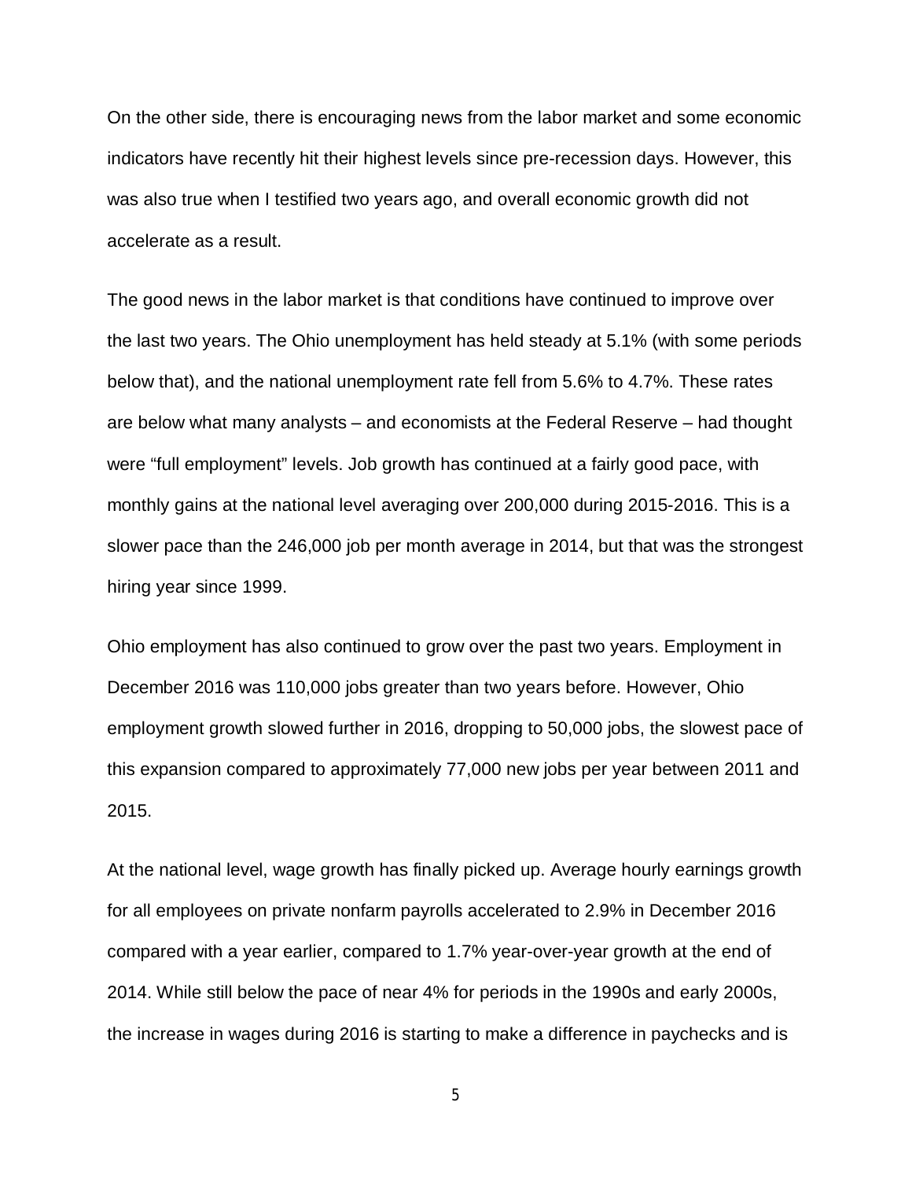On the other side, there is encouraging news from the labor market and some economic indicators have recently hit their highest levels since pre-recession days. However, this was also true when I testified two years ago, and overall economic growth did not accelerate as a result.

The good news in the labor market is that conditions have continued to improve over the last two years. The Ohio unemployment has held steady at 5.1% (with some periods below that), and the national unemployment rate fell from 5.6% to 4.7%. These rates are below what many analysts – and economists at the Federal Reserve – had thought were "full employment" levels. Job growth has continued at a fairly good pace, with monthly gains at the national level averaging over 200,000 during 2015-2016. This is a slower pace than the 246,000 job per month average in 2014, but that was the strongest hiring year since 1999.

Ohio employment has also continued to grow over the past two years. Employment in December 2016 was 110,000 jobs greater than two years before. However, Ohio employment growth slowed further in 2016, dropping to 50,000 jobs, the slowest pace of this expansion compared to approximately 77,000 new jobs per year between 2011 and 2015.

At the national level, wage growth has finally picked up. Average hourly earnings growth for all employees on private nonfarm payrolls accelerated to 2.9% in December 2016 compared with a year earlier, compared to 1.7% year-over-year growth at the end of 2014. While still below the pace of near 4% for periods in the 1990s and early 2000s, the increase in wages during 2016 is starting to make a difference in paychecks and is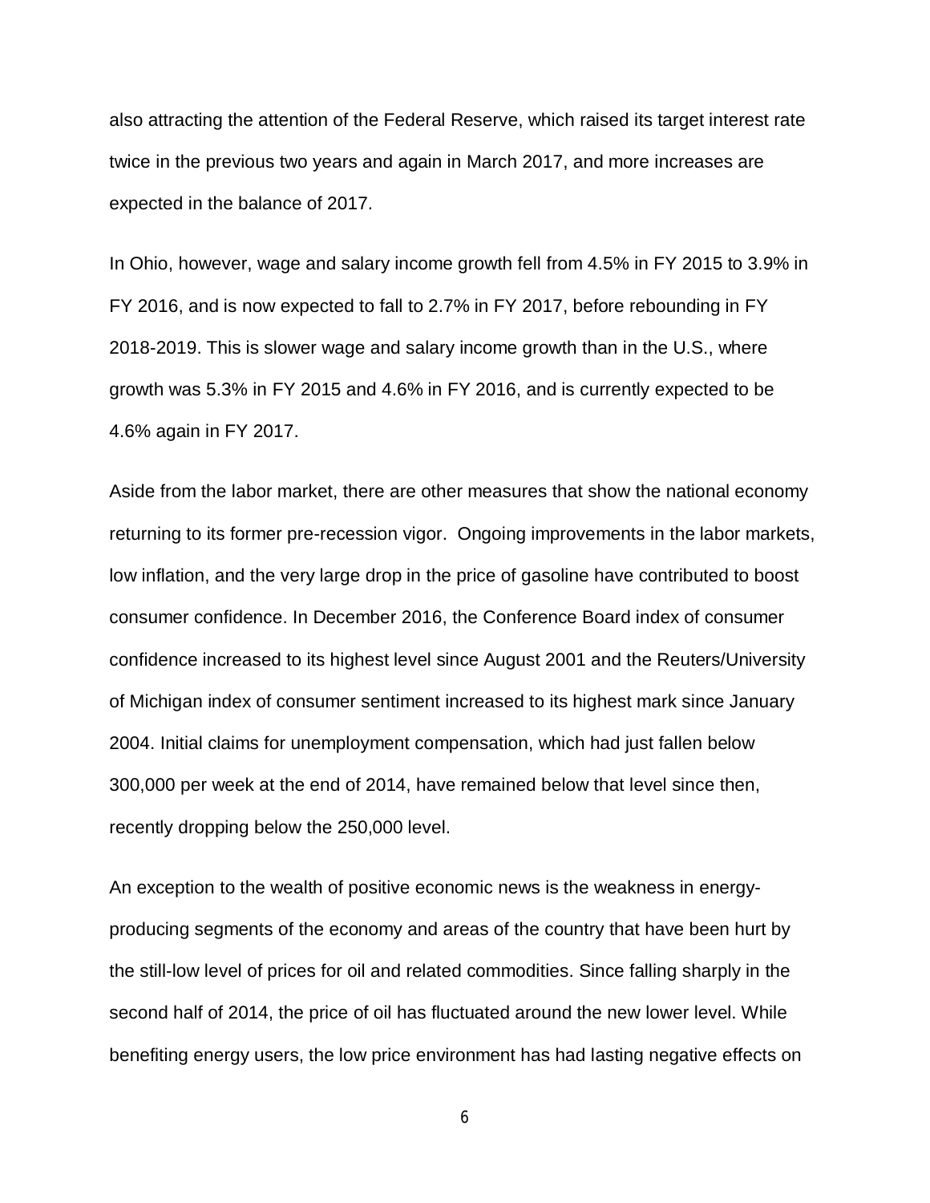also attracting the attention of the Federal Reserve, which raised its target interest rate twice in the previous two years and again in March 2017, and more increases are expected in the balance of 2017.

In Ohio, however, wage and salary income growth fell from 4.5% in FY 2015 to 3.9% in FY 2016, and is now expected to fall to 2.7% in FY 2017, before rebounding in FY 2018-2019. This is slower wage and salary income growth than in the U.S., where growth was 5.3% in FY 2015 and 4.6% in FY 2016, and is currently expected to be 4.6% again in FY 2017.

Aside from the labor market, there are other measures that show the national economy returning to its former pre-recession vigor. Ongoing improvements in the labor markets, low inflation, and the very large drop in the price of gasoline have contributed to boost consumer confidence. In December 2016, the Conference Board index of consumer confidence increased to its highest level since August 2001 and the Reuters/University of Michigan index of consumer sentiment increased to its highest mark since January 2004. Initial claims for unemployment compensation, which had just fallen below 300,000 per week at the end of 2014, have remained below that level since then, recently dropping below the 250,000 level.

An exception to the wealth of positive economic news is the weakness in energy-producing segments of the economy and areas of the country that have been hurt by the still-low level of prices for oil and related commodities. Since falling sharply in the second half of 2014, the price of oil has fluctuated around the new lower level. While benefiting energy users, the low price environment has had lasting negative effects on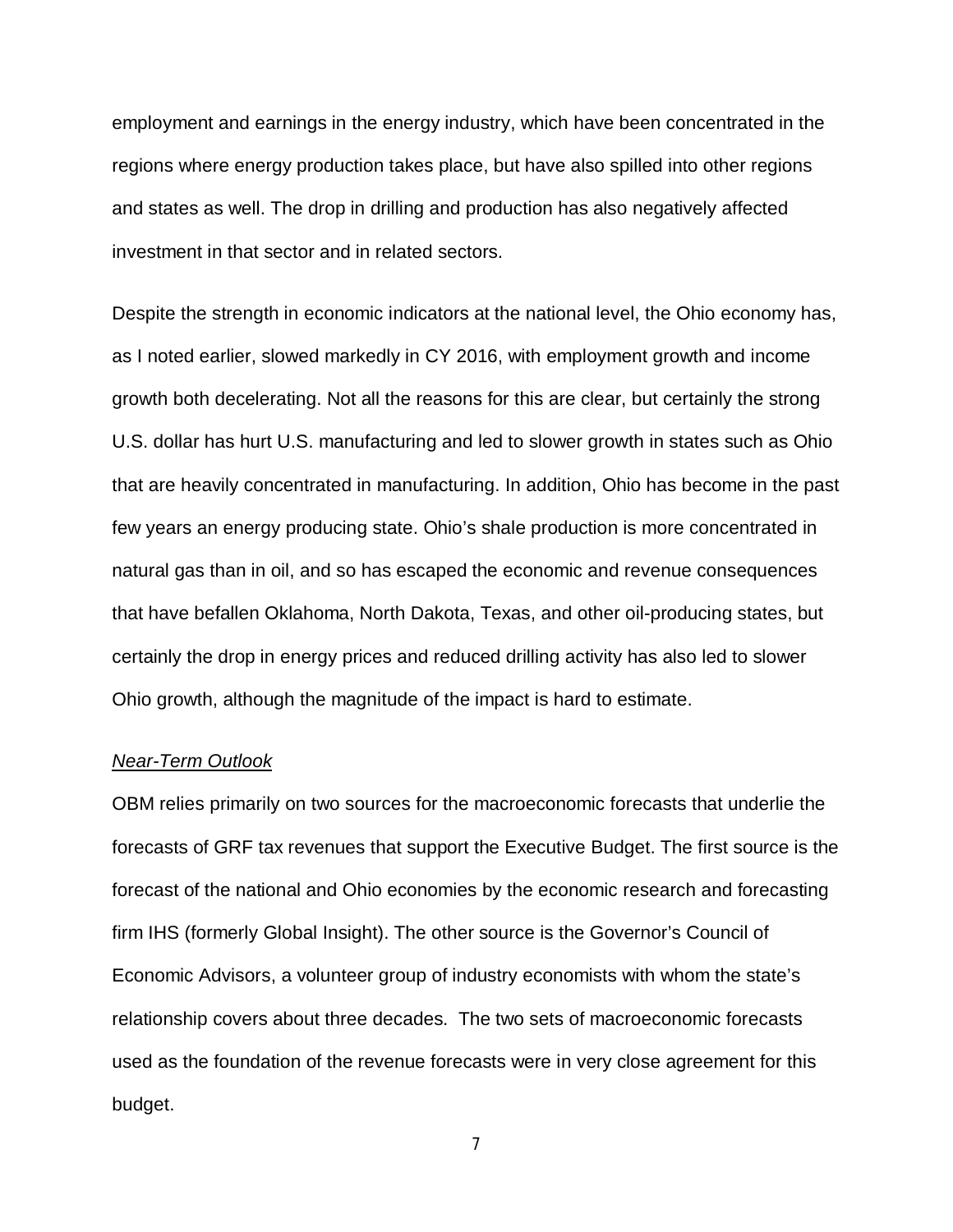employment and earnings in the energy industry, which have been concentrated in the regions where energy production takes place, but have also spilled into other regions and states as well. The drop in drilling and production has also negatively affected investment in that sector and in related sectors.

Despite the strength in economic indicators at the national level, the Ohio economy has, as I noted earlier, slowed markedly in CY 2016, with employment growth and income growth both decelerating. Not all the reasons for this are clear, but certainly the strong U.S. dollar has hurt U.S. manufacturing and led to slower growth in states such as Ohio that are heavily concentrated in manufacturing. In addition, Ohio has become in the past few years an energy producing state. Ohio's shale production is more concentrated in natural gas than in oil, and so has escaped the economic and revenue consequences that have befallen Oklahoma, North Dakota, Texas, and other oil-producing states, but certainly the drop in energy prices and reduced drilling activity has also led to slower Ohio growth, although the magnitude of the impact is hard to estimate.

*Near-Term Outlook*

OBM relies primarily on two sources for the macroeconomic forecasts that underlie the forecasts of GRF tax revenues that support the Executive Budget. The first source is the forecast of the national and Ohio economies by the economic research and forecasting firm IHS (formerly Global Insight). The other source is the Governor's Council of Economic Advisors, a volunteer group of industry economists with whom the state's relationship covers about three decades. The two sets of macroeconomic forecasts used as the foundation of the revenue forecasts were in very close agreement for this budget.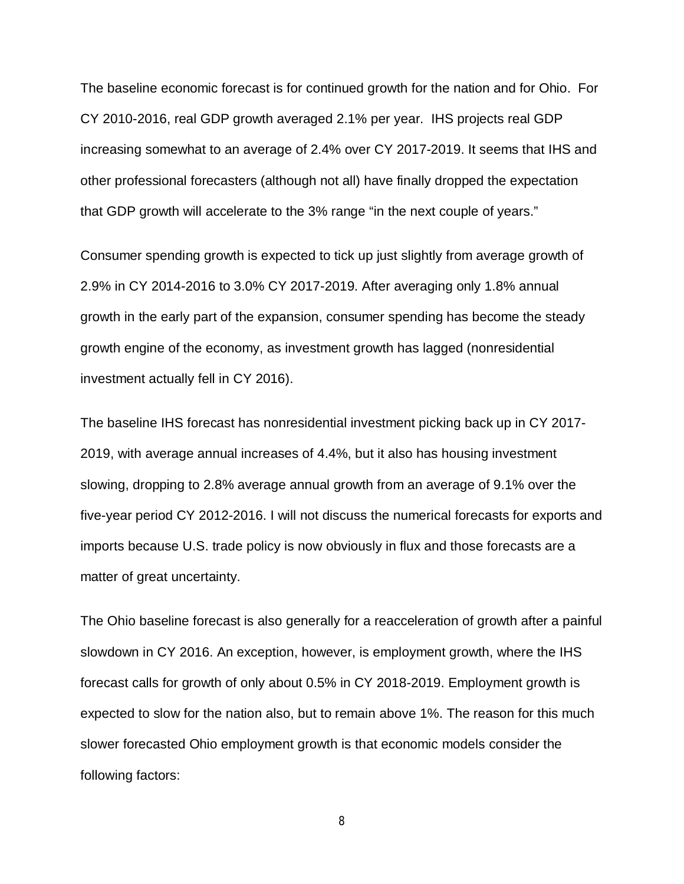The baseline economic forecast is for continued growth for the nation and for Ohio. For CY 2010-2016, real GDP growth averaged 2.1% per year. IHS projects real GDP increasing somewhat to an average of 2.4% over CY 2017-2019. It seems that IHS and other professional forecasters (although not all) have finally dropped the expectation that GDP growth will accelerate to the 3% range "in the next couple of years."

Consumer spending growth is expected to tick up just slightly from average growth of 2.9% in CY 2014-2016 to 3.0% CY 2017-2019. After averaging only 1.8% annual growth in the early part of the expansion, consumer spending has become the steady growth engine of the economy, as investment growth has lagged (nonresidential investment actually fell in CY 2016).

The baseline IHS forecast has nonresidential investment picking back up in CY 2017-2019, with average annual increases of 4.4%, but it also has housing investment slowing, dropping to 2.8% average annual growth from an average of 9.1% over the five-year period CY 2012-2016. I will not discuss the numerical forecasts for exports and imports because U.S. trade policy is now obviously in flux and those forecasts are a matter of great uncertainty.

The Ohio baseline forecast is also generally for a reacceleration of growth after a painful slowdown in CY 2016. An exception, however, is employment growth, where the IHS forecast calls for growth of only about 0.5% in CY 2018-2019. Employment growth is expected to slow for the nation also, but to remain above 1%. The reason for this much slower forecasted Ohio employment growth is that economic models consider the following factors: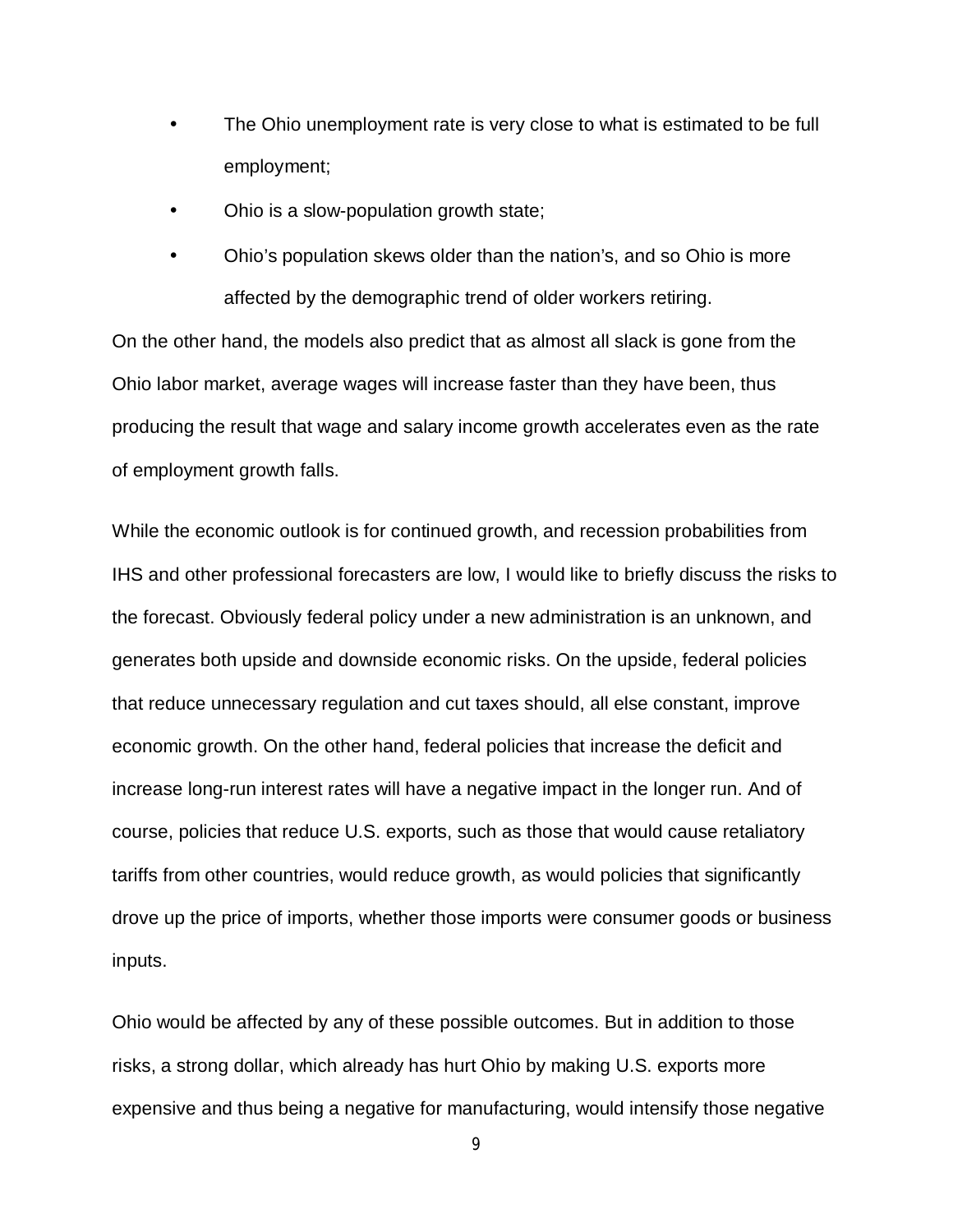- The Ohio unemployment rate is very close to what is estimated to be full employment;
- Ohio is a slow-population growth state;
- Ohio's population skews older than the nation's, and so Ohio is more affected by the demographic trend of older workers retiring.

On the other hand, the models also predict that as almost all slack is gone from the Ohio labor market, average wages will increase faster than they have been, thus producing the result that wage and salary income growth accelerates even as the rate of employment growth falls.

While the economic outlook is for continued growth, and recession probabilities from IHS and other professional forecasters are low, I would like to briefly discuss the risks to the forecast. Obviously federal policy under a new administration is an unknown, and generates both upside and downside economic risks. On the upside, federal policies that reduce unnecessary regulation and cut taxes should, all else constant, improve economic growth. On the other hand, federal policies that increase the deficit and increase long-run interest rates will have a negative impact in the longer run. And of course, policies that reduce U.S. exports, such as those that would cause retaliatory tariffs from other countries, would reduce growth, as would policies that significantly drove up the price of imports, whether those imports were consumer goods or business inputs.

Ohio would be affected by any of these possible outcomes. But in addition to those risks, a strong dollar, which already has hurt Ohio by making U.S. exports more expensive and thus being a negative for manufacturing, would intensify those negative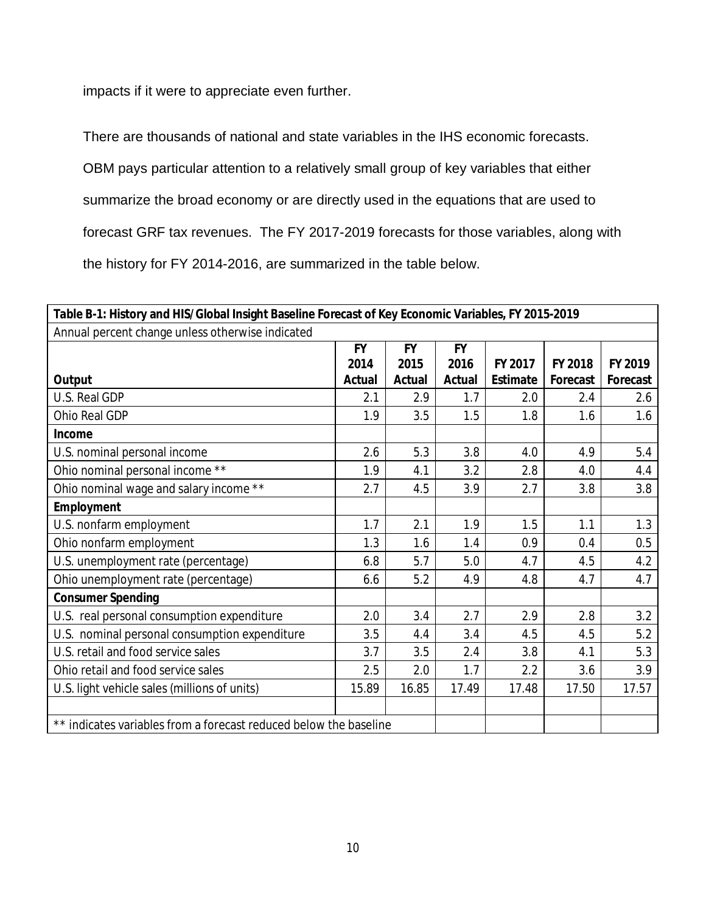impacts if it were to appreciate even further.

There are thousands of national and state variables in the IHS economic forecasts. OBM pays particular attention to a relatively small group of key variables that either summarize the broad economy or are directly used in the equations that are used to forecast GRF tax revenues. The FY 2017-2019 forecasts for those variables, along with the history for FY 2014-2016, are summarized in the table below.

| **Table B-1: History and HIS/Global Insight Baseline Forecast of Key Economic Variables, FY 2015-2019** | | | | | | |
|---|---|---|---|---|---|---|
| Annual percent change unless otherwise indicated | | | | | | |
| **Output** | **FY 2014 Actual** | **FY 2015 Actual** | **FY 2016 Actual** | **FY 2017 Estimate** | **FY 2018 Forecast** | **FY 2019 Forecast** |
| U.S. Real GDP | 2.1 | 2.9 | 1.7 | 2.0 | 2.4 | 2.6 |
| Ohio Real GDP | 1.9 | 3.5 | 1.5 | 1.8 | 1.6 | 1.6 |
| **Income** | | | | | | |
| U.S. nominal personal income | 2.6 | 5.3 | 3.8 | 4.0 | 4.9 | 5.4 |
| Ohio nominal personal income ** | 1.9 | 4.1 | 3.2 | 2.8 | 4.0 | 4.4 |
| Ohio nominal wage and salary income ** | 2.7 | 4.5 | 3.9 | 2.7 | 3.8 | 3.8 |
| **Employment** | | | | | | |
| U.S. nonfarm employment | 1.7 | 2.1 | 1.9 | 1.5 | 1.1 | 1.3 |
| Ohio nonfarm employment | 1.3 | 1.6 | 1.4 | 0.9 | 0.4 | 0.5 |
| U.S. unemployment rate (percentage) | 6.8 | 5.7 | 5.0 | 4.7 | 4.5 | 4.2 |
| Ohio unemployment rate (percentage) | 6.6 | 5.2 | 4.9 | 4.8 | 4.7 | 4.7 |
| **Consumer Spending** | | | | | | |
| U.S. real personal consumption expenditure | 2.0 | 3.4 | 2.7 | 2.9 | 2.8 | 3.2 |
| U.S. nominal personal consumption expenditure | 3.5 | 4.4 | 3.4 | 4.5 | 4.5 | 5.2 |
| U.S. retail and food service sales | 3.7 | 3.5 | 2.4 | 3.8 | 4.1 | 5.3 |
| Ohio retail and food service sales | 2.5 | 2.0 | 1.7 | 2.2 | 3.6 | 3.9 |
| U.S. light vehicle sales (millions of units) | 15.89 | 16.85 | 17.49 | 17.48 | 17.50 | 17.57 |
| | | | | | | |
| ** indicates variables from a forecast reduced below the baseline | | | | | | |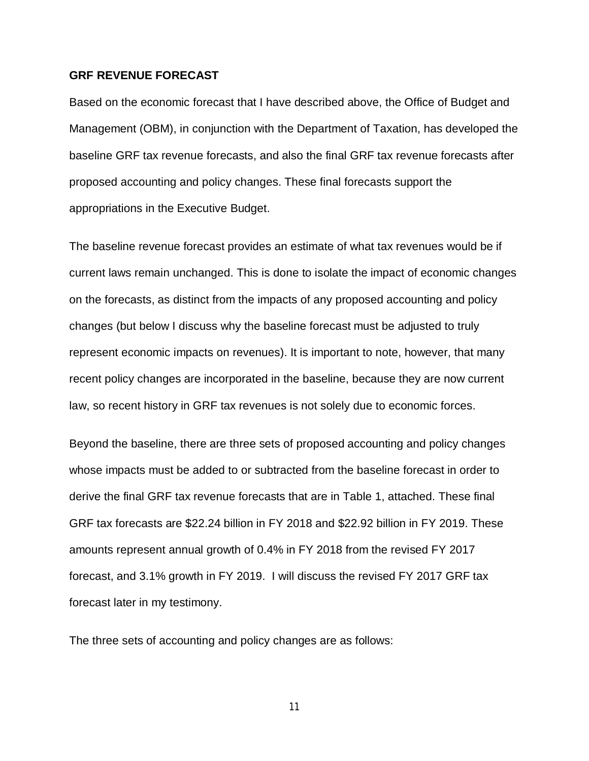## GRF REVENUE FORECAST

Based on the economic forecast that I have described above, the Office of Budget and Management (OBM), in conjunction with the Department of Taxation, has developed the baseline GRF tax revenue forecasts, and also the final GRF tax revenue forecasts after proposed accounting and policy changes. These final forecasts support the appropriations in the Executive Budget.

The baseline revenue forecast provides an estimate of what tax revenues would be if current laws remain unchanged. This is done to isolate the impact of economic changes on the forecasts, as distinct from the impacts of any proposed accounting and policy changes (but below I discuss why the baseline forecast must be adjusted to truly represent economic impacts on revenues). It is important to note, however, that many recent policy changes are incorporated in the baseline, because they are now current law, so recent history in GRF tax revenues is not solely due to economic forces.

Beyond the baseline, there are three sets of proposed accounting and policy changes whose impacts must be added to or subtracted from the baseline forecast in order to derive the final GRF tax revenue forecasts that are in Table 1, attached. These final GRF tax forecasts are $22.24 billion in FY 2018 and $22.92 billion in FY 2019. These amounts represent annual growth of 0.4% in FY 2018 from the revised FY 2017 forecast, and 3.1% growth in FY 2019. I will discuss the revised FY 2017 GRF tax forecast later in my testimony.

The three sets of accounting and policy changes are as follows: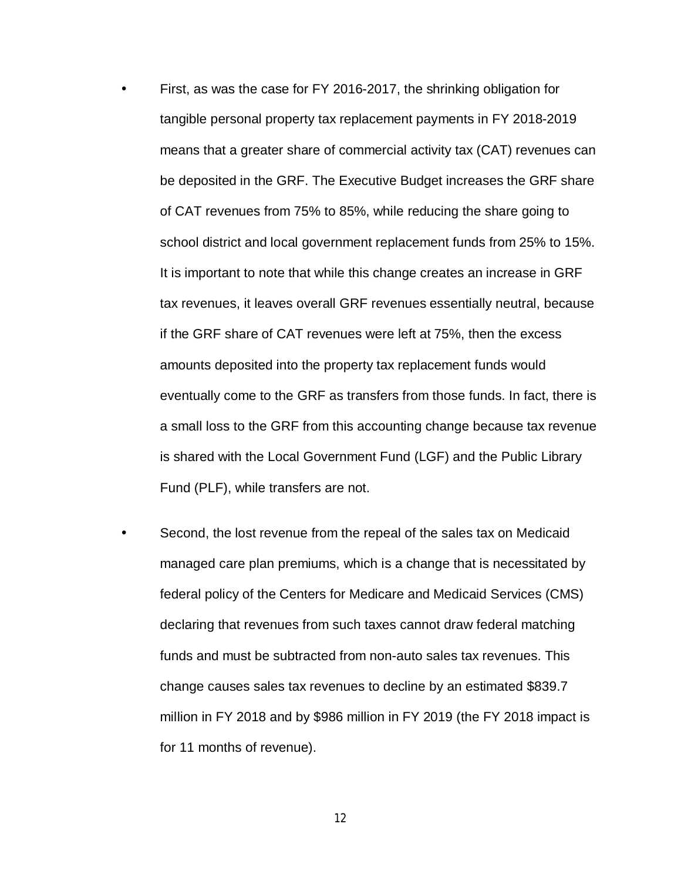- First, as was the case for FY 2016-2017, the shrinking obligation for tangible personal property tax replacement payments in FY 2018-2019 means that a greater share of commercial activity tax (CAT) revenues can be deposited in the GRF. The Executive Budget increases the GRF share of CAT revenues from 75% to 85%, while reducing the share going to school district and local government replacement funds from 25% to 15%. It is important to note that while this change creates an increase in GRF tax revenues, it leaves overall GRF revenues essentially neutral, because if the GRF share of CAT revenues were left at 75%, then the excess amounts deposited into the property tax replacement funds would eventually come to the GRF as transfers from those funds. In fact, there is a small loss to the GRF from this accounting change because tax revenue is shared with the Local Government Fund (LGF) and the Public Library Fund (PLF), while transfers are not.

- Second, the lost revenue from the repeal of the sales tax on Medicaid managed care plan premiums, which is a change that is necessitated by federal policy of the Centers for Medicare and Medicaid Services (CMS) declaring that revenues from such taxes cannot draw federal matching funds and must be subtracted from non-auto sales tax revenues. This change causes sales tax revenues to decline by an estimated $839.7 million in FY 2018 and by $986 million in FY 2019 (the FY 2018 impact is for 11 months of revenue).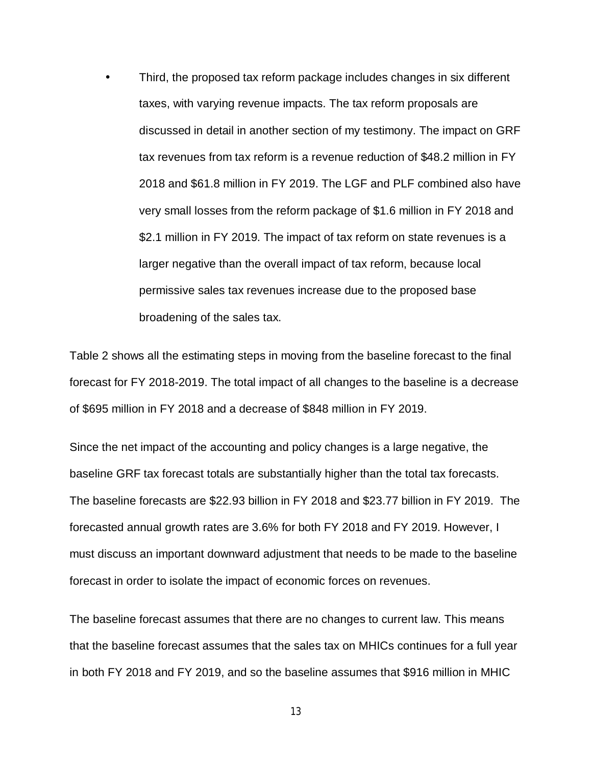- Third, the proposed tax reform package includes changes in six different taxes, with varying revenue impacts. The tax reform proposals are discussed in detail in another section of my testimony. The impact on GRF tax revenues from tax reform is a revenue reduction of $48.2 million in FY 2018 and $61.8 million in FY 2019. The LGF and PLF combined also have very small losses from the reform package of $1.6 million in FY 2018 and $2.1 million in FY 2019. The impact of tax reform on state revenues is a larger negative than the overall impact of tax reform, because local permissive sales tax revenues increase due to the proposed base broadening of the sales tax.

Table 2 shows all the estimating steps in moving from the baseline forecast to the final forecast for FY 2018-2019. The total impact of all changes to the baseline is a decrease of $695 million in FY 2018 and a decrease of $848 million in FY 2019.

Since the net impact of the accounting and policy changes is a large negative, the baseline GRF tax forecast totals are substantially higher than the total tax forecasts. The baseline forecasts are $22.93 billion in FY 2018 and $23.77 billion in FY 2019. The forecasted annual growth rates are 3.6% for both FY 2018 and FY 2019. However, I must discuss an important downward adjustment that needs to be made to the baseline forecast in order to isolate the impact of economic forces on revenues.

The baseline forecast assumes that there are no changes to current law. This means that the baseline forecast assumes that the sales tax on MHICs continues for a full year in both FY 2018 and FY 2019, and so the baseline assumes that $916 million in MHIC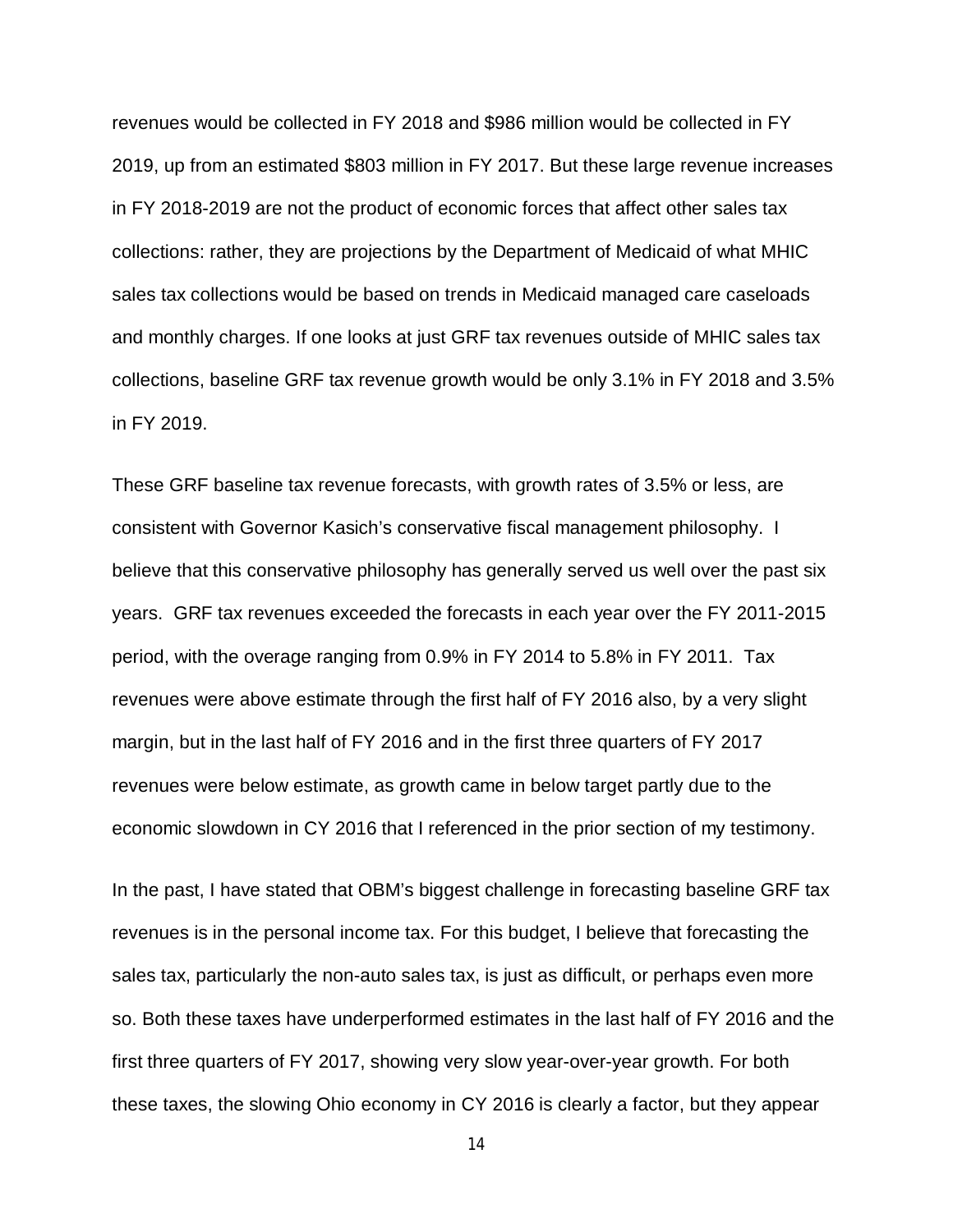revenues would be collected in FY 2018 and $986 million would be collected in FY 2019, up from an estimated $803 million in FY 2017. But these large revenue increases in FY 2018-2019 are not the product of economic forces that affect other sales tax collections: rather, they are projections by the Department of Medicaid of what MHIC sales tax collections would be based on trends in Medicaid managed care caseloads and monthly charges. If one looks at just GRF tax revenues outside of MHIC sales tax collections, baseline GRF tax revenue growth would be only 3.1% in FY 2018 and 3.5% in FY 2019.

These GRF baseline tax revenue forecasts, with growth rates of 3.5% or less, are consistent with Governor Kasich's conservative fiscal management philosophy. I believe that this conservative philosophy has generally served us well over the past six years. GRF tax revenues exceeded the forecasts in each year over the FY 2011-2015 period, with the overage ranging from 0.9% in FY 2014 to 5.8% in FY 2011. Tax revenues were above estimate through the first half of FY 2016 also, by a very slight margin, but in the last half of FY 2016 and in the first three quarters of FY 2017 revenues were below estimate, as growth came in below target partly due to the economic slowdown in CY 2016 that I referenced in the prior section of my testimony.

In the past, I have stated that OBM's biggest challenge in forecasting baseline GRF tax revenues is in the personal income tax. For this budget, I believe that forecasting the sales tax, particularly the non-auto sales tax, is just as difficult, or perhaps even more so. Both these taxes have underperformed estimates in the last half of FY 2016 and the first three quarters of FY 2017, showing very slow year-over-year growth. For both these taxes, the slowing Ohio economy in CY 2016 is clearly a factor, but they appear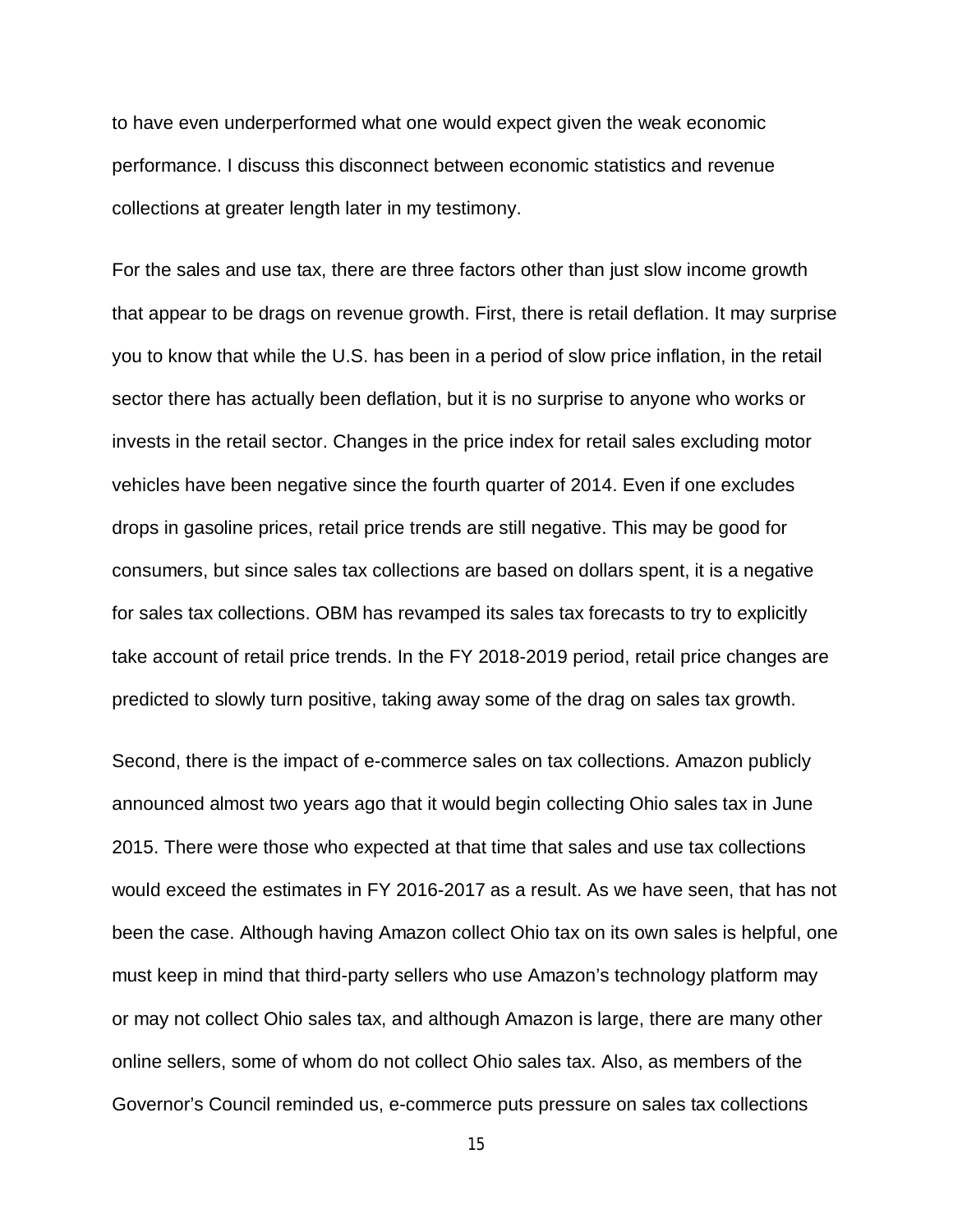to have even underperformed what one would expect given the weak economic performance. I discuss this disconnect between economic statistics and revenue collections at greater length later in my testimony.

For the sales and use tax, there are three factors other than just slow income growth that appear to be drags on revenue growth. First, there is retail deflation. It may surprise you to know that while the U.S. has been in a period of slow price inflation, in the retail sector there has actually been deflation, but it is no surprise to anyone who works or invests in the retail sector. Changes in the price index for retail sales excluding motor vehicles have been negative since the fourth quarter of 2014. Even if one excludes drops in gasoline prices, retail price trends are still negative. This may be good for consumers, but since sales tax collections are based on dollars spent, it is a negative for sales tax collections. OBM has revamped its sales tax forecasts to try to explicitly take account of retail price trends. In the FY 2018-2019 period, retail price changes are predicted to slowly turn positive, taking away some of the drag on sales tax growth.

Second, there is the impact of e-commerce sales on tax collections. Amazon publicly announced almost two years ago that it would begin collecting Ohio sales tax in June 2015. There were those who expected at that time that sales and use tax collections would exceed the estimates in FY 2016-2017 as a result. As we have seen, that has not been the case. Although having Amazon collect Ohio tax on its own sales is helpful, one must keep in mind that third-party sellers who use Amazon's technology platform may or may not collect Ohio sales tax, and although Amazon is large, there are many other online sellers, some of whom do not collect Ohio sales tax. Also, as members of the Governor's Council reminded us, e-commerce puts pressure on sales tax collections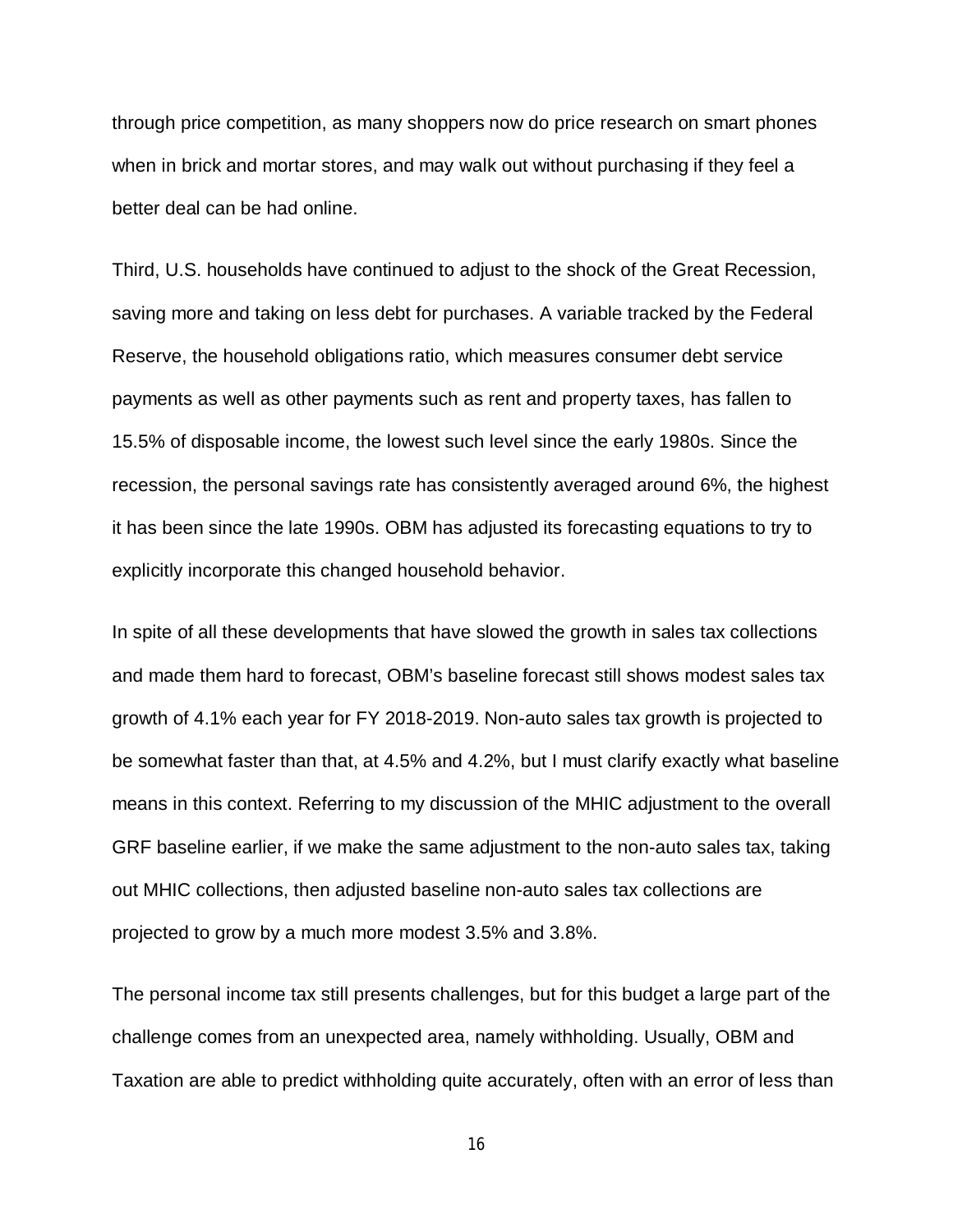through price competition, as many shoppers now do price research on smart phones when in brick and mortar stores, and may walk out without purchasing if they feel a better deal can be had online.

Third, U.S. households have continued to adjust to the shock of the Great Recession, saving more and taking on less debt for purchases. A variable tracked by the Federal Reserve, the household obligations ratio, which measures consumer debt service payments as well as other payments such as rent and property taxes, has fallen to 15.5% of disposable income, the lowest such level since the early 1980s. Since the recession, the personal savings rate has consistently averaged around 6%, the highest it has been since the late 1990s. OBM has adjusted its forecasting equations to try to explicitly incorporate this changed household behavior.

In spite of all these developments that have slowed the growth in sales tax collections and made them hard to forecast, OBM's baseline forecast still shows modest sales tax growth of 4.1% each year for FY 2018-2019. Non-auto sales tax growth is projected to be somewhat faster than that, at 4.5% and 4.2%, but I must clarify exactly what baseline means in this context. Referring to my discussion of the MHIC adjustment to the overall GRF baseline earlier, if we make the same adjustment to the non-auto sales tax, taking out MHIC collections, then adjusted baseline non-auto sales tax collections are projected to grow by a much more modest 3.5% and 3.8%.

The personal income tax still presents challenges, but for this budget a large part of the challenge comes from an unexpected area, namely withholding. Usually, OBM and Taxation are able to predict withholding quite accurately, often with an error of less than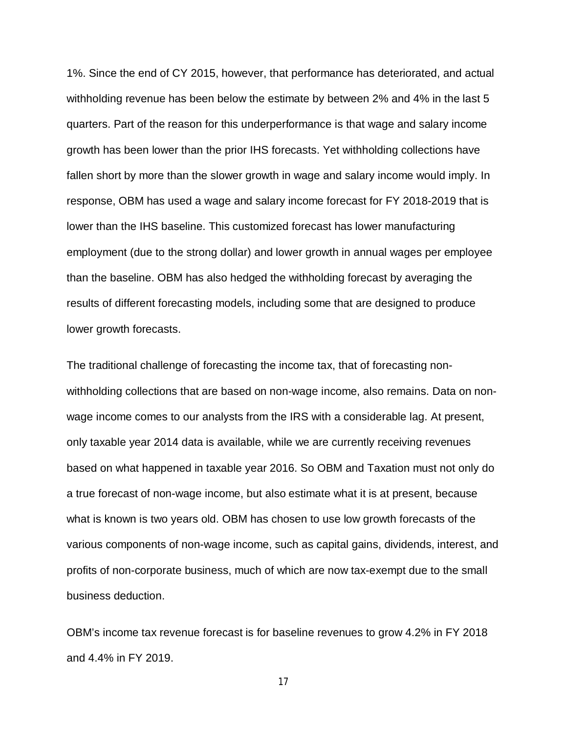1%. Since the end of CY 2015, however, that performance has deteriorated, and actual withholding revenue has been below the estimate by between 2% and 4% in the last 5 quarters. Part of the reason for this underperformance is that wage and salary income growth has been lower than the prior IHS forecasts. Yet withholding collections have fallen short by more than the slower growth in wage and salary income would imply. In response, OBM has used a wage and salary income forecast for FY 2018-2019 that is lower than the IHS baseline. This customized forecast has lower manufacturing employment (due to the strong dollar) and lower growth in annual wages per employee than the baseline. OBM has also hedged the withholding forecast by averaging the results of different forecasting models, including some that are designed to produce lower growth forecasts.

The traditional challenge of forecasting the income tax, that of forecasting non-withholding collections that are based on non-wage income, also remains. Data on non-wage income comes to our analysts from the IRS with a considerable lag. At present, only taxable year 2014 data is available, while we are currently receiving revenues based on what happened in taxable year 2016. So OBM and Taxation must not only do a true forecast of non-wage income, but also estimate what it is at present, because what is known is two years old. OBM has chosen to use low growth forecasts of the various components of non-wage income, such as capital gains, dividends, interest, and profits of non-corporate business, much of which are now tax-exempt due to the small business deduction.

OBM's income tax revenue forecast is for baseline revenues to grow 4.2% in FY 2018 and 4.4% in FY 2019.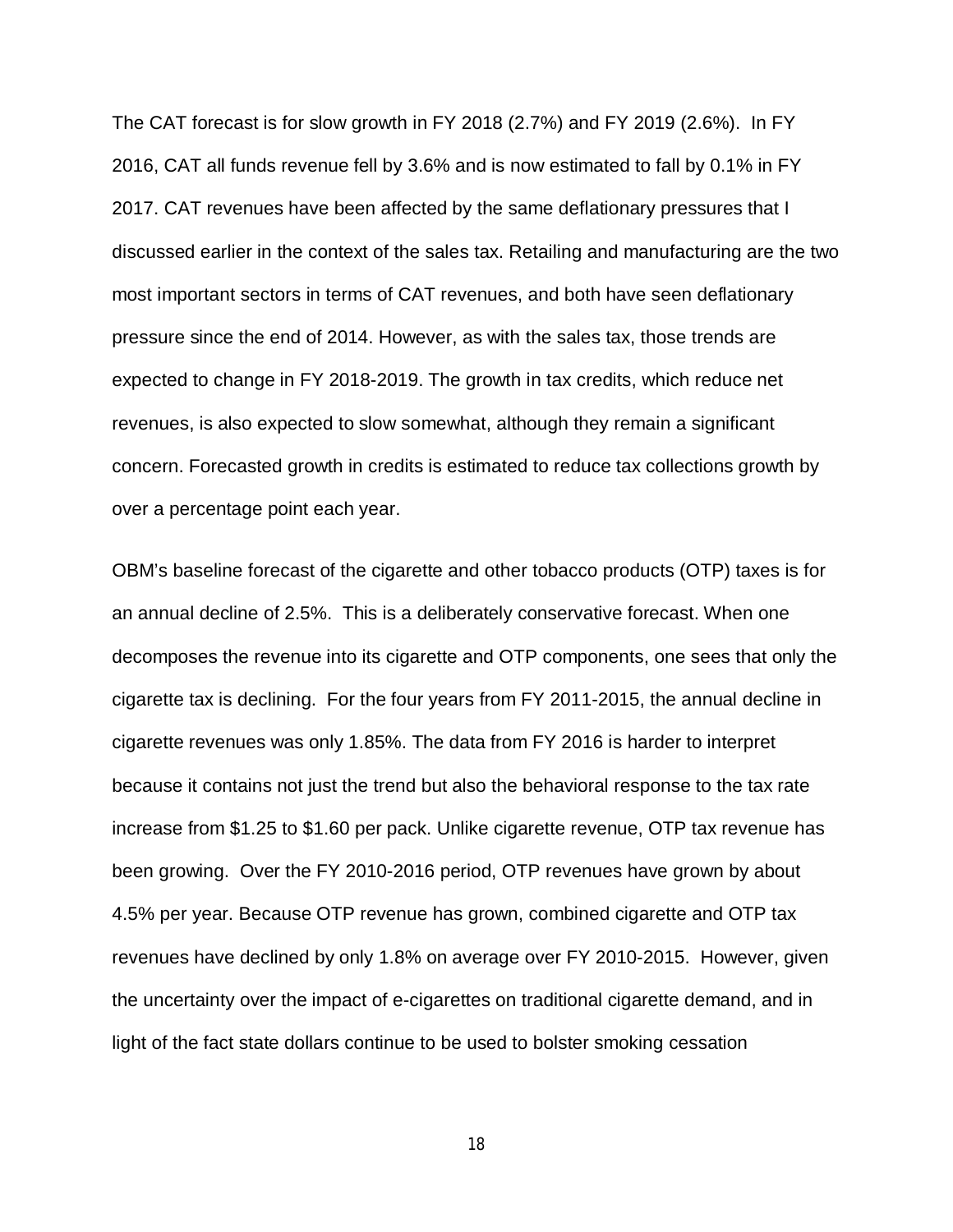The CAT forecast is for slow growth in FY 2018 (2.7%) and FY 2019 (2.6%). In FY 2016, CAT all funds revenue fell by 3.6% and is now estimated to fall by 0.1% in FY 2017. CAT revenues have been affected by the same deflationary pressures that I discussed earlier in the context of the sales tax. Retailing and manufacturing are the two most important sectors in terms of CAT revenues, and both have seen deflationary pressure since the end of 2014. However, as with the sales tax, those trends are expected to change in FY 2018-2019. The growth in tax credits, which reduce net revenues, is also expected to slow somewhat, although they remain a significant concern. Forecasted growth in credits is estimated to reduce tax collections growth by over a percentage point each year.

OBM's baseline forecast of the cigarette and other tobacco products (OTP) taxes is for an annual decline of 2.5%. This is a deliberately conservative forecast. When one decomposes the revenue into its cigarette and OTP components, one sees that only the cigarette tax is declining. For the four years from FY 2011-2015, the annual decline in cigarette revenues was only 1.85%. The data from FY 2016 is harder to interpret because it contains not just the trend but also the behavioral response to the tax rate increase from $1.25 to $1.60 per pack. Unlike cigarette revenue, OTP tax revenue has been growing. Over the FY 2010-2016 period, OTP revenues have grown by about 4.5% per year. Because OTP revenue has grown, combined cigarette and OTP tax revenues have declined by only 1.8% on average over FY 2010-2015. However, given the uncertainty over the impact of e-cigarettes on traditional cigarette demand, and in light of the fact state dollars continue to be used to bolster smoking cessation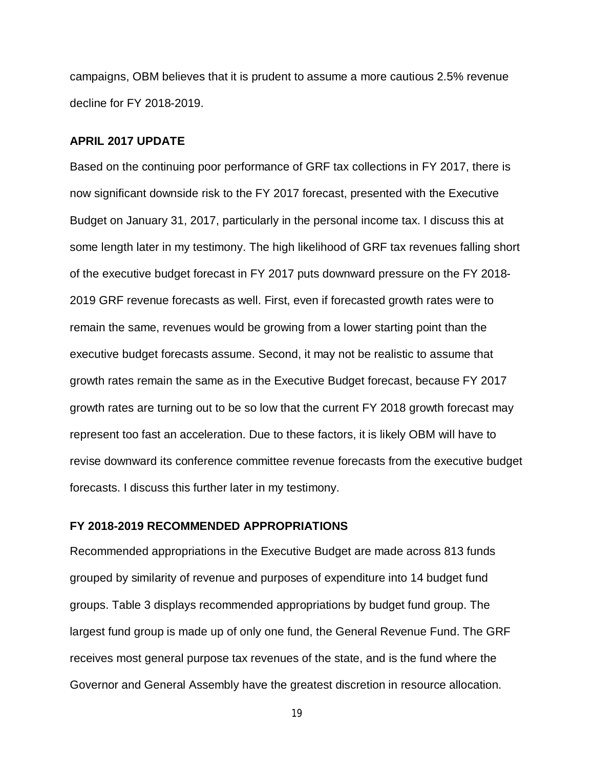campaigns, OBM believes that it is prudent to assume a more cautious 2.5% revenue decline for FY 2018-2019.

### APRIL 2017 UPDATE

Based on the continuing poor performance of GRF tax collections in FY 2017, there is now significant downside risk to the FY 2017 forecast, presented with the Executive Budget on January 31, 2017, particularly in the personal income tax. I discuss this at some length later in my testimony. The high likelihood of GRF tax revenues falling short of the executive budget forecast in FY 2017 puts downward pressure on the FY 2018-2019 GRF revenue forecasts as well. First, even if forecasted growth rates were to remain the same, revenues would be growing from a lower starting point than the executive budget forecasts assume. Second, it may not be realistic to assume that growth rates remain the same as in the Executive Budget forecast, because FY 2017 growth rates are turning out to be so low that the current FY 2018 growth forecast may represent too fast an acceleration. Due to these factors, it is likely OBM will have to revise downward its conference committee revenue forecasts from the executive budget forecasts. I discuss this further later in my testimony.

### FY 2018-2019 RECOMMENDED APPROPRIATIONS

Recommended appropriations in the Executive Budget are made across 813 funds grouped by similarity of revenue and purposes of expenditure into 14 budget fund groups. Table 3 displays recommended appropriations by budget fund group. The largest fund group is made up of only one fund, the General Revenue Fund. The GRF receives most general purpose tax revenues of the state, and is the fund where the Governor and General Assembly have the greatest discretion in resource allocation.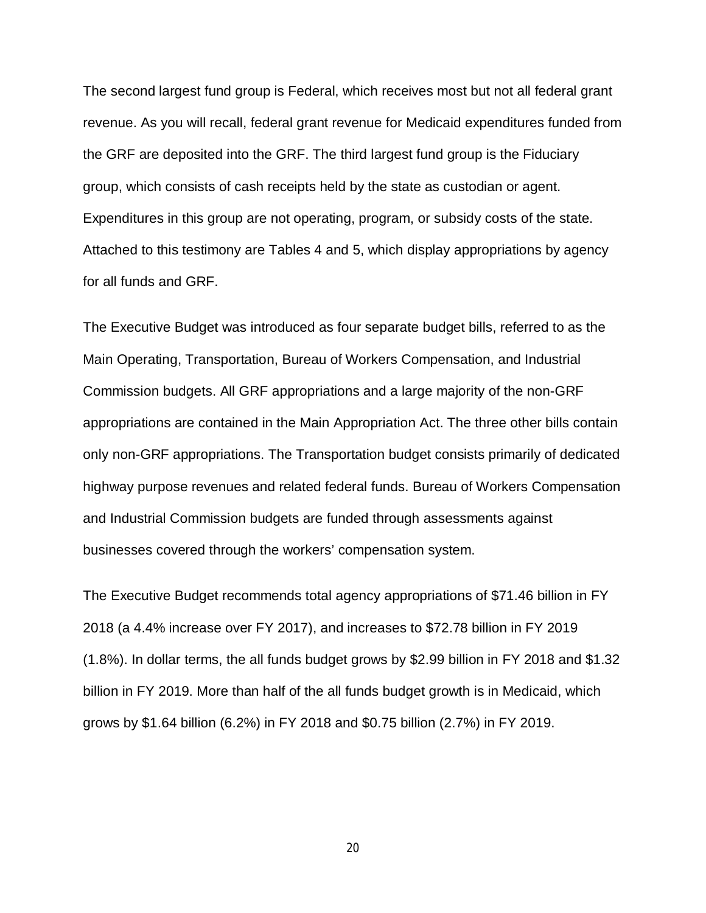The second largest fund group is Federal, which receives most but not all federal grant revenue. As you will recall, federal grant revenue for Medicaid expenditures funded from the GRF are deposited into the GRF. The third largest fund group is the Fiduciary group, which consists of cash receipts held by the state as custodian or agent. Expenditures in this group are not operating, program, or subsidy costs of the state. Attached to this testimony are Tables 4 and 5, which display appropriations by agency for all funds and GRF.

The Executive Budget was introduced as four separate budget bills, referred to as the Main Operating, Transportation, Bureau of Workers Compensation, and Industrial Commission budgets. All GRF appropriations and a large majority of the non-GRF appropriations are contained in the Main Appropriation Act. The three other bills contain only non-GRF appropriations. The Transportation budget consists primarily of dedicated highway purpose revenues and related federal funds. Bureau of Workers Compensation and Industrial Commission budgets are funded through assessments against businesses covered through the workers' compensation system.

The Executive Budget recommends total agency appropriations of $71.46 billion in FY 2018 (a 4.4% increase over FY 2017), and increases to $72.78 billion in FY 2019 (1.8%). In dollar terms, the all funds budget grows by $2.99 billion in FY 2018 and $1.32 billion in FY 2019. More than half of the all funds budget growth is in Medicaid, which grows by $1.64 billion (6.2%) in FY 2018 and $0.75 billion (2.7%) in FY 2019.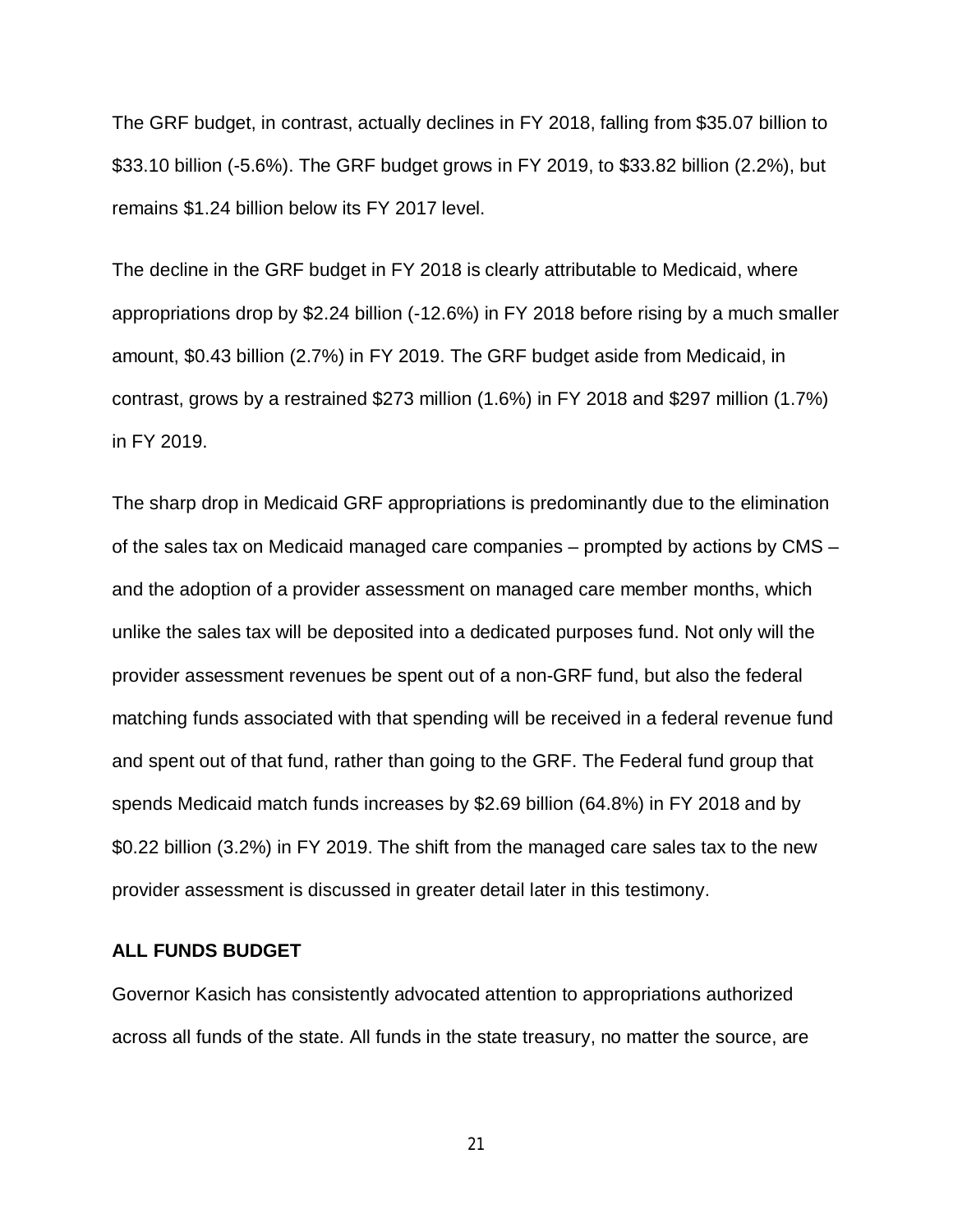The GRF budget, in contrast, actually declines in FY 2018, falling from $35.07 billion to $33.10 billion (-5.6%). The GRF budget grows in FY 2019, to $33.82 billion (2.2%), but remains $1.24 billion below its FY 2017 level.

The decline in the GRF budget in FY 2018 is clearly attributable to Medicaid, where appropriations drop by $2.24 billion (-12.6%) in FY 2018 before rising by a much smaller amount, $0.43 billion (2.7%) in FY 2019. The GRF budget aside from Medicaid, in contrast, grows by a restrained $273 million (1.6%) in FY 2018 and $297 million (1.7%) in FY 2019.

The sharp drop in Medicaid GRF appropriations is predominantly due to the elimination of the sales tax on Medicaid managed care companies – prompted by actions by CMS – and the adoption of a provider assessment on managed care member months, which unlike the sales tax will be deposited into a dedicated purposes fund. Not only will the provider assessment revenues be spent out of a non-GRF fund, but also the federal matching funds associated with that spending will be received in a federal revenue fund and spent out of that fund, rather than going to the GRF. The Federal fund group that spends Medicaid match funds increases by $2.69 billion (64.8%) in FY 2018 and by $0.22 billion (3.2%) in FY 2019. The shift from the managed care sales tax to the new provider assessment is discussed in greater detail later in this testimony.

**ALL FUNDS BUDGET**

Governor Kasich has consistently advocated attention to appropriations authorized across all funds of the state. All funds in the state treasury, no matter the source, are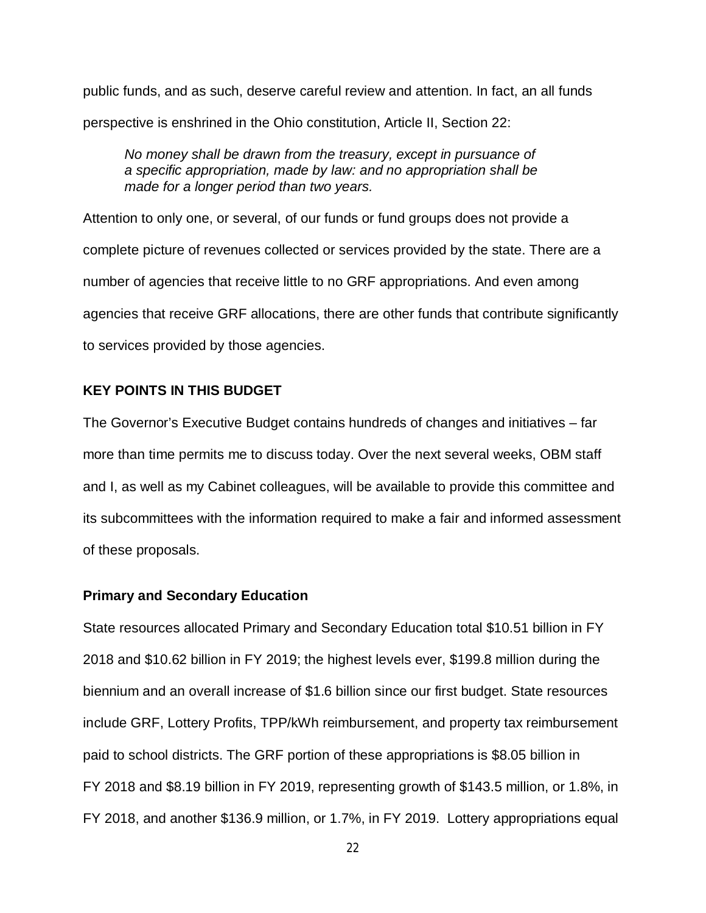public funds, and as such, deserve careful review and attention. In fact, an all funds perspective is enshrined in the Ohio constitution, Article II, Section 22:

> *No money shall be drawn from the treasury, except in pursuance of a specific appropriation, made by law: and no appropriation shall be made for a longer period than two years.*

Attention to only one, or several, of our funds or fund groups does not provide a complete picture of revenues collected or services provided by the state. There are a number of agencies that receive little to no GRF appropriations. And even among agencies that receive GRF allocations, there are other funds that contribute significantly to services provided by those agencies.

## KEY POINTS IN THIS BUDGET

The Governor's Executive Budget contains hundreds of changes and initiatives – far more than time permits me to discuss today. Over the next several weeks, OBM staff and I, as well as my Cabinet colleagues, will be available to provide this committee and its subcommittees with the information required to make a fair and informed assessment of these proposals.

### Primary and Secondary Education

State resources allocated Primary and Secondary Education total $10.51 billion in FY 2018 and $10.62 billion in FY 2019; the highest levels ever, $199.8 million during the biennium and an overall increase of $1.6 billion since our first budget. State resources include GRF, Lottery Profits, TPP/kWh reimbursement, and property tax reimbursement paid to school districts. The GRF portion of these appropriations is $8.05 billion in FY 2018 and $8.19 billion in FY 2019, representing growth of $143.5 million, or 1.8%, in FY 2018, and another $136.9 million, or 1.7%, in FY 2019. Lottery appropriations equal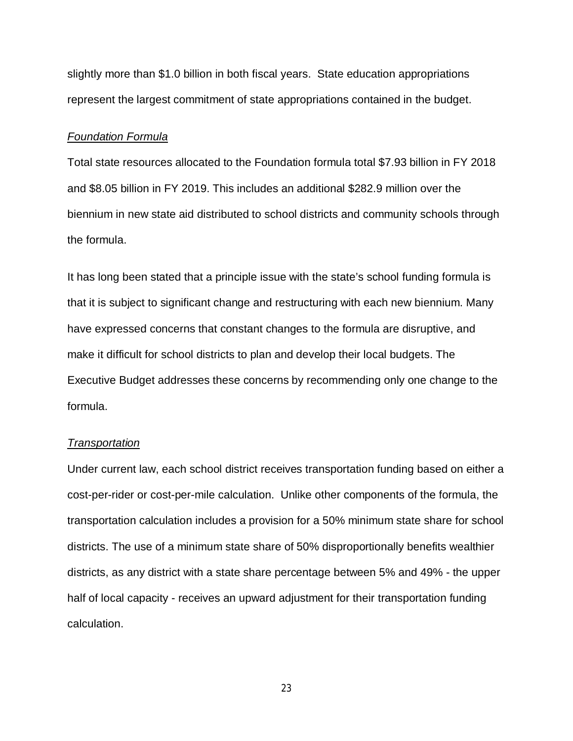slightly more than $1.0 billion in both fiscal years.  State education appropriations represent the largest commitment of state appropriations contained in the budget.

*Foundation Formula*

Total state resources allocated to the Foundation formula total $7.93 billion in FY 2018 and $8.05 billion in FY 2019. This includes an additional $282.9 million over the biennium in new state aid distributed to school districts and community schools through the formula.

It has long been stated that a principle issue with the state's school funding formula is that it is subject to significant change and restructuring with each new biennium. Many have expressed concerns that constant changes to the formula are disruptive, and make it difficult for school districts to plan and develop their local budgets. The Executive Budget addresses these concerns by recommending only one change to the formula.

*Transportation*

Under current law, each school district receives transportation funding based on either a cost-per-rider or cost-per-mile calculation.  Unlike other components of the formula, the transportation calculation includes a provision for a 50% minimum state share for school districts. The use of a minimum state share of 50% disproportionally benefits wealthier districts, as any district with a state share percentage between 5% and 49% - the upper half of local capacity - receives an upward adjustment for their transportation funding calculation.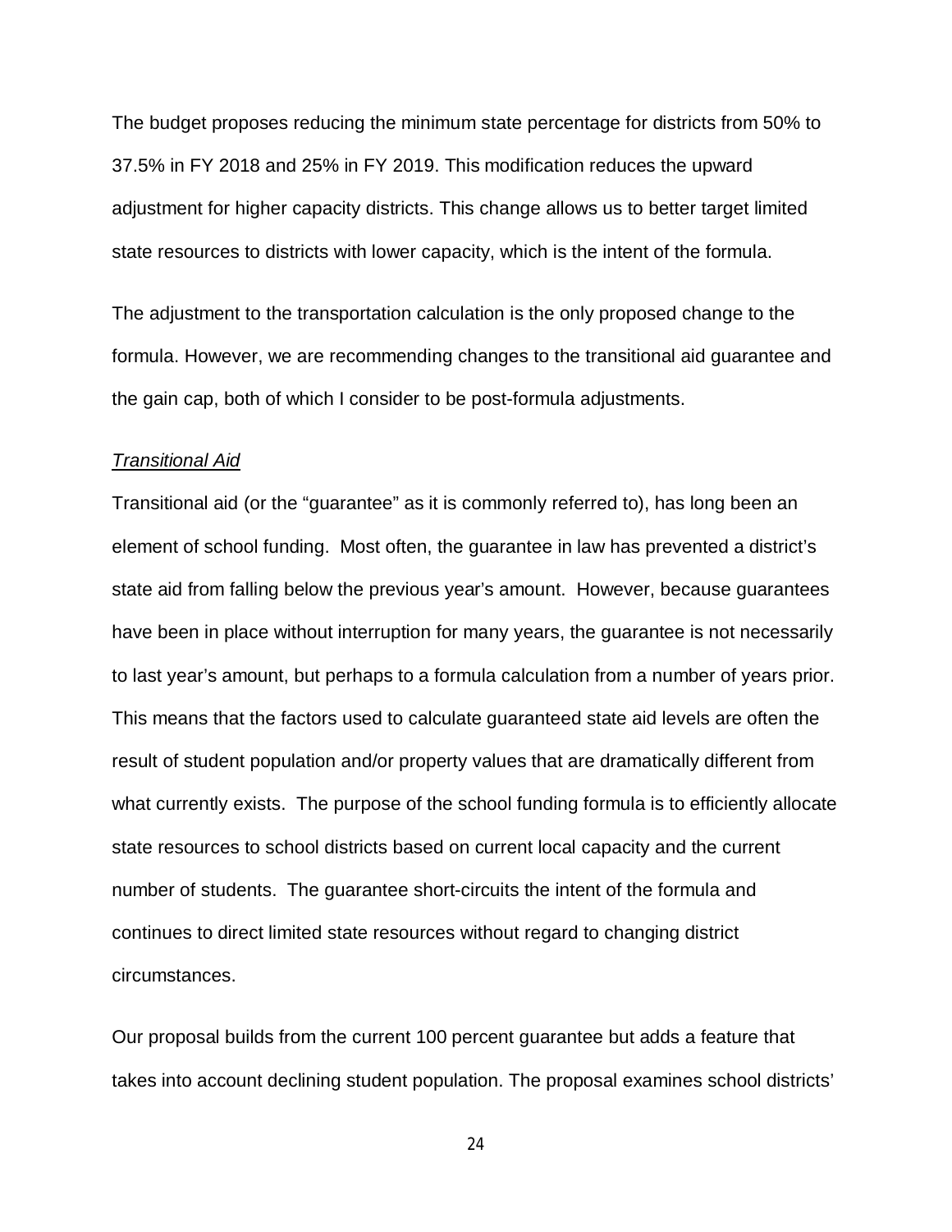The budget proposes reducing the minimum state percentage for districts from 50% to 37.5% in FY 2018 and 25% in FY 2019. This modification reduces the upward adjustment for higher capacity districts. This change allows us to better target limited state resources to districts with lower capacity, which is the intent of the formula.

The adjustment to the transportation calculation is the only proposed change to the formula. However, we are recommending changes to the transitional aid guarantee and the gain cap, both of which I consider to be post-formula adjustments.

*Transitional Aid*

Transitional aid (or the "guarantee" as it is commonly referred to), has long been an element of school funding. Most often, the guarantee in law has prevented a district's state aid from falling below the previous year's amount. However, because guarantees have been in place without interruption for many years, the guarantee is not necessarily to last year's amount, but perhaps to a formula calculation from a number of years prior. This means that the factors used to calculate guaranteed state aid levels are often the result of student population and/or property values that are dramatically different from what currently exists. The purpose of the school funding formula is to efficiently allocate state resources to school districts based on current local capacity and the current number of students. The guarantee short-circuits the intent of the formula and continues to direct limited state resources without regard to changing district circumstances.

Our proposal builds from the current 100 percent guarantee but adds a feature that takes into account declining student population. The proposal examines school districts'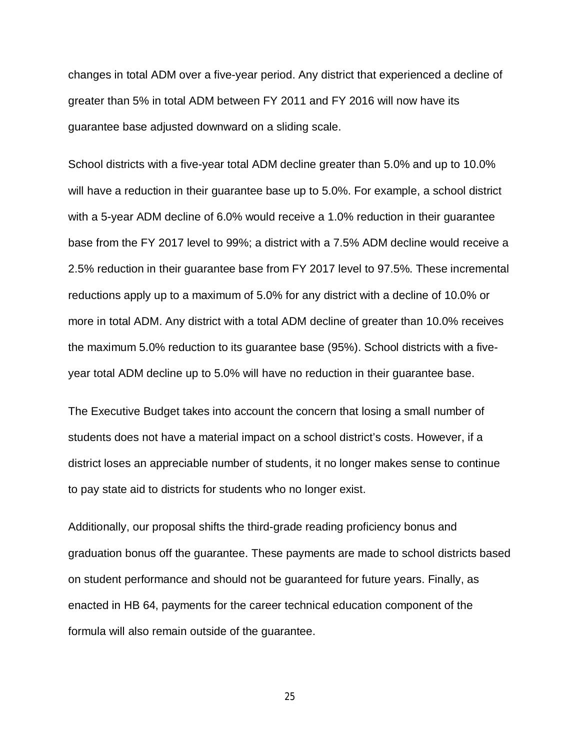changes in total ADM over a five-year period. Any district that experienced a decline of greater than 5% in total ADM between FY 2011 and FY 2016 will now have its guarantee base adjusted downward on a sliding scale.

School districts with a five-year total ADM decline greater than 5.0% and up to 10.0% will have a reduction in their guarantee base up to 5.0%. For example, a school district with a 5-year ADM decline of 6.0% would receive a 1.0% reduction in their guarantee base from the FY 2017 level to 99%; a district with a 7.5% ADM decline would receive a 2.5% reduction in their guarantee base from FY 2017 level to 97.5%. These incremental reductions apply up to a maximum of 5.0% for any district with a decline of 10.0% or more in total ADM. Any district with a total ADM decline of greater than 10.0% receives the maximum 5.0% reduction to its guarantee base (95%). School districts with a five-year total ADM decline up to 5.0% will have no reduction in their guarantee base.

The Executive Budget takes into account the concern that losing a small number of students does not have a material impact on a school district's costs. However, if a district loses an appreciable number of students, it no longer makes sense to continue to pay state aid to districts for students who no longer exist.

Additionally, our proposal shifts the third-grade reading proficiency bonus and graduation bonus off the guarantee. These payments are made to school districts based on student performance and should not be guaranteed for future years. Finally, as enacted in HB 64, payments for the career technical education component of the formula will also remain outside of the guarantee.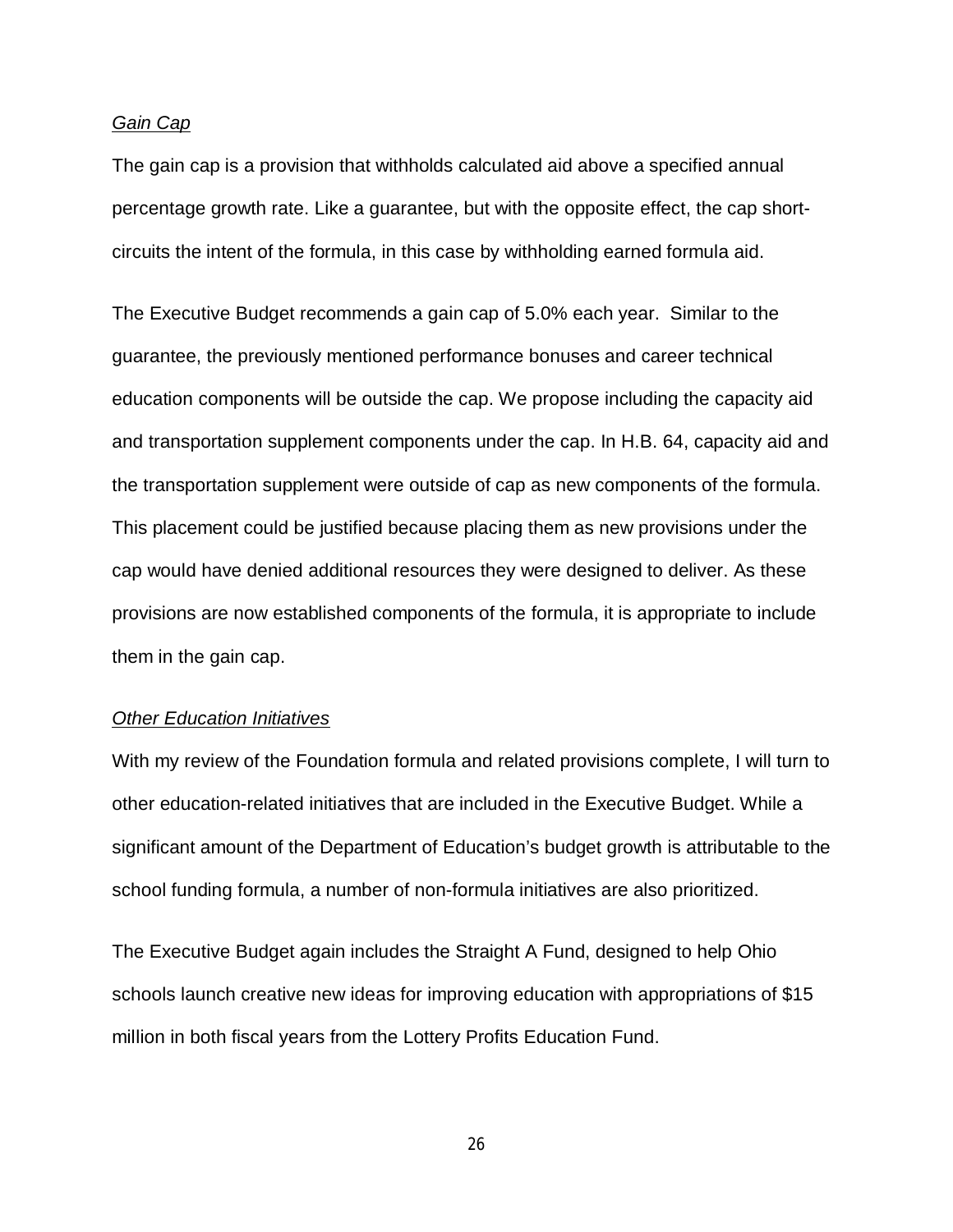*Gain Cap*

The gain cap is a provision that withholds calculated aid above a specified annual percentage growth rate. Like a guarantee, but with the opposite effect, the cap short-circuits the intent of the formula, in this case by withholding earned formula aid.

The Executive Budget recommends a gain cap of 5.0% each year. Similar to the guarantee, the previously mentioned performance bonuses and career technical education components will be outside the cap. We propose including the capacity aid and transportation supplement components under the cap. In H.B. 64, capacity aid and the transportation supplement were outside of cap as new components of the formula. This placement could be justified because placing them as new provisions under the cap would have denied additional resources they were designed to deliver. As these provisions are now established components of the formula, it is appropriate to include them in the gain cap.

*Other Education Initiatives*

With my review of the Foundation formula and related provisions complete, I will turn to other education-related initiatives that are included in the Executive Budget. While a significant amount of the Department of Education's budget growth is attributable to the school funding formula, a number of non-formula initiatives are also prioritized.

The Executive Budget again includes the Straight A Fund, designed to help Ohio schools launch creative new ideas for improving education with appropriations of $15 million in both fiscal years from the Lottery Profits Education Fund.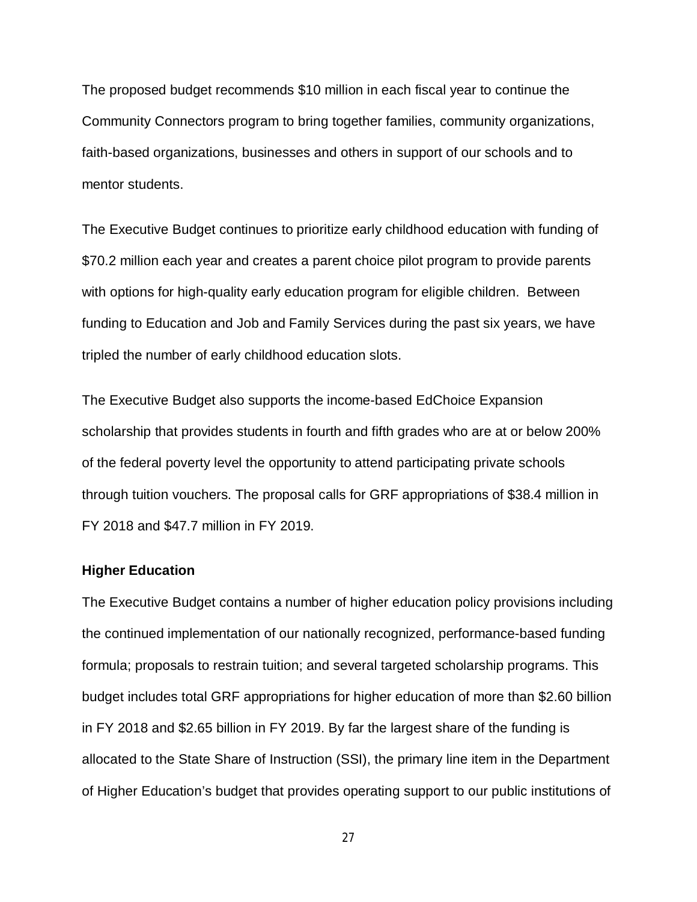The proposed budget recommends $10 million in each fiscal year to continue the Community Connectors program to bring together families, community organizations, faith-based organizations, businesses and others in support of our schools and to mentor students.

The Executive Budget continues to prioritize early childhood education with funding of $70.2 million each year and creates a parent choice pilot program to provide parents with options for high-quality early education program for eligible children. Between funding to Education and Job and Family Services during the past six years, we have tripled the number of early childhood education slots.

The Executive Budget also supports the income-based EdChoice Expansion scholarship that provides students in fourth and fifth grades who are at or below 200% of the federal poverty level the opportunity to attend participating private schools through tuition vouchers. The proposal calls for GRF appropriations of $38.4 million in FY 2018 and $47.7 million in FY 2019.

**Higher Education**

The Executive Budget contains a number of higher education policy provisions including the continued implementation of our nationally recognized, performance-based funding formula; proposals to restrain tuition; and several targeted scholarship programs. This budget includes total GRF appropriations for higher education of more than $2.60 billion in FY 2018 and $2.65 billion in FY 2019. By far the largest share of the funding is allocated to the State Share of Instruction (SSI), the primary line item in the Department of Higher Education's budget that provides operating support to our public institutions of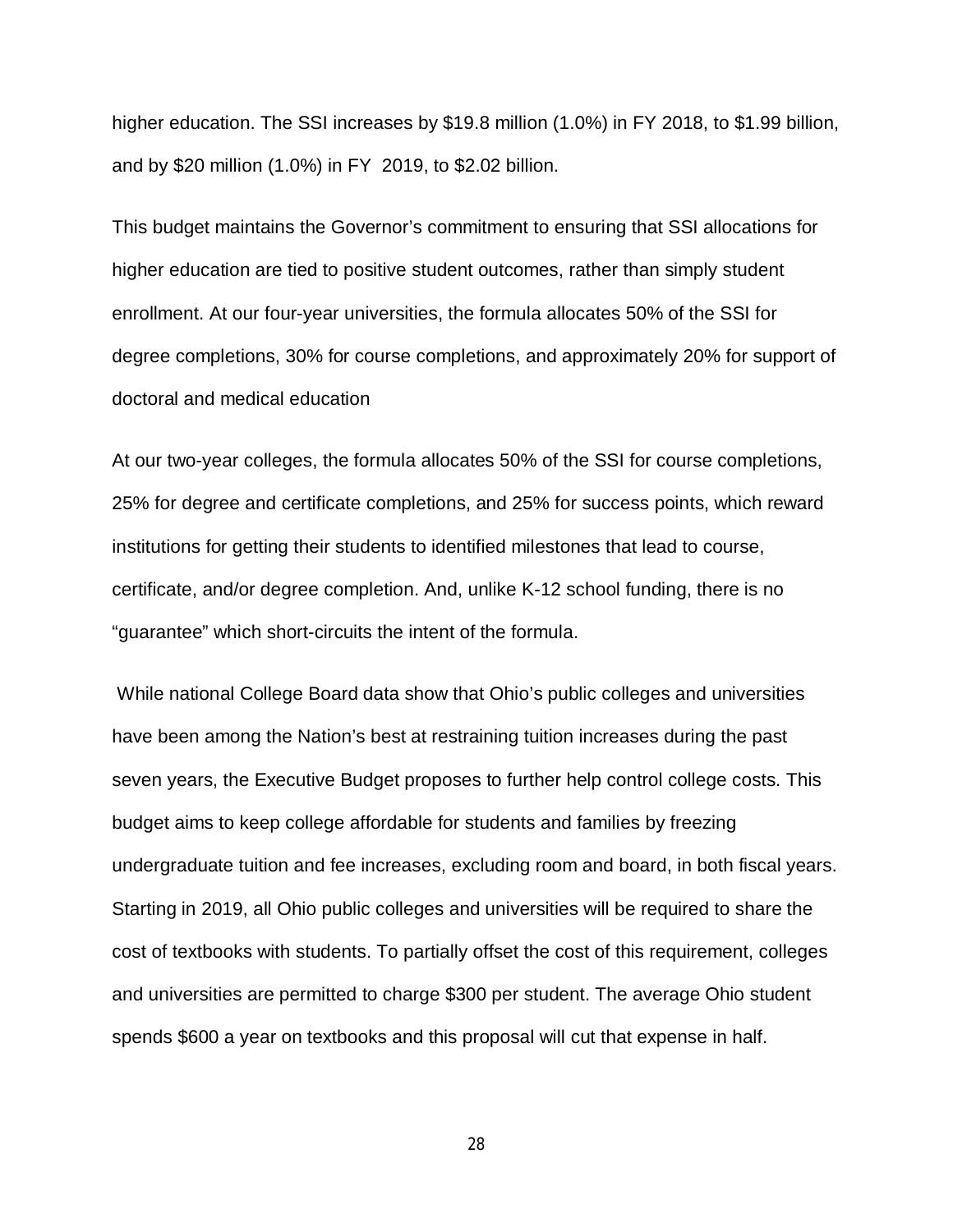higher education. The SSI increases by $19.8 million (1.0%) in FY 2018, to $1.99 billion, and by $20 million (1.0%) in FY 2019, to $2.02 billion.

This budget maintains the Governor's commitment to ensuring that SSI allocations for higher education are tied to positive student outcomes, rather than simply student enrollment. At our four-year universities, the formula allocates 50% of the SSI for degree completions, 30% for course completions, and approximately 20% for support of doctoral and medical education

At our two-year colleges, the formula allocates 50% of the SSI for course completions, 25% for degree and certificate completions, and 25% for success points, which reward institutions for getting their students to identified milestones that lead to course, certificate, and/or degree completion. And, unlike K-12 school funding, there is no "guarantee" which short-circuits the intent of the formula.

While national College Board data show that Ohio's public colleges and universities have been among the Nation's best at restraining tuition increases during the past seven years, the Executive Budget proposes to further help control college costs. This budget aims to keep college affordable for students and families by freezing undergraduate tuition and fee increases, excluding room and board, in both fiscal years. Starting in 2019, all Ohio public colleges and universities will be required to share the cost of textbooks with students. To partially offset the cost of this requirement, colleges and universities are permitted to charge $300 per student. The average Ohio student spends $600 a year on textbooks and this proposal will cut that expense in half.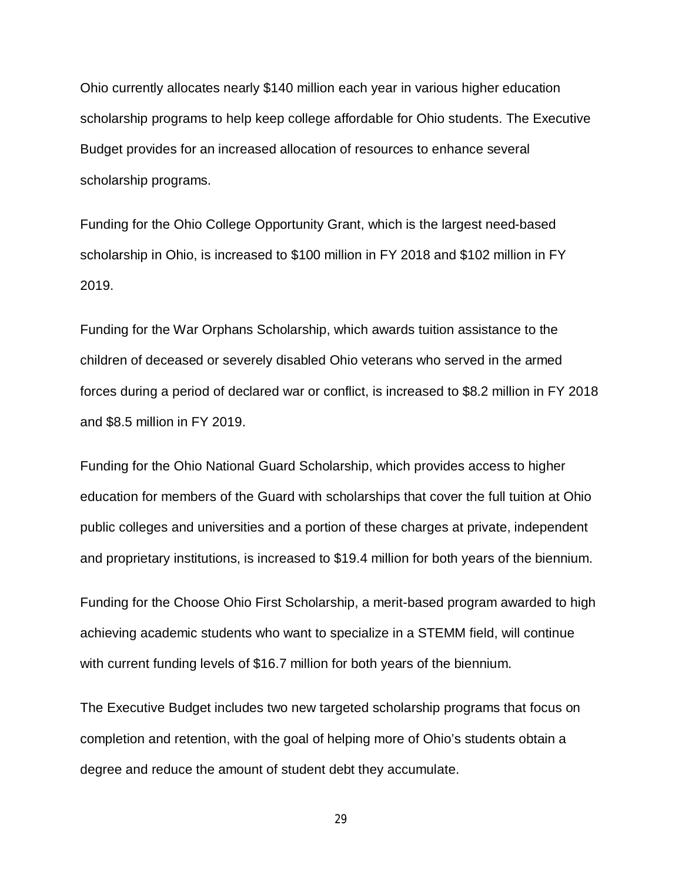Ohio currently allocates nearly $140 million each year in various higher education scholarship programs to help keep college affordable for Ohio students. The Executive Budget provides for an increased allocation of resources to enhance several scholarship programs.

Funding for the Ohio College Opportunity Grant, which is the largest need-based scholarship in Ohio, is increased to $100 million in FY 2018 and $102 million in FY 2019.

Funding for the War Orphans Scholarship, which awards tuition assistance to the children of deceased or severely disabled Ohio veterans who served in the armed forces during a period of declared war or conflict, is increased to $8.2 million in FY 2018 and $8.5 million in FY 2019.

Funding for the Ohio National Guard Scholarship, which provides access to higher education for members of the Guard with scholarships that cover the full tuition at Ohio public colleges and universities and a portion of these charges at private, independent and proprietary institutions, is increased to $19.4 million for both years of the biennium.

Funding for the Choose Ohio First Scholarship, a merit-based program awarded to high achieving academic students who want to specialize in a STEMM field, will continue with current funding levels of $16.7 million for both years of the biennium.

The Executive Budget includes two new targeted scholarship programs that focus on completion and retention, with the goal of helping more of Ohio's students obtain a degree and reduce the amount of student debt they accumulate.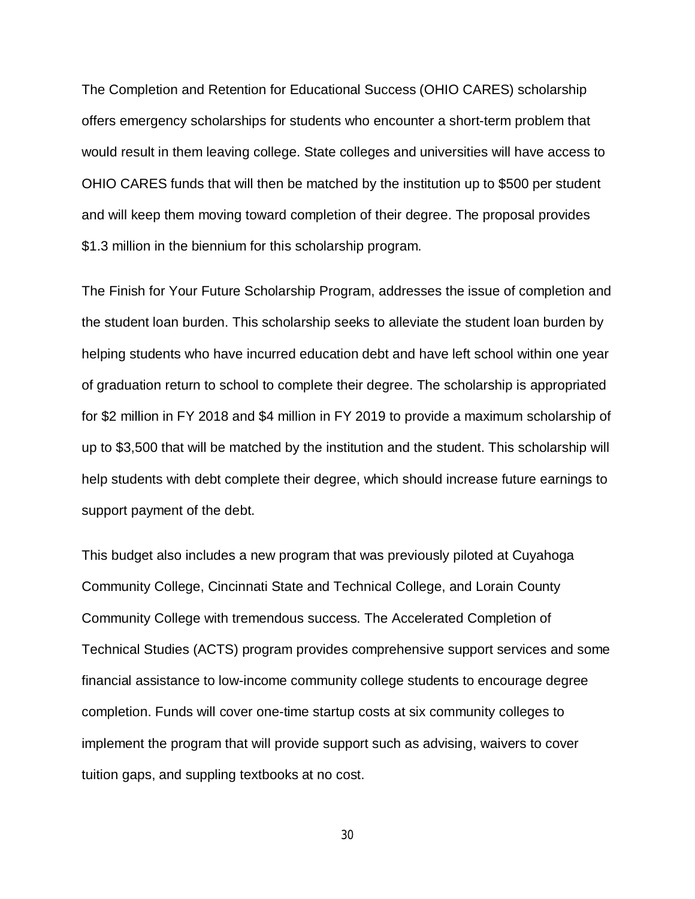The Completion and Retention for Educational Success (OHIO CARES) scholarship offers emergency scholarships for students who encounter a short-term problem that would result in them leaving college. State colleges and universities will have access to OHIO CARES funds that will then be matched by the institution up to $500 per student and will keep them moving toward completion of their degree. The proposal provides $1.3 million in the biennium for this scholarship program.

The Finish for Your Future Scholarship Program, addresses the issue of completion and the student loan burden. This scholarship seeks to alleviate the student loan burden by helping students who have incurred education debt and have left school within one year of graduation return to school to complete their degree. The scholarship is appropriated for $2 million in FY 2018 and $4 million in FY 2019 to provide a maximum scholarship of up to $3,500 that will be matched by the institution and the student. This scholarship will help students with debt complete their degree, which should increase future earnings to support payment of the debt.

This budget also includes a new program that was previously piloted at Cuyahoga Community College, Cincinnati State and Technical College, and Lorain County Community College with tremendous success. The Accelerated Completion of Technical Studies (ACTS) program provides comprehensive support services and some financial assistance to low-income community college students to encourage degree completion. Funds will cover one-time startup costs at six community colleges to implement the program that will provide support such as advising, waivers to cover tuition gaps, and suppling textbooks at no cost.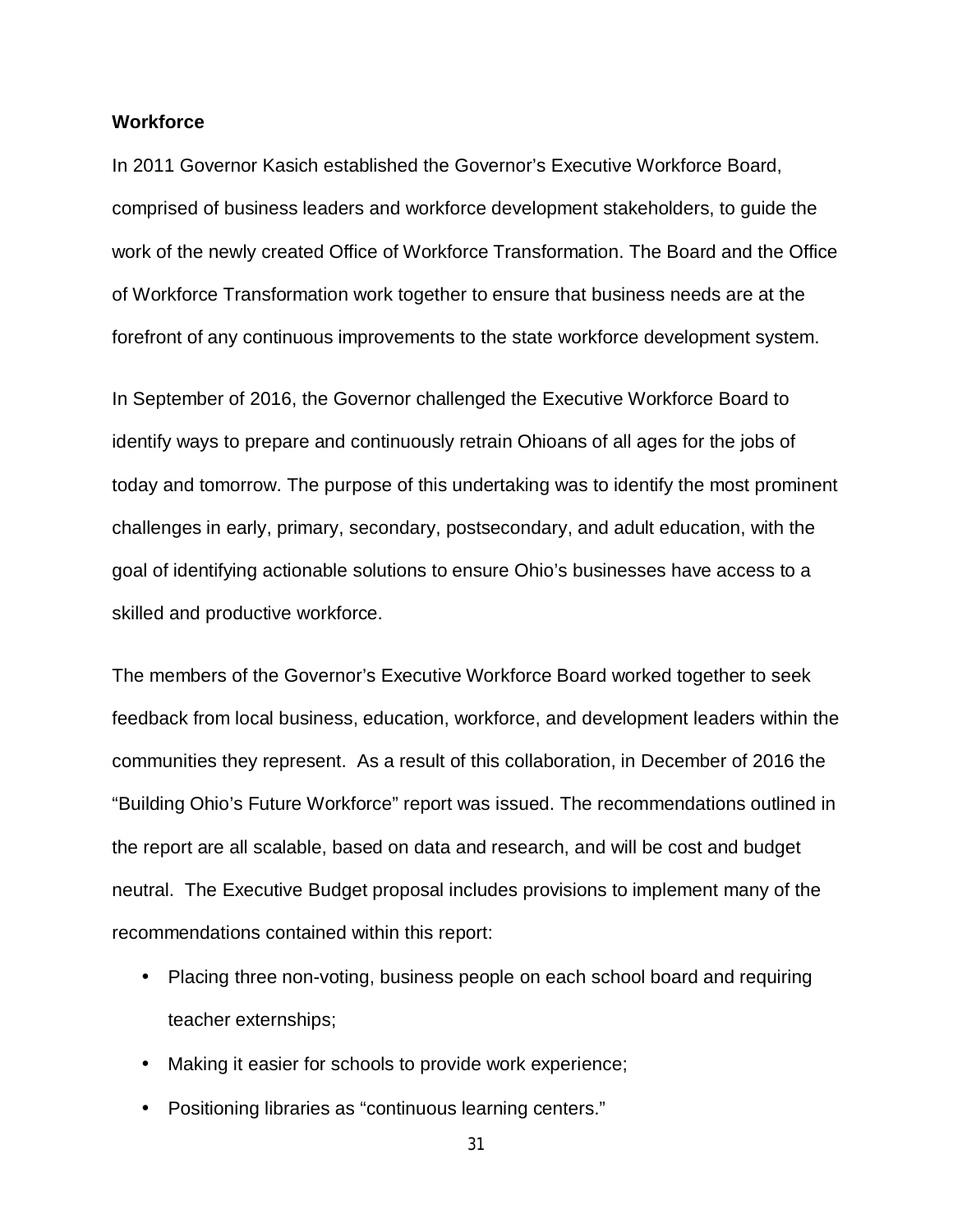**Workforce**

In 2011 Governor Kasich established the Governor's Executive Workforce Board, comprised of business leaders and workforce development stakeholders, to guide the work of the newly created Office of Workforce Transformation. The Board and the Office of Workforce Transformation work together to ensure that business needs are at the forefront of any continuous improvements to the state workforce development system.

In September of 2016, the Governor challenged the Executive Workforce Board to identify ways to prepare and continuously retrain Ohioans of all ages for the jobs of today and tomorrow. The purpose of this undertaking was to identify the most prominent challenges in early, primary, secondary, postsecondary, and adult education, with the goal of identifying actionable solutions to ensure Ohio's businesses have access to a skilled and productive workforce.

The members of the Governor's Executive Workforce Board worked together to seek feedback from local business, education, workforce, and development leaders within the communities they represent. As a result of this collaboration, in December of 2016 the "Building Ohio's Future Workforce" report was issued. The recommendations outlined in the report are all scalable, based on data and research, and will be cost and budget neutral. The Executive Budget proposal includes provisions to implement many of the recommendations contained within this report:

- Placing three non-voting, business people on each school board and requiring teacher externships;
- Making it easier for schools to provide work experience;
- Positioning libraries as "continuous learning centers."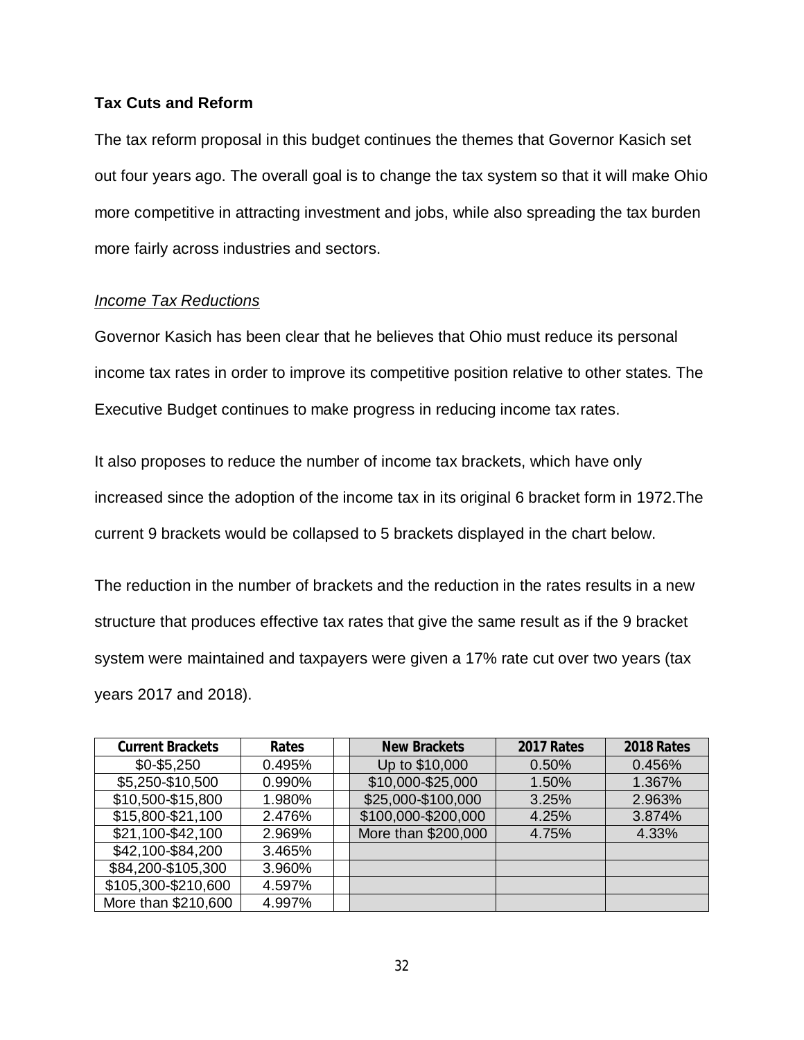**Tax Cuts and Reform**

The tax reform proposal in this budget continues the themes that Governor Kasich set out four years ago. The overall goal is to change the tax system so that it will make Ohio more competitive in attracting investment and jobs, while also spreading the tax burden more fairly across industries and sectors.

*Income Tax Reductions*

Governor Kasich has been clear that he believes that Ohio must reduce its personal income tax rates in order to improve its competitive position relative to other states. The Executive Budget continues to make progress in reducing income tax rates.

It also proposes to reduce the number of income tax brackets, which have only increased since the adoption of the income tax in its original 6 bracket form in 1972.The current 9 brackets would be collapsed to 5 brackets displayed in the chart below.

The reduction in the number of brackets and the reduction in the rates results in a new structure that produces effective tax rates that give the same result as if the 9 bracket system were maintained and taxpayers were given a 17% rate cut over two years (tax years 2017 and 2018).

| Current Brackets | Rates | | New Brackets | 2017 Rates | 2018 Rates |
|---|---|---|---|---|---|
| $0-$5,250 | 0.495% | | Up to $10,000 | 0.50% | 0.456% |
| $5,250-$10,500 | 0.990% | | $10,000-$25,000 | 1.50% | 1.367% |
| $10,500-$15,800 | 1.980% | | $25,000-$100,000 | 3.25% | 2.963% |
| $15,800-$21,100 | 2.476% | | $100,000-$200,000 | 4.25% | 3.874% |
| $21,100-$42,100 | 2.969% | | More than $200,000 | 4.75% | 4.33% |
| $42,100-$84,200 | 3.465% | | | | |
| $84,200-$105,300 | 3.960% | | | | |
| $105,300-$210,600 | 4.597% | | | | |
| More than $210,600 | 4.997% | | | | |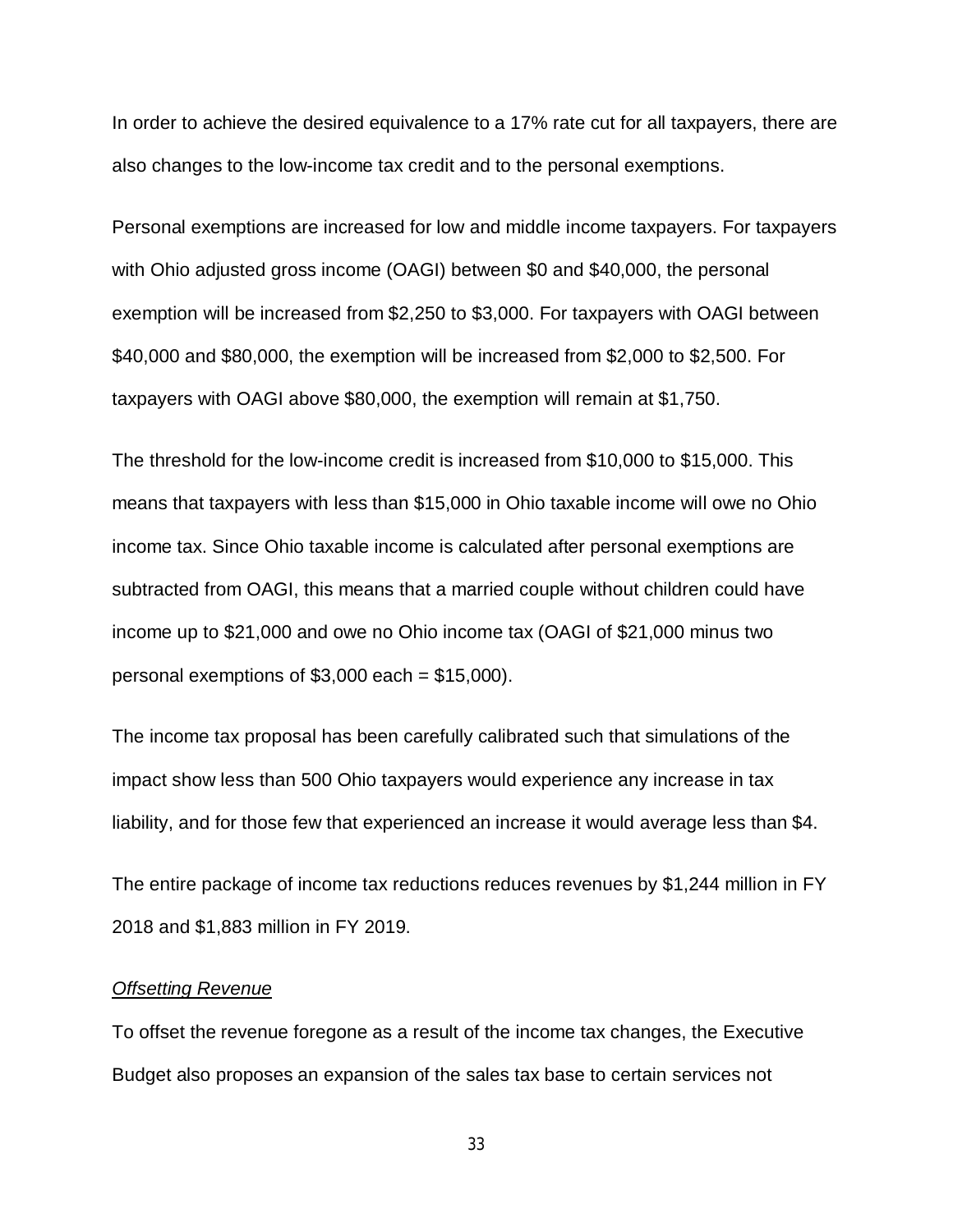In order to achieve the desired equivalence to a 17% rate cut for all taxpayers, there are also changes to the low-income tax credit and to the personal exemptions.

Personal exemptions are increased for low and middle income taxpayers. For taxpayers with Ohio adjusted gross income (OAGI) between $0 and $40,000, the personal exemption will be increased from $2,250 to $3,000. For taxpayers with OAGI between $40,000 and $80,000, the exemption will be increased from $2,000 to $2,500. For taxpayers with OAGI above $80,000, the exemption will remain at $1,750.

The threshold for the low-income credit is increased from $10,000 to $15,000. This means that taxpayers with less than $15,000 in Ohio taxable income will owe no Ohio income tax. Since Ohio taxable income is calculated after personal exemptions are subtracted from OAGI, this means that a married couple without children could have income up to $21,000 and owe no Ohio income tax (OAGI of $21,000 minus two personal exemptions of $3,000 each = $15,000).

The income tax proposal has been carefully calibrated such that simulations of the impact show less than 500 Ohio taxpayers would experience any increase in tax liability, and for those few that experienced an increase it would average less than $4.

The entire package of income tax reductions reduces revenues by $1,244 million in FY 2018 and $1,883 million in FY 2019.

*Offsetting Revenue*

To offset the revenue foregone as a result of the income tax changes, the Executive Budget also proposes an expansion of the sales tax base to certain services not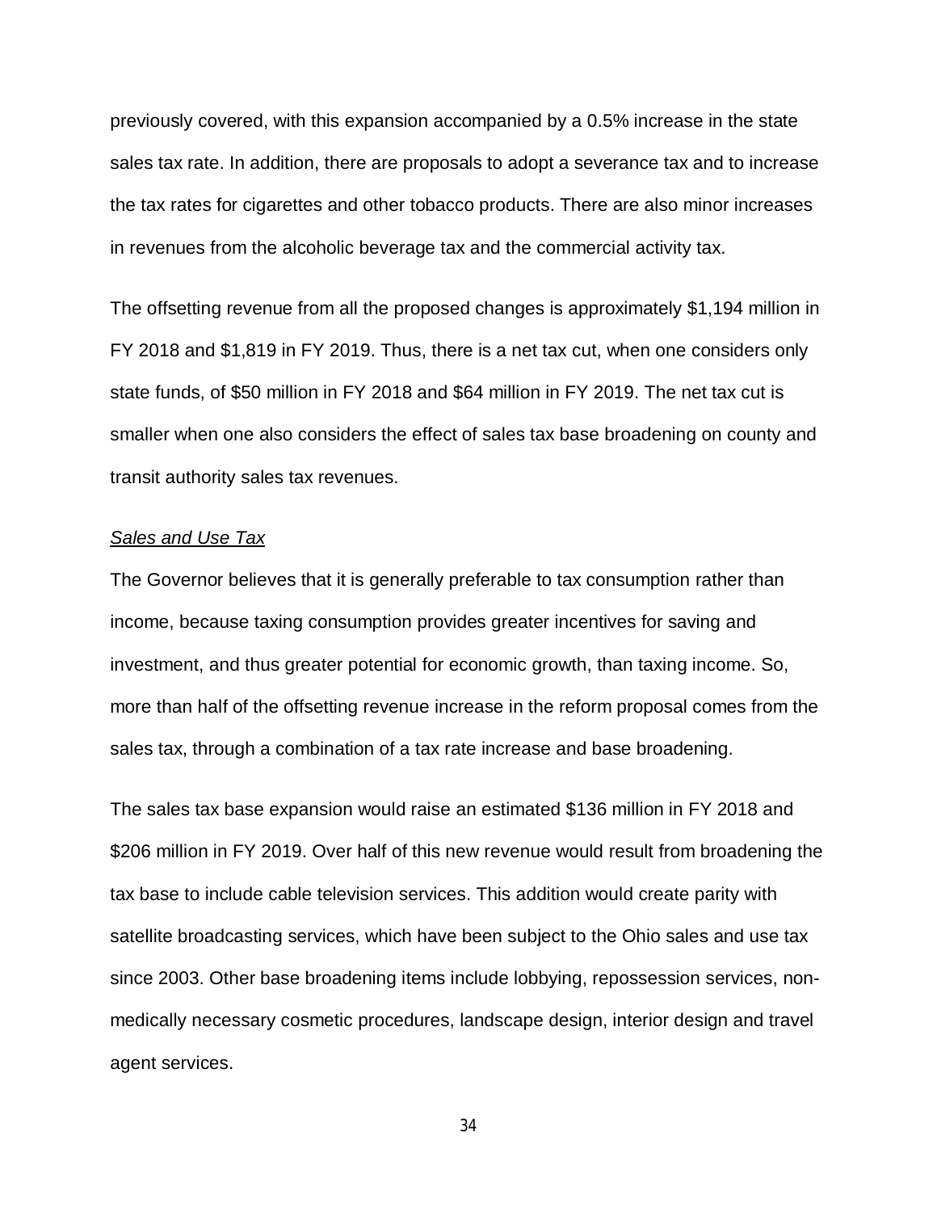previously covered, with this expansion accompanied by a 0.5% increase in the state sales tax rate. In addition, there are proposals to adopt a severance tax and to increase the tax rates for cigarettes and other tobacco products. There are also minor increases in revenues from the alcoholic beverage tax and the commercial activity tax.

The offsetting revenue from all the proposed changes is approximately $1,194 million in FY 2018 and $1,819 in FY 2019. Thus, there is a net tax cut, when one considers only state funds, of $50 million in FY 2018 and $64 million in FY 2019. The net tax cut is smaller when one also considers the effect of sales tax base broadening on county and transit authority sales tax revenues.

*Sales and Use Tax*

The Governor believes that it is generally preferable to tax consumption rather than income, because taxing consumption provides greater incentives for saving and investment, and thus greater potential for economic growth, than taxing income. So, more than half of the offsetting revenue increase in the reform proposal comes from the sales tax, through a combination of a tax rate increase and base broadening.

The sales tax base expansion would raise an estimated $136 million in FY 2018 and $206 million in FY 2019. Over half of this new revenue would result from broadening the tax base to include cable television services. This addition would create parity with satellite broadcasting services, which have been subject to the Ohio sales and use tax since 2003. Other base broadening items include lobbying, repossession services, non-medically necessary cosmetic procedures, landscape design, interior design and travel agent services.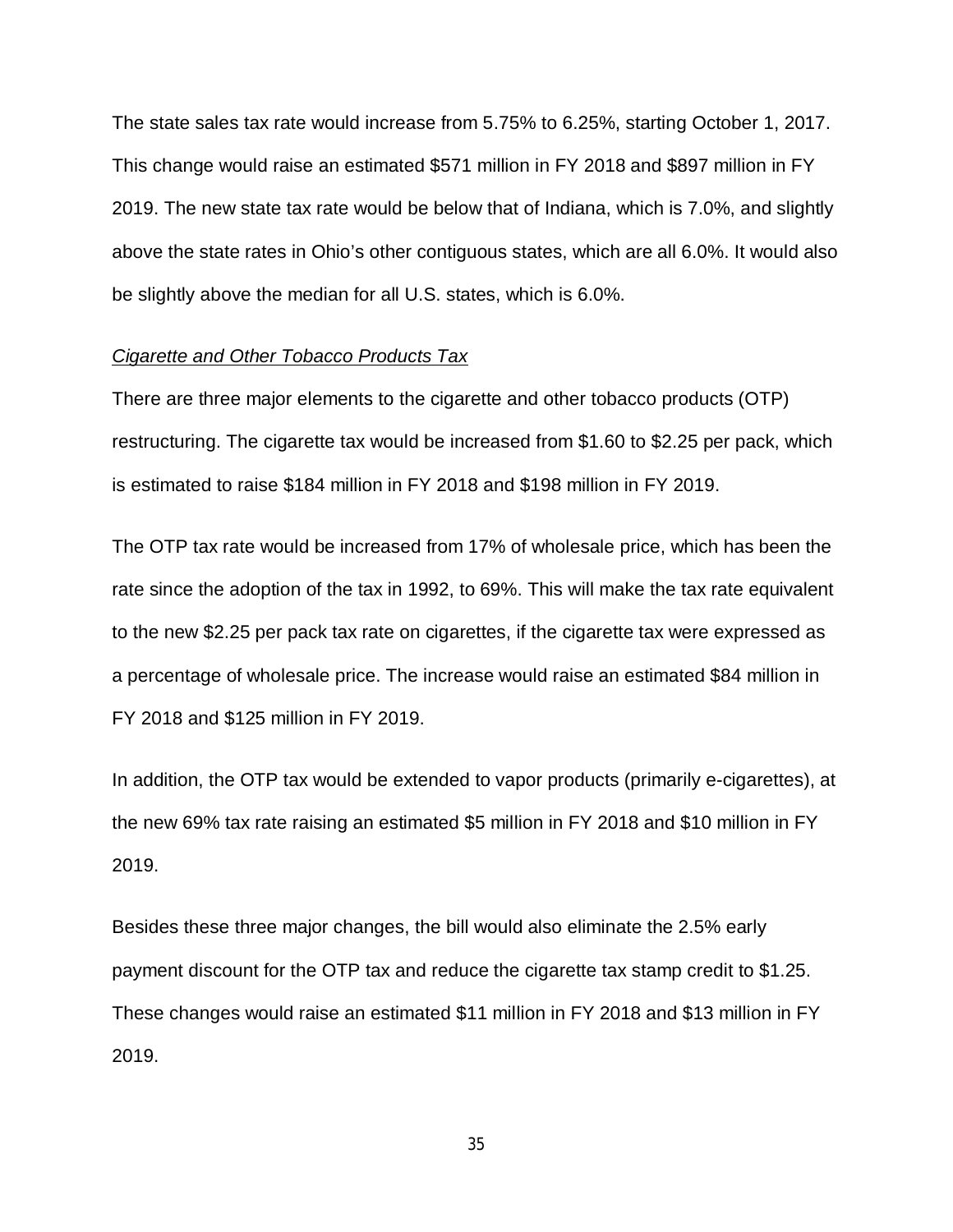The state sales tax rate would increase from 5.75% to 6.25%, starting October 1, 2017. This change would raise an estimated $571 million in FY 2018 and $897 million in FY 2019. The new state tax rate would be below that of Indiana, which is 7.0%, and slightly above the state rates in Ohio's other contiguous states, which are all 6.0%. It would also be slightly above the median for all U.S. states, which is 6.0%.

*Cigarette and Other Tobacco Products Tax*

There are three major elements to the cigarette and other tobacco products (OTP) restructuring. The cigarette tax would be increased from $1.60 to $2.25 per pack, which is estimated to raise $184 million in FY 2018 and $198 million in FY 2019.

The OTP tax rate would be increased from 17% of wholesale price, which has been the rate since the adoption of the tax in 1992, to 69%. This will make the tax rate equivalent to the new $2.25 per pack tax rate on cigarettes, if the cigarette tax were expressed as a percentage of wholesale price. The increase would raise an estimated $84 million in FY 2018 and $125 million in FY 2019.

In addition, the OTP tax would be extended to vapor products (primarily e-cigarettes), at the new 69% tax rate raising an estimated $5 million in FY 2018 and $10 million in FY 2019.

Besides these three major changes, the bill would also eliminate the 2.5% early payment discount for the OTP tax and reduce the cigarette tax stamp credit to $1.25. These changes would raise an estimated $11 million in FY 2018 and $13 million in FY 2019.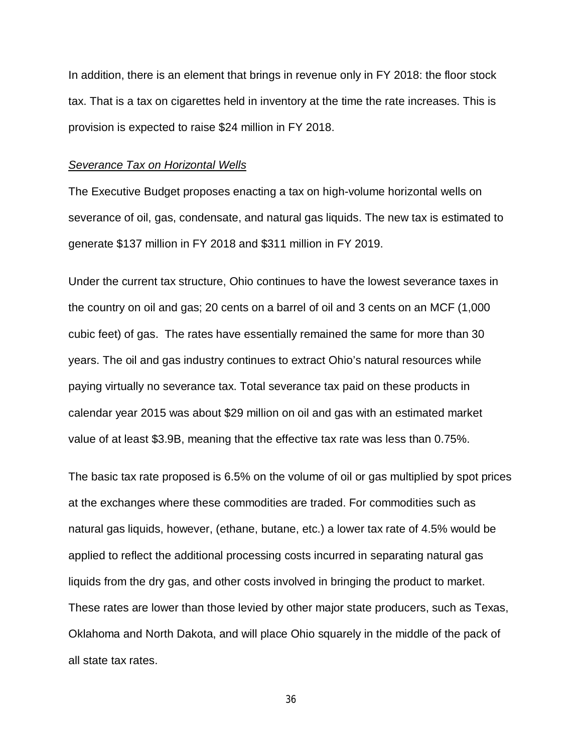In addition, there is an element that brings in revenue only in FY 2018: the floor stock tax. That is a tax on cigarettes held in inventory at the time the rate increases. This is provision is expected to raise $24 million in FY 2018.

*Severance Tax on Horizontal Wells*

The Executive Budget proposes enacting a tax on high-volume horizontal wells on severance of oil, gas, condensate, and natural gas liquids. The new tax is estimated to generate $137 million in FY 2018 and $311 million in FY 2019.

Under the current tax structure, Ohio continues to have the lowest severance taxes in the country on oil and gas; 20 cents on a barrel of oil and 3 cents on an MCF (1,000 cubic feet) of gas. The rates have essentially remained the same for more than 30 years. The oil and gas industry continues to extract Ohio's natural resources while paying virtually no severance tax. Total severance tax paid on these products in calendar year 2015 was about $29 million on oil and gas with an estimated market value of at least $3.9B, meaning that the effective tax rate was less than 0.75%.

The basic tax rate proposed is 6.5% on the volume of oil or gas multiplied by spot prices at the exchanges where these commodities are traded. For commodities such as natural gas liquids, however, (ethane, butane, etc.) a lower tax rate of 4.5% would be applied to reflect the additional processing costs incurred in separating natural gas liquids from the dry gas, and other costs involved in bringing the product to market. These rates are lower than those levied by other major state producers, such as Texas, Oklahoma and North Dakota, and will place Ohio squarely in the middle of the pack of all state tax rates.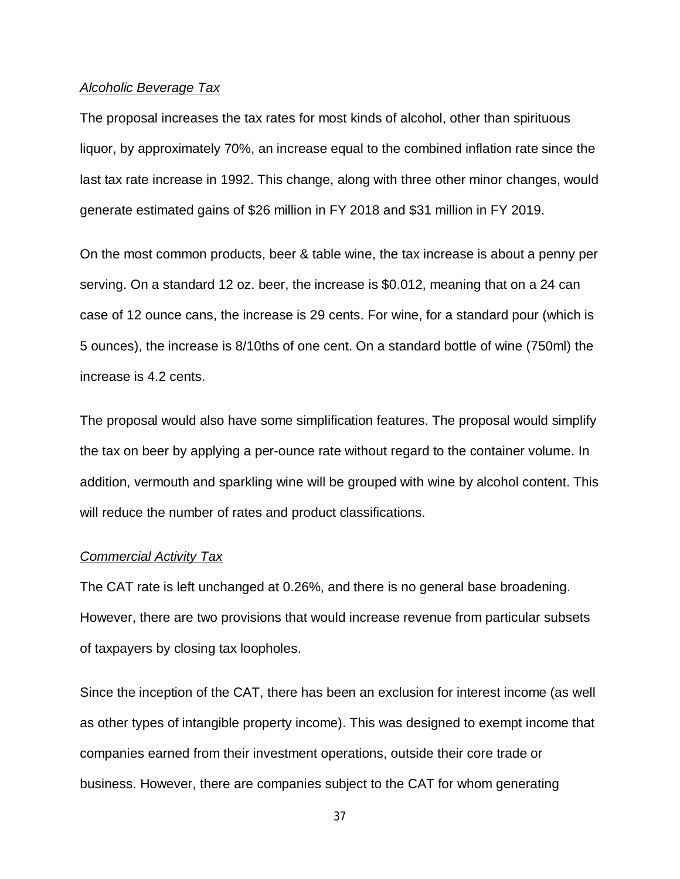*Alcoholic Beverage Tax*

The proposal increases the tax rates for most kinds of alcohol, other than spirituous liquor, by approximately 70%, an increase equal to the combined inflation rate since the last tax rate increase in 1992. This change, along with three other minor changes, would generate estimated gains of $26 million in FY 2018 and $31 million in FY 2019.

On the most common products, beer & table wine, the tax increase is about a penny per serving. On a standard 12 oz. beer, the increase is $0.012, meaning that on a 24 can case of 12 ounce cans, the increase is 29 cents. For wine, for a standard pour (which is 5 ounces), the increase is 8/10ths of one cent. On a standard bottle of wine (750ml) the increase is 4.2 cents.

The proposal would also have some simplification features. The proposal would simplify the tax on beer by applying a per-ounce rate without regard to the container volume. In addition, vermouth and sparkling wine will be grouped with wine by alcohol content. This will reduce the number of rates and product classifications.

*Commercial Activity Tax*

The CAT rate is left unchanged at 0.26%, and there is no general base broadening. However, there are two provisions that would increase revenue from particular subsets of taxpayers by closing tax loopholes.

Since the inception of the CAT, there has been an exclusion for interest income (as well as other types of intangible property income). This was designed to exempt income that companies earned from their investment operations, outside their core trade or business. However, there are companies subject to the CAT for whom generating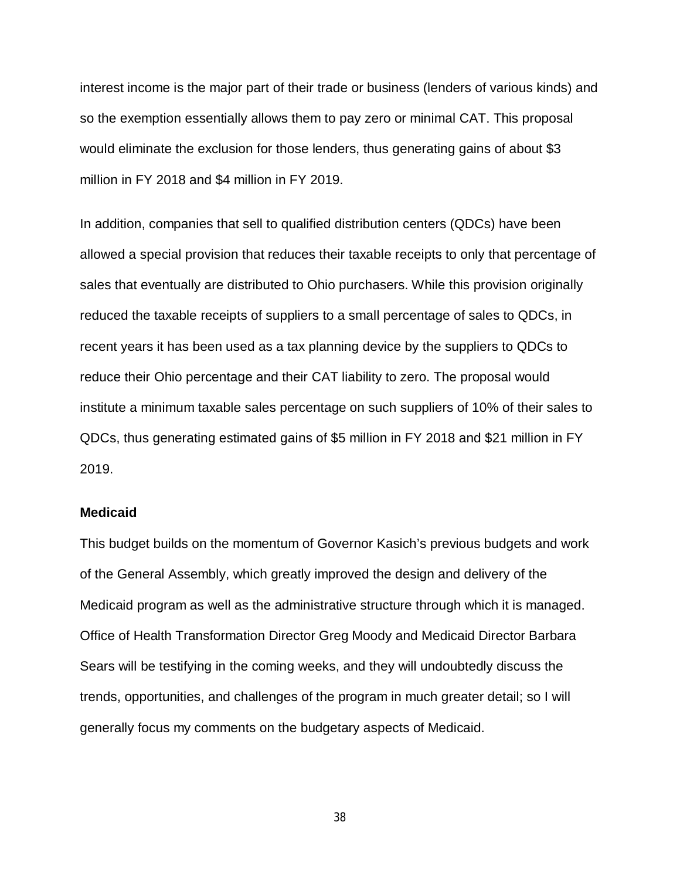interest income is the major part of their trade or business (lenders of various kinds) and so the exemption essentially allows them to pay zero or minimal CAT. This proposal would eliminate the exclusion for those lenders, thus generating gains of about $3 million in FY 2018 and $4 million in FY 2019.

In addition, companies that sell to qualified distribution centers (QDCs) have been allowed a special provision that reduces their taxable receipts to only that percentage of sales that eventually are distributed to Ohio purchasers. While this provision originally reduced the taxable receipts of suppliers to a small percentage of sales to QDCs, in recent years it has been used as a tax planning device by the suppliers to QDCs to reduce their Ohio percentage and their CAT liability to zero. The proposal would institute a minimum taxable sales percentage on such suppliers of 10% of their sales to QDCs, thus generating estimated gains of $5 million in FY 2018 and $21 million in FY 2019.

**Medicaid**

This budget builds on the momentum of Governor Kasich's previous budgets and work of the General Assembly, which greatly improved the design and delivery of the Medicaid program as well as the administrative structure through which it is managed. Office of Health Transformation Director Greg Moody and Medicaid Director Barbara Sears will be testifying in the coming weeks, and they will undoubtedly discuss the trends, opportunities, and challenges of the program in much greater detail; so I will generally focus my comments on the budgetary aspects of Medicaid.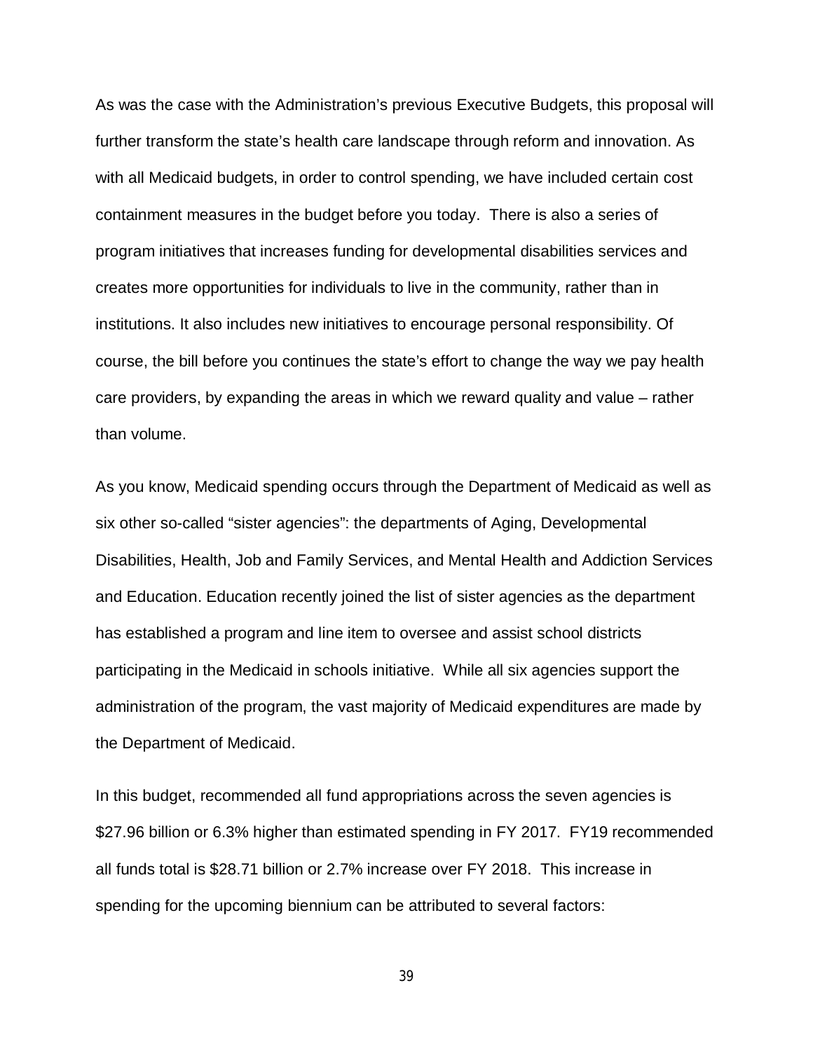As was the case with the Administration's previous Executive Budgets, this proposal will further transform the state's health care landscape through reform and innovation. As with all Medicaid budgets, in order to control spending, we have included certain cost containment measures in the budget before you today. There is also a series of program initiatives that increases funding for developmental disabilities services and creates more opportunities for individuals to live in the community, rather than in institutions. It also includes new initiatives to encourage personal responsibility. Of course, the bill before you continues the state's effort to change the way we pay health care providers, by expanding the areas in which we reward quality and value – rather than volume.

As you know, Medicaid spending occurs through the Department of Medicaid as well as six other so-called "sister agencies": the departments of Aging, Developmental Disabilities, Health, Job and Family Services, and Mental Health and Addiction Services and Education. Education recently joined the list of sister agencies as the department has established a program and line item to oversee and assist school districts participating in the Medicaid in schools initiative. While all six agencies support the administration of the program, the vast majority of Medicaid expenditures are made by the Department of Medicaid.

In this budget, recommended all fund appropriations across the seven agencies is $27.96 billion or 6.3% higher than estimated spending in FY 2017. FY19 recommended all funds total is $28.71 billion or 2.7% increase over FY 2018. This increase in spending for the upcoming biennium can be attributed to several factors: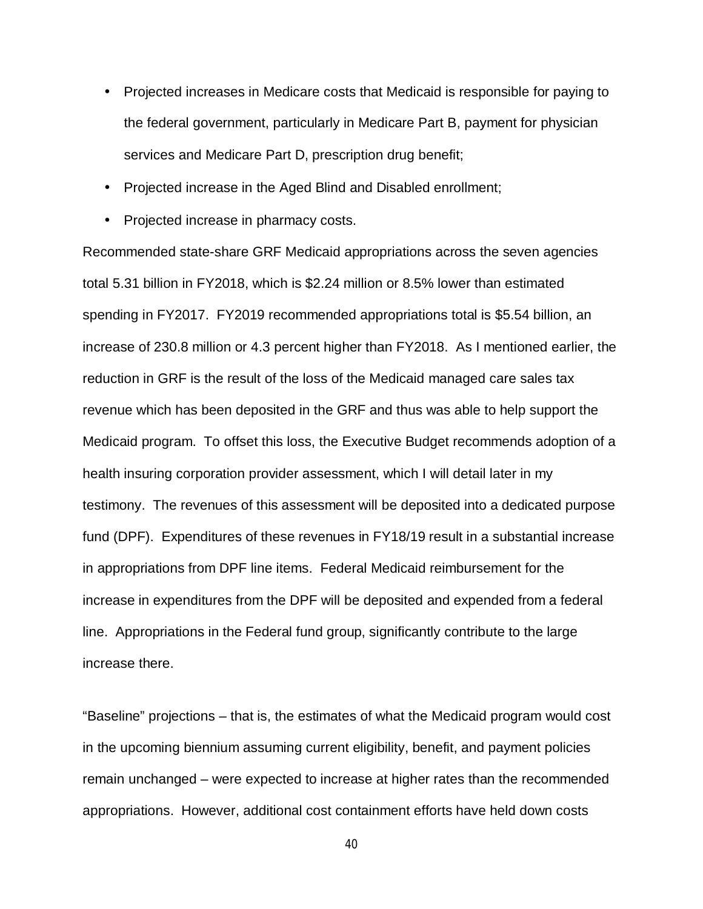- Projected increases in Medicare costs that Medicaid is responsible for paying to the federal government, particularly in Medicare Part B, payment for physician services and Medicare Part D, prescription drug benefit;
- Projected increase in the Aged Blind and Disabled enrollment;
- Projected increase in pharmacy costs.

Recommended state-share GRF Medicaid appropriations across the seven agencies total 5.31 billion in FY2018, which is $2.24 million or 8.5% lower than estimated spending in FY2017. FY2019 recommended appropriations total is $5.54 billion, an increase of 230.8 million or 4.3 percent higher than FY2018. As I mentioned earlier, the reduction in GRF is the result of the loss of the Medicaid managed care sales tax revenue which has been deposited in the GRF and thus was able to help support the Medicaid program. To offset this loss, the Executive Budget recommends adoption of a health insuring corporation provider assessment, which I will detail later in my testimony. The revenues of this assessment will be deposited into a dedicated purpose fund (DPF). Expenditures of these revenues in FY18/19 result in a substantial increase in appropriations from DPF line items. Federal Medicaid reimbursement for the increase in expenditures from the DPF will be deposited and expended from a federal line. Appropriations in the Federal fund group, significantly contribute to the large increase there.

"Baseline" projections – that is, the estimates of what the Medicaid program would cost in the upcoming biennium assuming current eligibility, benefit, and payment policies remain unchanged – were expected to increase at higher rates than the recommended appropriations. However, additional cost containment efforts have held down costs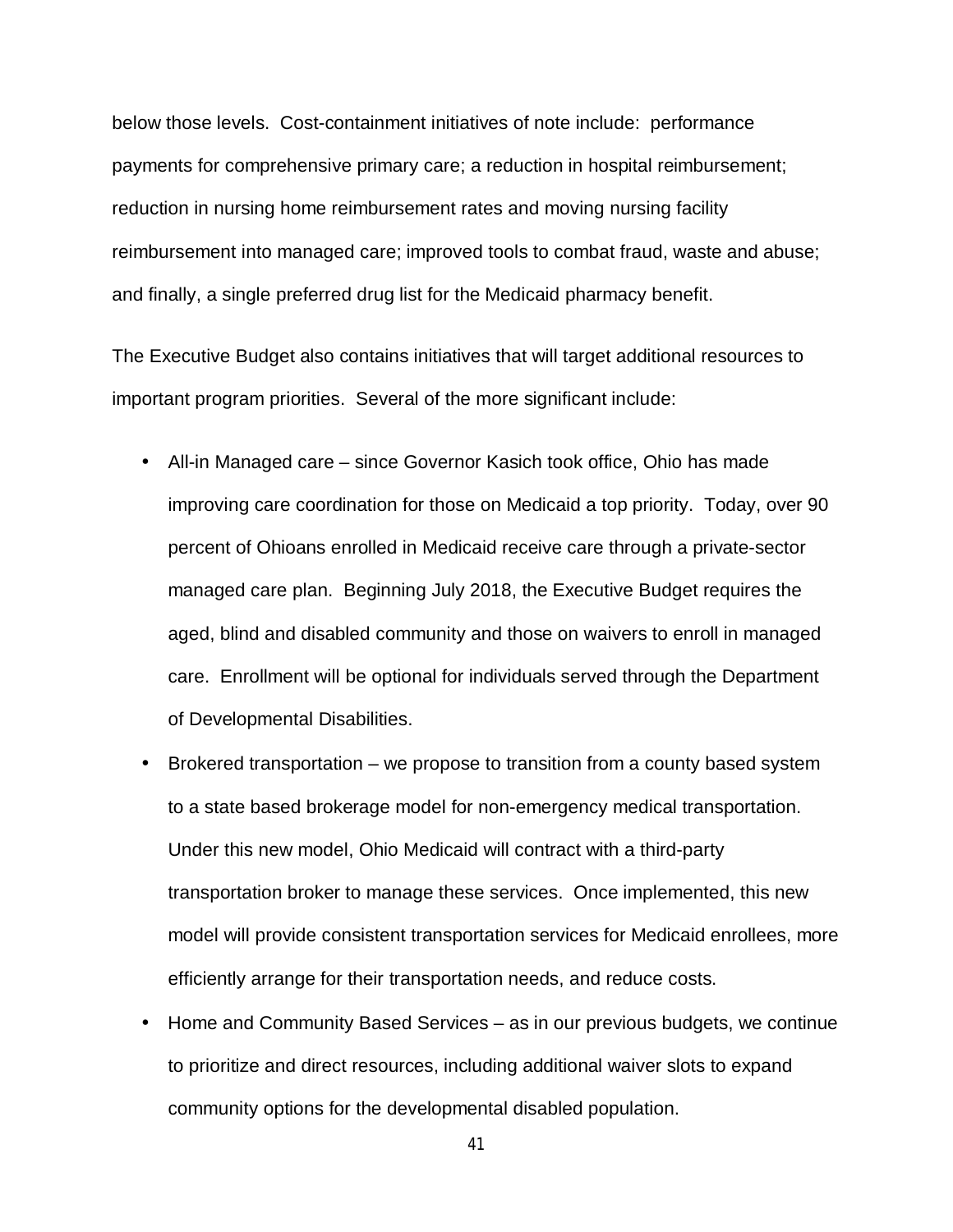below those levels. Cost-containment initiatives of note include: performance payments for comprehensive primary care; a reduction in hospital reimbursement; reduction in nursing home reimbursement rates and moving nursing facility reimbursement into managed care; improved tools to combat fraud, waste and abuse; and finally, a single preferred drug list for the Medicaid pharmacy benefit.

The Executive Budget also contains initiatives that will target additional resources to important program priorities. Several of the more significant include:

- All-in Managed care – since Governor Kasich took office, Ohio has made improving care coordination for those on Medicaid a top priority. Today, over 90 percent of Ohioans enrolled in Medicaid receive care through a private-sector managed care plan. Beginning July 2018, the Executive Budget requires the aged, blind and disabled community and those on waivers to enroll in managed care. Enrollment will be optional for individuals served through the Department of Developmental Disabilities.
- Brokered transportation – we propose to transition from a county based system to a state based brokerage model for non-emergency medical transportation. Under this new model, Ohio Medicaid will contract with a third-party transportation broker to manage these services. Once implemented, this new model will provide consistent transportation services for Medicaid enrollees, more efficiently arrange for their transportation needs, and reduce costs.
- Home and Community Based Services – as in our previous budgets, we continue to prioritize and direct resources, including additional waiver slots to expand community options for the developmental disabled population.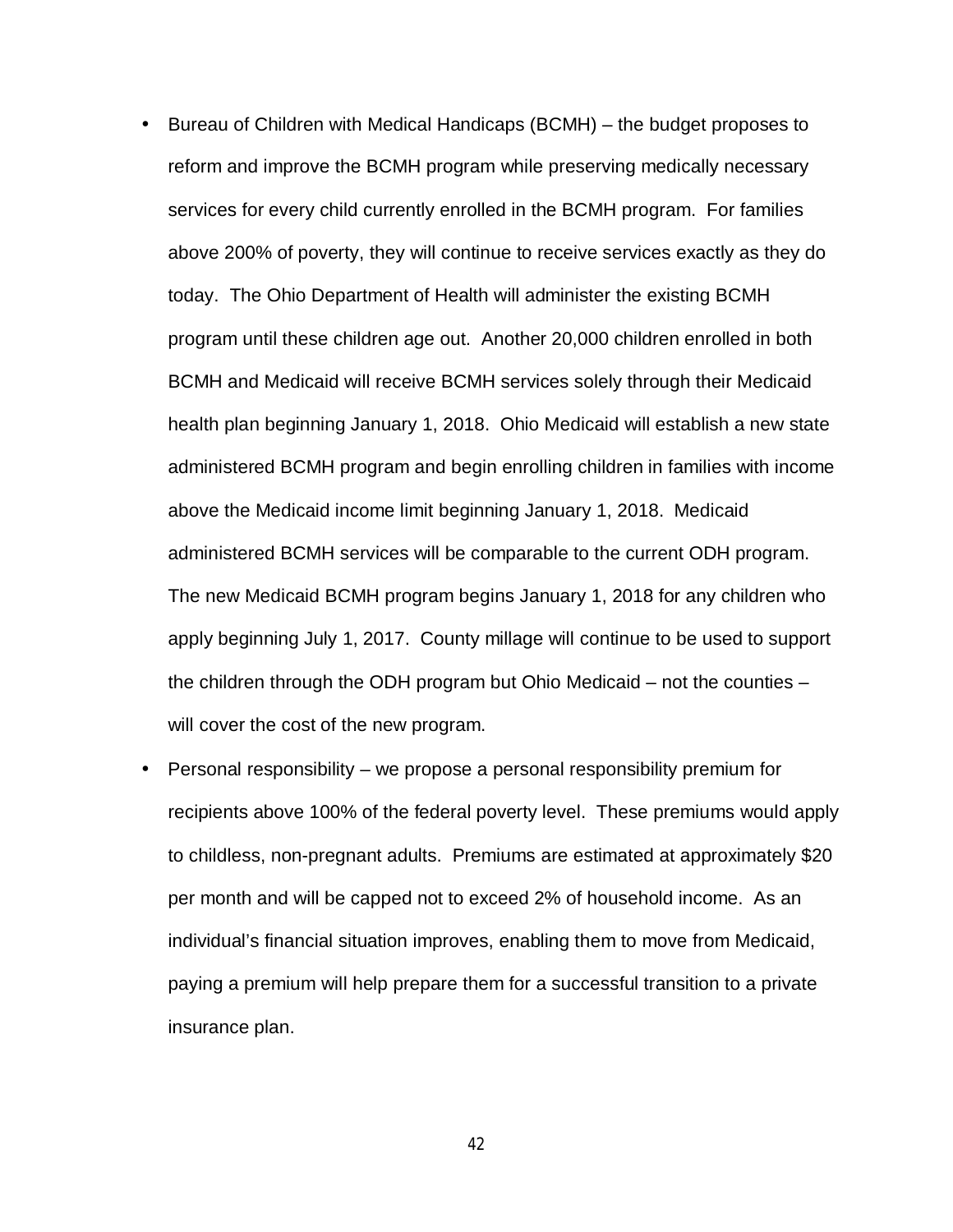- Bureau of Children with Medical Handicaps (BCMH) – the budget proposes to reform and improve the BCMH program while preserving medically necessary services for every child currently enrolled in the BCMH program. For families above 200% of poverty, they will continue to receive services exactly as they do today. The Ohio Department of Health will administer the existing BCMH program until these children age out. Another 20,000 children enrolled in both BCMH and Medicaid will receive BCMH services solely through their Medicaid health plan beginning January 1, 2018. Ohio Medicaid will establish a new state administered BCMH program and begin enrolling children in families with income above the Medicaid income limit beginning January 1, 2018. Medicaid administered BCMH services will be comparable to the current ODH program. The new Medicaid BCMH program begins January 1, 2018 for any children who apply beginning July 1, 2017. County millage will continue to be used to support the children through the ODH program but Ohio Medicaid – not the counties – will cover the cost of the new program.
- Personal responsibility – we propose a personal responsibility premium for recipients above 100% of the federal poverty level. These premiums would apply to childless, non-pregnant adults. Premiums are estimated at approximately $20 per month and will be capped not to exceed 2% of household income. As an individual's financial situation improves, enabling them to move from Medicaid, paying a premium will help prepare them for a successful transition to a private insurance plan.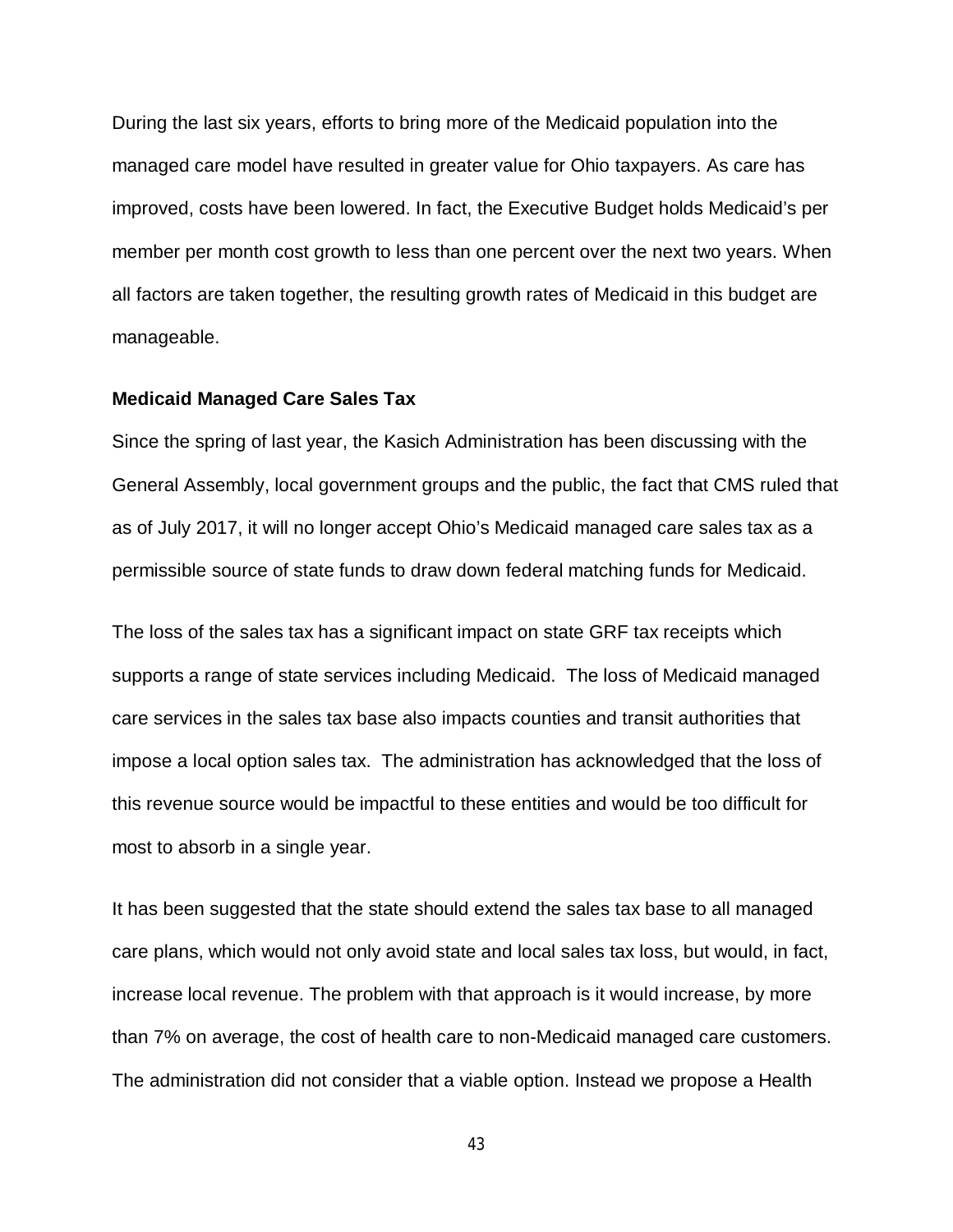During the last six years, efforts to bring more of the Medicaid population into the managed care model have resulted in greater value for Ohio taxpayers. As care has improved, costs have been lowered. In fact, the Executive Budget holds Medicaid's per member per month cost growth to less than one percent over the next two years. When all factors are taken together, the resulting growth rates of Medicaid in this budget are manageable.

**Medicaid Managed Care Sales Tax**

Since the spring of last year, the Kasich Administration has been discussing with the General Assembly, local government groups and the public, the fact that CMS ruled that as of July 2017, it will no longer accept Ohio's Medicaid managed care sales tax as a permissible source of state funds to draw down federal matching funds for Medicaid.

The loss of the sales tax has a significant impact on state GRF tax receipts which supports a range of state services including Medicaid. The loss of Medicaid managed care services in the sales tax base also impacts counties and transit authorities that impose a local option sales tax. The administration has acknowledged that the loss of this revenue source would be impactful to these entities and would be too difficult for most to absorb in a single year.

It has been suggested that the state should extend the sales tax base to all managed care plans, which would not only avoid state and local sales tax loss, but would, in fact, increase local revenue. The problem with that approach is it would increase, by more than 7% on average, the cost of health care to non-Medicaid managed care customers. The administration did not consider that a viable option. Instead we propose a Health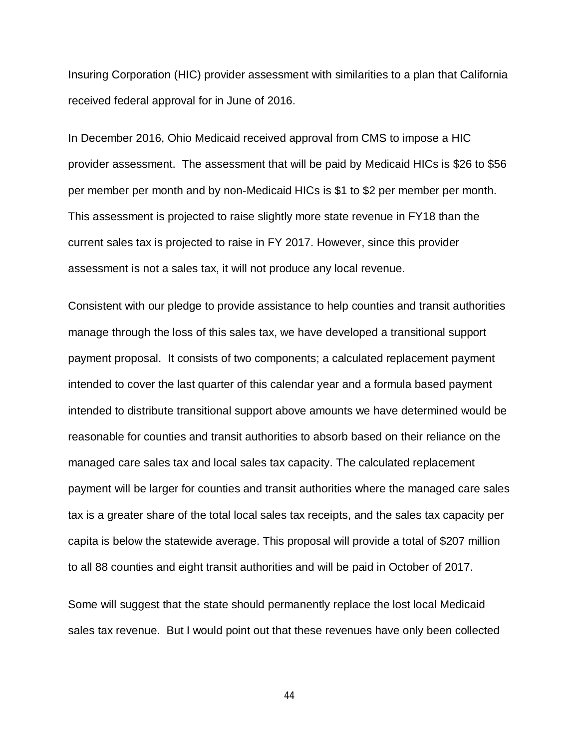Insuring Corporation (HIC) provider assessment with similarities to a plan that California received federal approval for in June of 2016.

In December 2016, Ohio Medicaid received approval from CMS to impose a HIC provider assessment. The assessment that will be paid by Medicaid HICs is $26 to $56 per member per month and by non-Medicaid HICs is $1 to $2 per member per month. This assessment is projected to raise slightly more state revenue in FY18 than the current sales tax is projected to raise in FY 2017. However, since this provider assessment is not a sales tax, it will not produce any local revenue.

Consistent with our pledge to provide assistance to help counties and transit authorities manage through the loss of this sales tax, we have developed a transitional support payment proposal. It consists of two components; a calculated replacement payment intended to cover the last quarter of this calendar year and a formula based payment intended to distribute transitional support above amounts we have determined would be reasonable for counties and transit authorities to absorb based on their reliance on the managed care sales tax and local sales tax capacity. The calculated replacement payment will be larger for counties and transit authorities where the managed care sales tax is a greater share of the total local sales tax receipts, and the sales tax capacity per capita is below the statewide average. This proposal will provide a total of $207 million to all 88 counties and eight transit authorities and will be paid in October of 2017.

Some will suggest that the state should permanently replace the lost local Medicaid sales tax revenue. But I would point out that these revenues have only been collected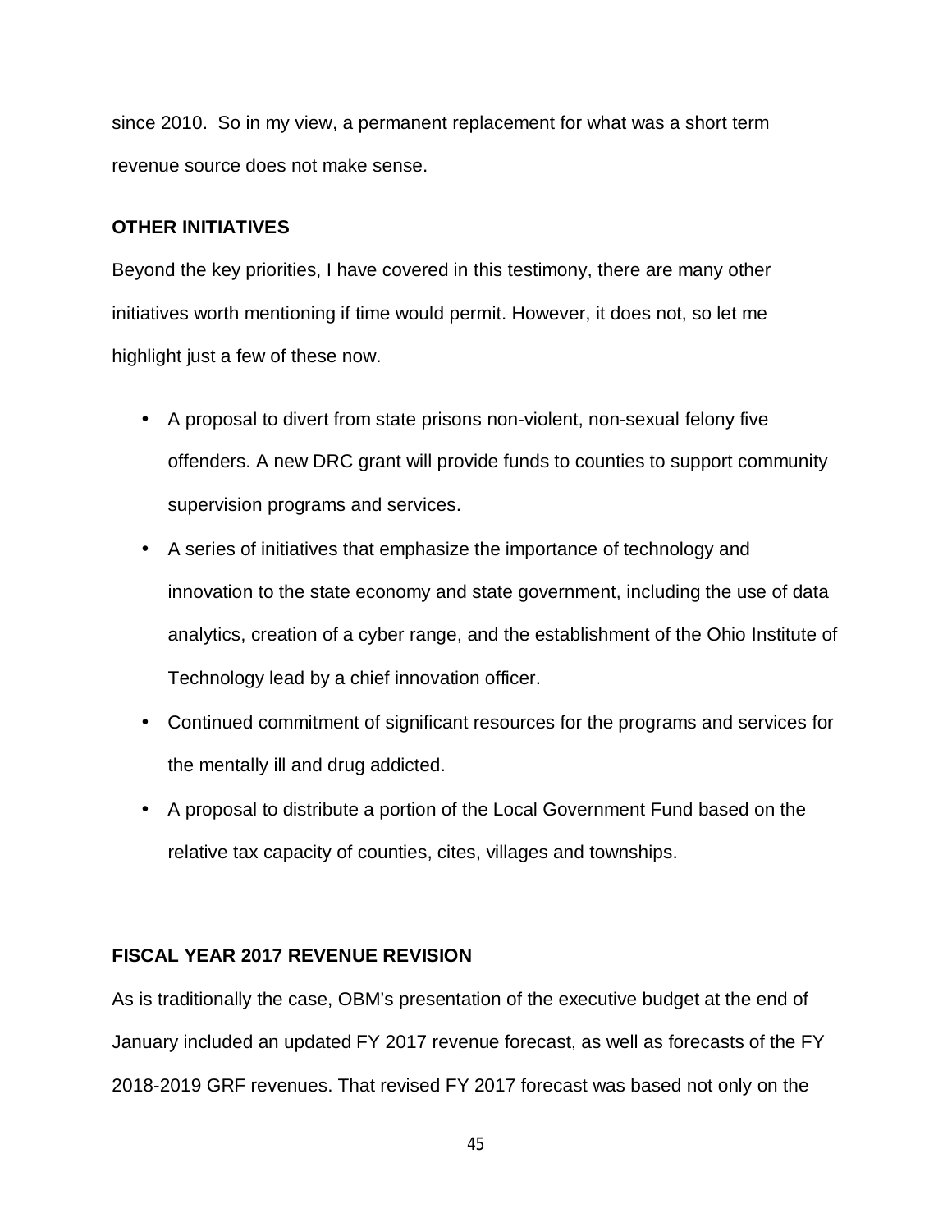since 2010. So in my view, a permanent replacement for what was a short term revenue source does not make sense.

**OTHER INITIATIVES**

Beyond the key priorities, I have covered in this testimony, there are many other initiatives worth mentioning if time would permit. However, it does not, so let me highlight just a few of these now.

- A proposal to divert from state prisons non-violent, non-sexual felony five offenders. A new DRC grant will provide funds to counties to support community supervision programs and services.
- A series of initiatives that emphasize the importance of technology and innovation to the state economy and state government, including the use of data analytics, creation of a cyber range, and the establishment of the Ohio Institute of Technology lead by a chief innovation officer.
- Continued commitment of significant resources for the programs and services for the mentally ill and drug addicted.
- A proposal to distribute a portion of the Local Government Fund based on the relative tax capacity of counties, cites, villages and townships.

**FISCAL YEAR 2017 REVENUE REVISION**

As is traditionally the case, OBM's presentation of the executive budget at the end of January included an updated FY 2017 revenue forecast, as well as forecasts of the FY 2018-2019 GRF revenues. That revised FY 2017 forecast was based not only on the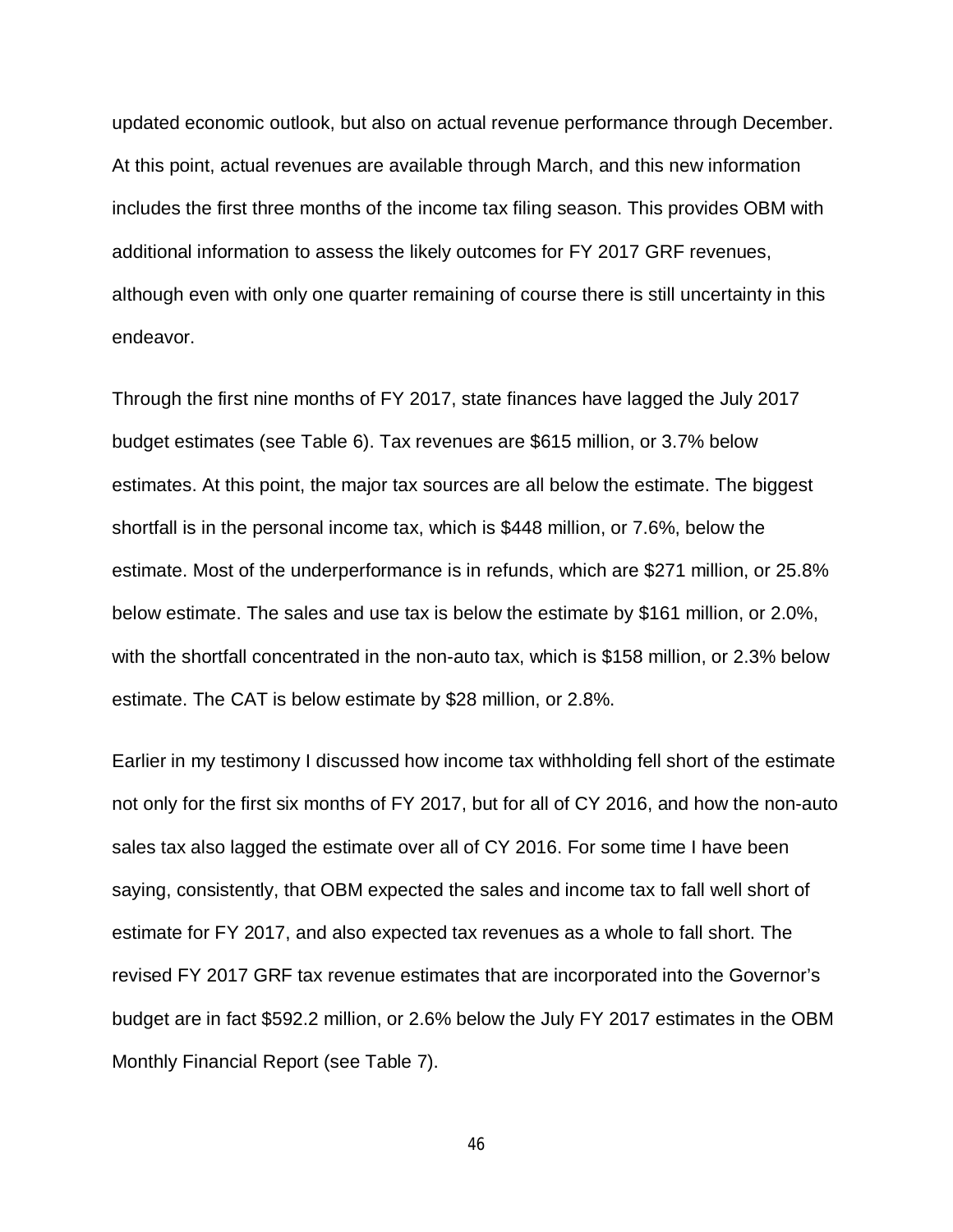updated economic outlook, but also on actual revenue performance through December. At this point, actual revenues are available through March, and this new information includes the first three months of the income tax filing season. This provides OBM with additional information to assess the likely outcomes for FY 2017 GRF revenues, although even with only one quarter remaining of course there is still uncertainty in this endeavor.

Through the first nine months of FY 2017, state finances have lagged the July 2017 budget estimates (see Table 6). Tax revenues are $615 million, or 3.7% below estimates. At this point, the major tax sources are all below the estimate. The biggest shortfall is in the personal income tax, which is $448 million, or 7.6%, below the estimate. Most of the underperformance is in refunds, which are $271 million, or 25.8% below estimate. The sales and use tax is below the estimate by $161 million, or 2.0%, with the shortfall concentrated in the non-auto tax, which is $158 million, or 2.3% below estimate. The CAT is below estimate by $28 million, or 2.8%.

Earlier in my testimony I discussed how income tax withholding fell short of the estimate not only for the first six months of FY 2017, but for all of CY 2016, and how the non-auto sales tax also lagged the estimate over all of CY 2016. For some time I have been saying, consistently, that OBM expected the sales and income tax to fall well short of estimate for FY 2017, and also expected tax revenues as a whole to fall short. The revised FY 2017 GRF tax revenue estimates that are incorporated into the Governor's budget are in fact $592.2 million, or 2.6% below the July FY 2017 estimates in the OBM Monthly Financial Report (see Table 7).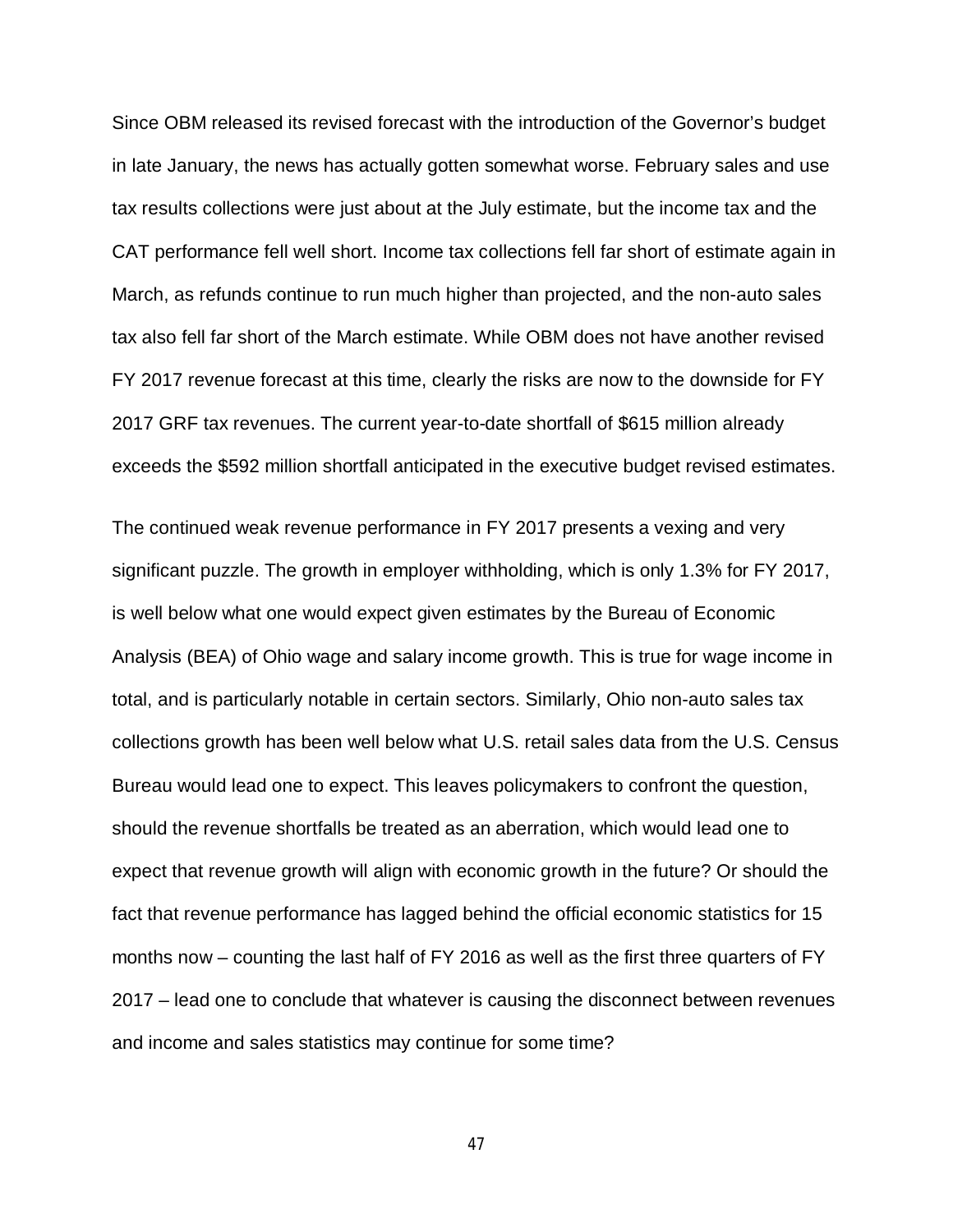Since OBM released its revised forecast with the introduction of the Governor's budget in late January, the news has actually gotten somewhat worse. February sales and use tax results collections were just about at the July estimate, but the income tax and the CAT performance fell well short. Income tax collections fell far short of estimate again in March, as refunds continue to run much higher than projected, and the non-auto sales tax also fell far short of the March estimate. While OBM does not have another revised FY 2017 revenue forecast at this time, clearly the risks are now to the downside for FY 2017 GRF tax revenues. The current year-to-date shortfall of $615 million already exceeds the $592 million shortfall anticipated in the executive budget revised estimates.

The continued weak revenue performance in FY 2017 presents a vexing and very significant puzzle. The growth in employer withholding, which is only 1.3% for FY 2017, is well below what one would expect given estimates by the Bureau of Economic Analysis (BEA) of Ohio wage and salary income growth. This is true for wage income in total, and is particularly notable in certain sectors. Similarly, Ohio non-auto sales tax collections growth has been well below what U.S. retail sales data from the U.S. Census Bureau would lead one to expect. This leaves policymakers to confront the question, should the revenue shortfalls be treated as an aberration, which would lead one to expect that revenue growth will align with economic growth in the future? Or should the fact that revenue performance has lagged behind the official economic statistics for 15 months now – counting the last half of FY 2016 as well as the first three quarters of FY 2017 – lead one to conclude that whatever is causing the disconnect between revenues and income and sales statistics may continue for some time?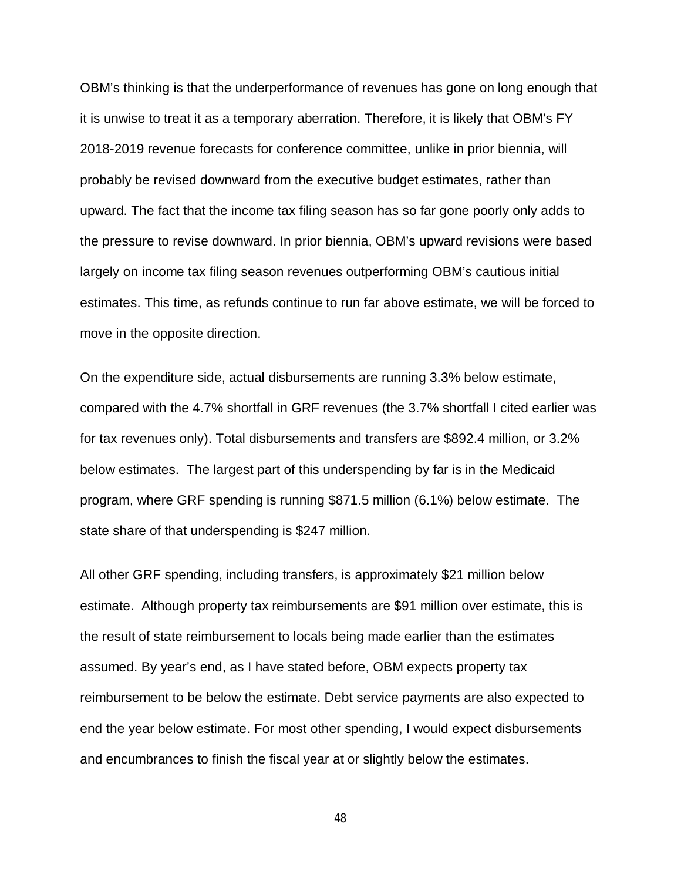OBM's thinking is that the underperformance of revenues has gone on long enough that it is unwise to treat it as a temporary aberration. Therefore, it is likely that OBM's FY 2018-2019 revenue forecasts for conference committee, unlike in prior biennia, will probably be revised downward from the executive budget estimates, rather than upward. The fact that the income tax filing season has so far gone poorly only adds to the pressure to revise downward. In prior biennia, OBM's upward revisions were based largely on income tax filing season revenues outperforming OBM's cautious initial estimates. This time, as refunds continue to run far above estimate, we will be forced to move in the opposite direction.

On the expenditure side, actual disbursements are running 3.3% below estimate, compared with the 4.7% shortfall in GRF revenues (the 3.7% shortfall I cited earlier was for tax revenues only). Total disbursements and transfers are $892.4 million, or 3.2% below estimates. The largest part of this underspending by far is in the Medicaid program, where GRF spending is running $871.5 million (6.1%) below estimate. The state share of that underspending is $247 million.

All other GRF spending, including transfers, is approximately $21 million below estimate. Although property tax reimbursements are $91 million over estimate, this is the result of state reimbursement to locals being made earlier than the estimates assumed. By year's end, as I have stated before, OBM expects property tax reimbursement to be below the estimate. Debt service payments are also expected to end the year below estimate. For most other spending, I would expect disbursements and encumbrances to finish the fiscal year at or slightly below the estimates.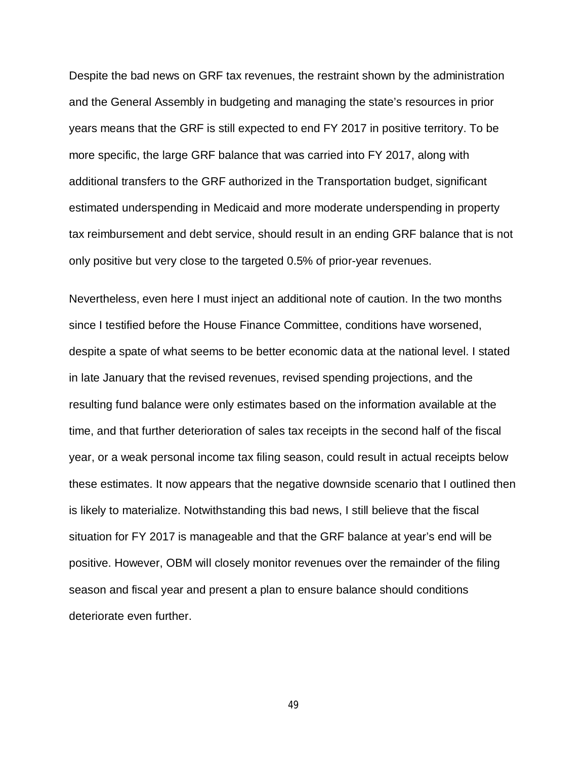Despite the bad news on GRF tax revenues, the restraint shown by the administration and the General Assembly in budgeting and managing the state's resources in prior years means that the GRF is still expected to end FY 2017 in positive territory. To be more specific, the large GRF balance that was carried into FY 2017, along with additional transfers to the GRF authorized in the Transportation budget, significant estimated underspending in Medicaid and more moderate underspending in property tax reimbursement and debt service, should result in an ending GRF balance that is not only positive but very close to the targeted 0.5% of prior-year revenues.

Nevertheless, even here I must inject an additional note of caution. In the two months since I testified before the House Finance Committee, conditions have worsened, despite a spate of what seems to be better economic data at the national level. I stated in late January that the revised revenues, revised spending projections, and the resulting fund balance were only estimates based on the information available at the time, and that further deterioration of sales tax receipts in the second half of the fiscal year, or a weak personal income tax filing season, could result in actual receipts below these estimates. It now appears that the negative downside scenario that I outlined then is likely to materialize. Notwithstanding this bad news, I still believe that the fiscal situation for FY 2017 is manageable and that the GRF balance at year's end will be positive. However, OBM will closely monitor revenues over the remainder of the filing season and fiscal year and present a plan to ensure balance should conditions deteriorate even further.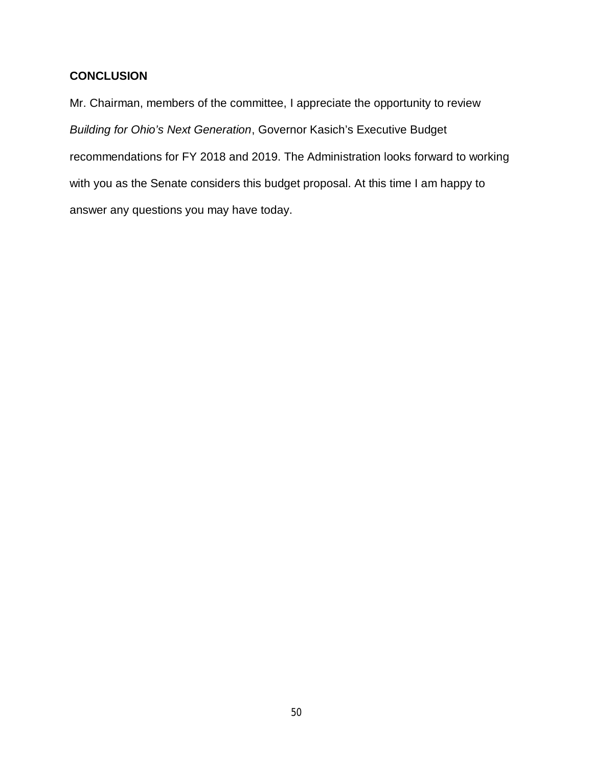## CONCLUSION

Mr. Chairman, members of the committee, I appreciate the opportunity to review *Building for Ohio's Next Generation*, Governor Kasich's Executive Budget recommendations for FY 2018 and 2019. The Administration looks forward to working with you as the Senate considers this budget proposal. At this time I am happy to answer any questions you may have today.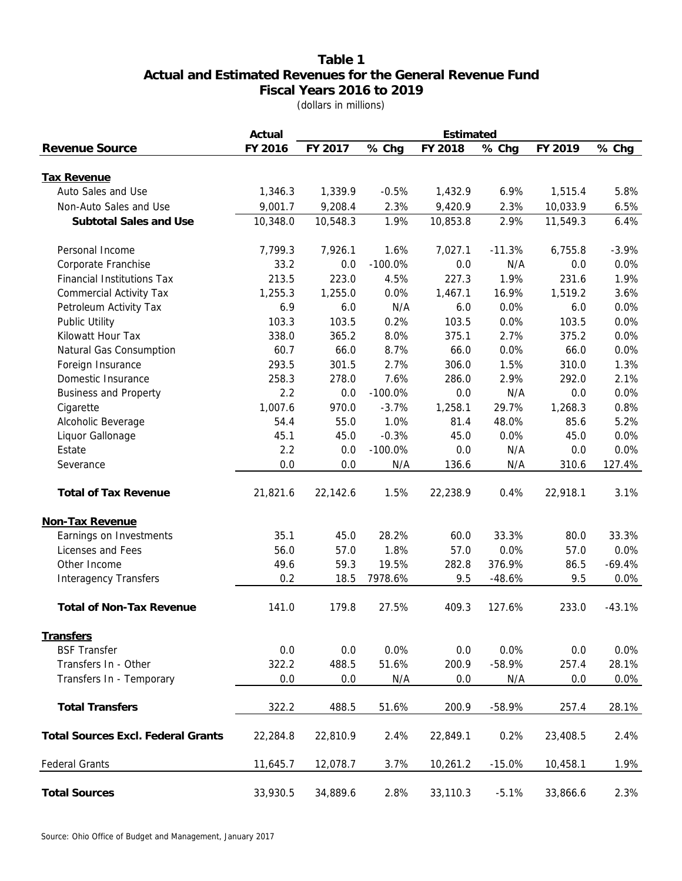# Table 1
## Actual and Estimated Revenues for the General Revenue Fund
## Fiscal Years 2016 to 2019

(dollars in millions)

| | Actual | Estimated | | | | | |
|---|---|---|---|---|---|---|---|
| **Revenue Source** | **FY 2016** | **FY 2017** | **% Chg** | **FY 2018** | **% Chg** | **FY 2019** | **% Chg** |
| **Tax Revenue** | | | | | | | |
| Auto Sales and Use | 1,346.3 | 1,339.9 | -0.5% | 1,432.9 | 6.9% | 1,515.4 | 5.8% |
| Non-Auto Sales and Use | 9,001.7 | 9,208.4 | 2.3% | 9,420.9 | 2.3% | 10,033.9 | 6.5% |
| **Subtotal Sales and Use** | 10,348.0 | 10,548.3 | 1.9% | 10,853.8 | 2.9% | 11,549.3 | 6.4% |
| Personal Income | 7,799.3 | 7,926.1 | 1.6% | 7,027.1 | -11.3% | 6,755.8 | -3.9% |
| Corporate Franchise | 33.2 | 0.0 | -100.0% | 0.0 | N/A | 0.0 | 0.0% |
| Financial Institutions Tax | 213.5 | 223.0 | 4.5% | 227.3 | 1.9% | 231.6 | 1.9% |
| Commercial Activity Tax | 1,255.3 | 1,255.0 | 0.0% | 1,467.1 | 16.9% | 1,519.2 | 3.6% |
| Petroleum Activity Tax | 6.9 | 6.0 | N/A | 6.0 | 0.0% | 6.0 | 0.0% |
| Public Utility | 103.3 | 103.5 | 0.2% | 103.5 | 0.0% | 103.5 | 0.0% |
| Kilowatt Hour Tax | 338.0 | 365.2 | 8.0% | 375.1 | 2.7% | 375.2 | 0.0% |
| Natural Gas Consumption | 60.7 | 66.0 | 8.7% | 66.0 | 0.0% | 66.0 | 0.0% |
| Foreign Insurance | 293.5 | 301.5 | 2.7% | 306.0 | 1.5% | 310.0 | 1.3% |
| Domestic Insurance | 258.3 | 278.0 | 7.6% | 286.0 | 2.9% | 292.0 | 2.1% |
| Business and Property | 2.2 | 0.0 | -100.0% | 0.0 | N/A | 0.0 | 0.0% |
| Cigarette | 1,007.6 | 970.0 | -3.7% | 1,258.1 | 29.7% | 1,268.3 | 0.8% |
| Alcoholic Beverage | 54.4 | 55.0 | 1.0% | 81.4 | 48.0% | 85.6 | 5.2% |
| Liquor Gallonage | 45.1 | 45.0 | -0.3% | 45.0 | 0.0% | 45.0 | 0.0% |
| Estate | 2.2 | 0.0 | -100.0% | 0.0 | N/A | 0.0 | 0.0% |
| Severance | 0.0 | 0.0 | N/A | 136.6 | N/A | 310.6 | 127.4% |
| **Total of Tax Revenue** | 21,821.6 | 22,142.6 | 1.5% | 22,238.9 | 0.4% | 22,918.1 | 3.1% |
| **Non-Tax Revenue** | | | | | | | |
| Earnings on Investments | 35.1 | 45.0 | 28.2% | 60.0 | 33.3% | 80.0 | 33.3% |
| Licenses and Fees | 56.0 | 57.0 | 1.8% | 57.0 | 0.0% | 57.0 | 0.0% |
| Other Income | 49.6 | 59.3 | 19.5% | 282.8 | 376.9% | 86.5 | -69.4% |
| Interagency Transfers | 0.2 | 18.5 | 7978.6% | 9.5 | -48.6% | 9.5 | 0.0% |
| **Total of Non-Tax Revenue** | 141.0 | 179.8 | 27.5% | 409.3 | 127.6% | 233.0 | -43.1% |
| **Transfers** | | | | | | | |
| BSF Transfer | 0.0 | 0.0 | 0.0% | 0.0 | 0.0% | 0.0 | 0.0% |
| Transfers In - Other | 322.2 | 488.5 | 51.6% | 200.9 | -58.9% | 257.4 | 28.1% |
| Transfers In - Temporary | 0.0 | 0.0 | N/A | 0.0 | N/A | 0.0 | 0.0% |
| **Total Transfers** | 322.2 | 488.5 | 51.6% | 200.9 | -58.9% | 257.4 | 28.1% |
| **Total Sources Excl. Federal Grants** | 22,284.8 | 22,810.9 | 2.4% | 22,849.1 | 0.2% | 23,408.5 | 2.4% |
| Federal Grants | 11,645.7 | 12,078.7 | 3.7% | 10,261.2 | -15.0% | 10,458.1 | 1.9% |
| **Total Sources** | 33,930.5 | 34,889.6 | 2.8% | 33,110.3 | -5.1% | 33,866.6 | 2.3% |

Source: Ohio Office of Budget and Management, January 2017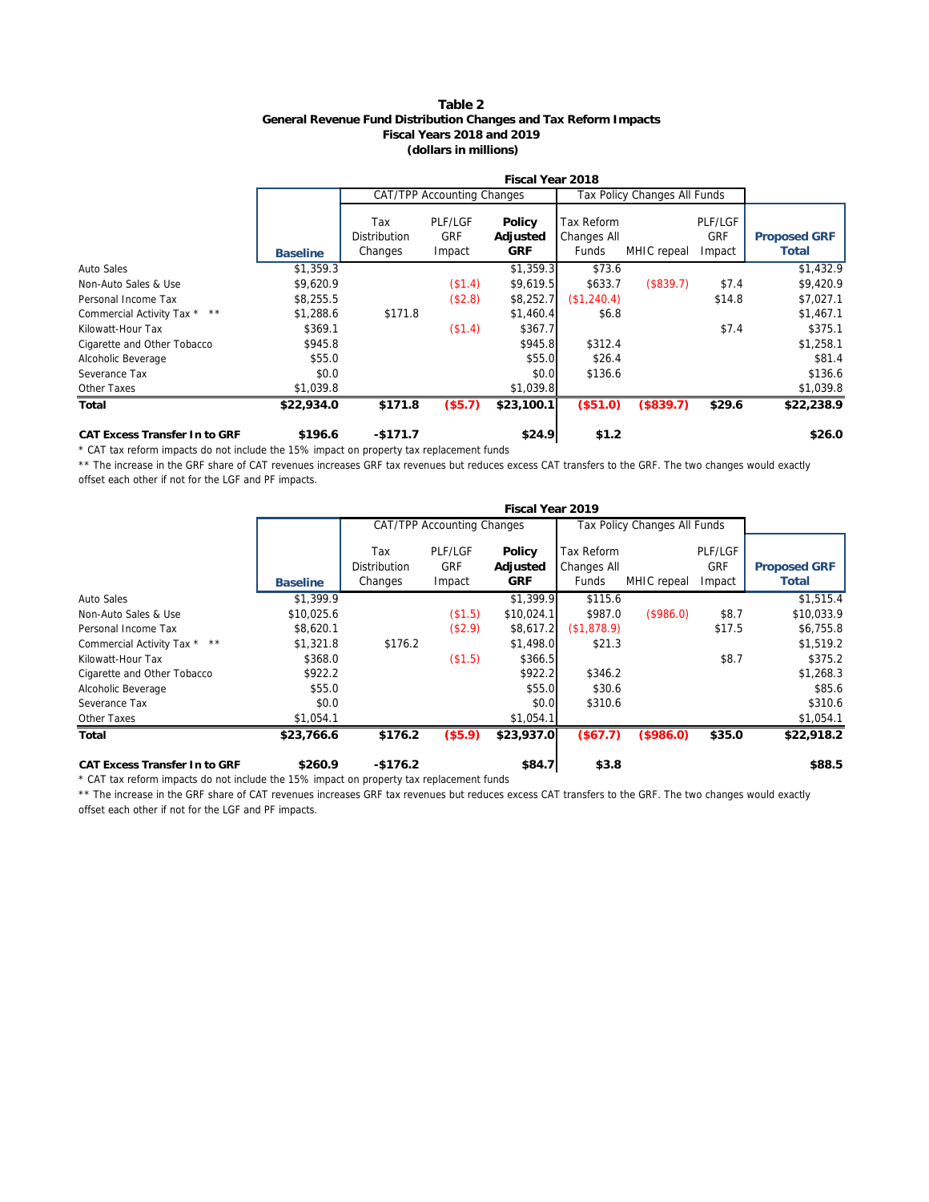**Table 2**
**General Revenue Fund Distribution Changes and Tax Reform Impacts**
**Fiscal Years 2018 and 2019**
**(dollars in millions)**

**Fiscal Year 2018**

| | Baseline | CAT/TPP Accounting Changes: Tax Distribution Changes | CAT/TPP Accounting Changes: PLF/LGF GRF Impact | Policy Adjusted GRF | Tax Policy Changes All Funds: Tax Reform Changes All Funds | Tax Policy Changes All Funds: MHIC repeal | PLF/LGF GRF Impact | Proposed GRF Total |
|---|---|---|---|---|---|---|---|---|
| Auto Sales | $1,359.3 | | | $1,359.3 | $73.6 | | | $1,432.9 |
| Non-Auto Sales & Use | $9,620.9 | | ($1.4) | $9,619.5 | $633.7 | ($839.7) | $7.4 | $9,420.9 |
| Personal Income Tax | $8,255.5 | | ($2.8) | $8,252.7 | ($1,240.4) | | $14.8 | $7,027.1 |
| Commercial Activity Tax * ** | $1,288.6 | $171.8 | | $1,460.4 | $6.8 | | | $1,467.1 |
| Kilowatt-Hour Tax | $369.1 | | ($1.4) | $367.7 | | | $7.4 | $375.1 |
| Cigarette and Other Tobacco | $945.8 | | | $945.8 | $312.4 | | | $1,258.1 |
| Alcoholic Beverage | $55.0 | | | $55.0 | $26.4 | | | $81.4 |
| Severance Tax | $0.0 | | | $0.0 | $136.6 | | | $136.6 |
| Other Taxes | $1,039.8 | | | $1,039.8 | | | | $1,039.8 |
| **Total** | **$22,934.0** | **$171.8** | **($5.7)** | **$23,100.1** | **($51.0)** | **($839.7)** | **$29.6** | **$22,238.9** |
| | | | | | | | | |
| **CAT Excess Transfer In to GRF** | **$196.6** | **-$171.7** | | **$24.9** | **$1.2** | | | **$26.0** |

* CAT tax reform impacts do not include the 15% impact on property tax replacement funds

** The increase in the GRF share of CAT revenues increases GRF tax revenues but reduces excess CAT transfers to the GRF. The two changes would exactly offset each other if not for the LGF and PF impacts.

**Fiscal Year 2019**

| | Baseline | CAT/TPP Accounting Changes: Tax Distribution Changes | CAT/TPP Accounting Changes: PLF/LGF GRF Impact | Policy Adjusted GRF | Tax Policy Changes All Funds: Tax Reform Changes All Funds | Tax Policy Changes All Funds: MHIC repeal | PLF/LGF GRF Impact | Proposed GRF Total |
|---|---|---|---|---|---|---|---|---|
| Auto Sales | $1,399.9 | | | $1,399.9 | $115.6 | | | $1,515.4 |
| Non-Auto Sales & Use | $10,025.6 | | ($1.5) | $10,024.1 | $987.0 | ($986.0) | $8.7 | $10,033.9 |
| Personal Income Tax | $8,620.1 | | ($2.9) | $8,617.2 | ($1,878.9) | | $17.5 | $6,755.8 |
| Commercial Activity Tax * ** | $1,321.8 | $176.2 | | $1,498.0 | $21.3 | | | $1,519.2 |
| Kilowatt-Hour Tax | $368.0 | | ($1.5) | $366.5 | | | $8.7 | $375.2 |
| Cigarette and Other Tobacco | $922.2 | | | $922.2 | $346.2 | | | $1,268.3 |
| Alcoholic Beverage | $55.0 | | | $55.0 | $30.6 | | | $85.6 |
| Severance Tax | $0.0 | | | $0.0 | $310.6 | | | $310.6 |
| Other Taxes | $1,054.1 | | | $1,054.1 | | | | $1,054.1 |
| **Total** | **$23,766.6** | **$176.2** | **($5.9)** | **$23,937.0** | **($67.7)** | **($986.0)** | **$35.0** | **$22,918.2** |
| | | | | | | | | |
| **CAT Excess Transfer In to GRF** | **$260.9** | **-$176.2** | | **$84.7** | **$3.8** | | | **$88.5** |

* CAT tax reform impacts do not include the 15% impact on property tax replacement funds

** The increase in the GRF share of CAT revenues increases GRF tax revenues but reduces excess CAT transfers to the GRF. The two changes would exactly offset each other if not for the LGF and PF impacts.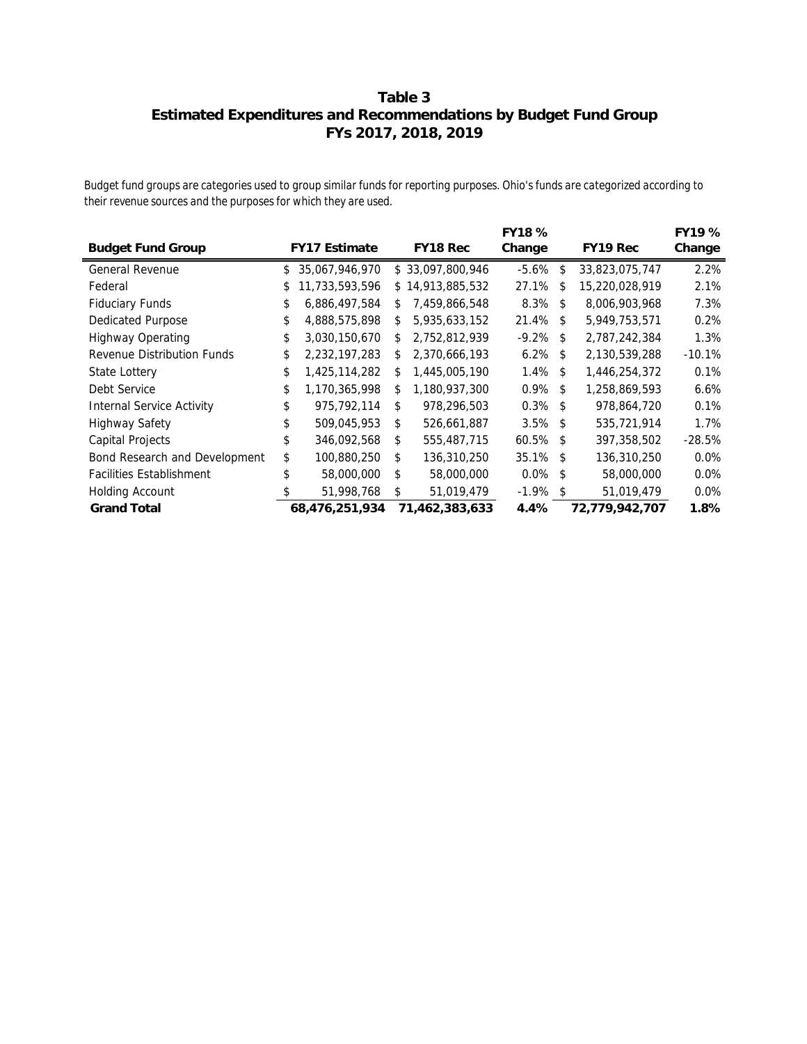# Table 3
## Estimated Expenditures and Recommendations by Budget Fund Group
## FYs 2017, 2018, 2019

*Budget fund groups are categories used to group similar funds for reporting purposes. Ohio's funds are categorized according to their revenue sources and the purposes for which they are used.*

| Budget Fund Group | FY17 Estimate | FY18 Rec | FY18 % Change | FY19 Rec | FY19 % Change |
|---|---|---|---|---|---|
| General Revenue | $ 35,067,946,970 | $ 33,097,800,946 | -5.6% | $ 33,823,075,747 | 2.2% |
| Federal | $ 11,733,593,596 | $ 14,913,885,532 | 27.1% | $ 15,220,028,919 | 2.1% |
| Fiduciary Funds | $ 6,886,497,584 | $ 7,459,866,548 | 8.3% | $ 8,006,903,968 | 7.3% |
| Dedicated Purpose | $ 4,888,575,898 | $ 5,935,633,152 | 21.4% | $ 5,949,753,571 | 0.2% |
| Highway Operating | $ 3,030,150,670 | $ 2,752,812,939 | -9.2% | $ 2,787,242,384 | 1.3% |
| Revenue Distribution Funds | $ 2,232,197,283 | $ 2,370,666,193 | 6.2% | $ 2,130,539,288 | -10.1% |
| State Lottery | $ 1,425,114,282 | $ 1,445,005,190 | 1.4% | $ 1,446,254,372 | 0.1% |
| Debt Service | $ 1,170,365,998 | $ 1,180,937,300 | 0.9% | $ 1,258,869,593 | 6.6% |
| Internal Service Activity | $ 975,792,114 | $ 978,296,503 | 0.3% | $ 978,864,720 | 0.1% |
| Highway Safety | $ 509,045,953 | $ 526,661,887 | 3.5% | $ 535,721,914 | 1.7% |
| Capital Projects | $ 346,092,568 | $ 555,487,715 | 60.5% | $ 397,358,502 | -28.5% |
| Bond Research and Development | $ 100,880,250 | $ 136,310,250 | 35.1% | $ 136,310,250 | 0.0% |
| Facilities Establishment | $ 58,000,000 | $ 58,000,000 | 0.0% | $ 58,000,000 | 0.0% |
| Holding Account | $ 51,998,768 | $ 51,019,479 | -1.9% | $ 51,019,479 | 0.0% |
| **Grand Total** | **68,476,251,934** | **71,462,383,633** | **4.4%** | **72,779,942,707** | **1.8%** |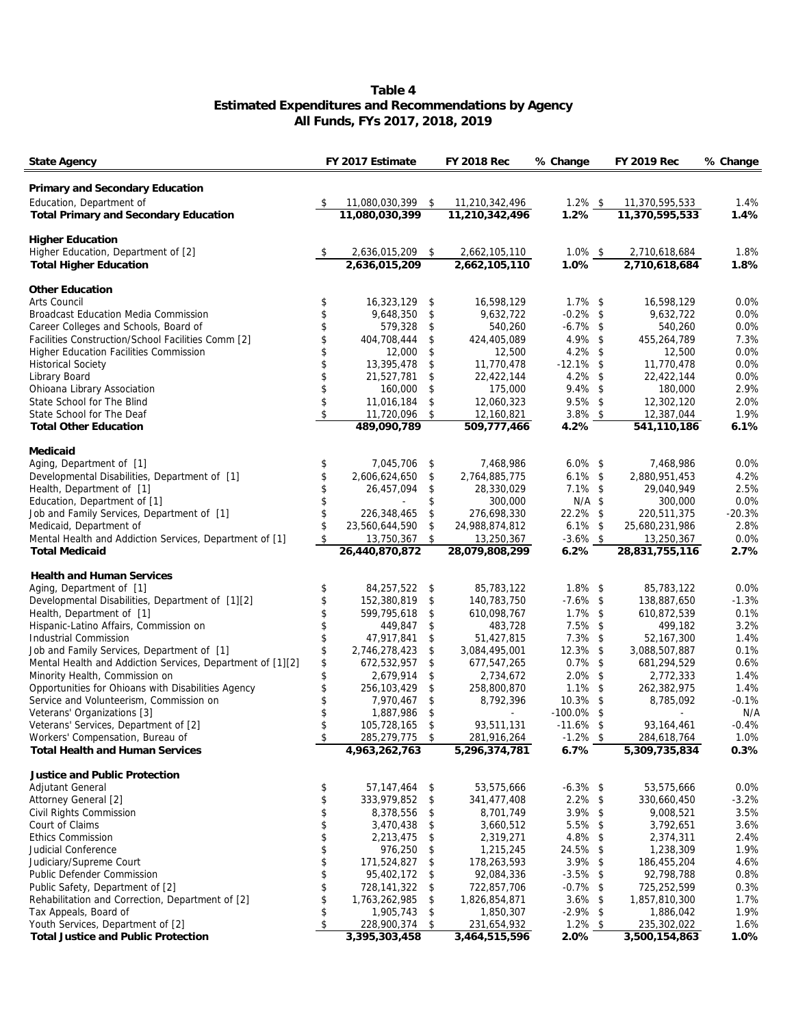**Table 4**
**Estimated Expenditures and Recommendations by Agency**
**All Funds, FYs 2017, 2018, 2019**

| State Agency | FY 2017 Estimate | FY 2018 Rec | % Change | FY 2019 Rec | % Change |
|---|---|---|---|---|---|
| **Primary and Secondary Education** | | | | | |
| Education, Department of | $ 11,080,030,399 | $ 11,210,342,496 | 1.2% | $ 11,370,595,533 | 1.4% |
| **Total Primary and Secondary Education** | **11,080,030,399** | **11,210,342,496** | **1.2%** | **11,370,595,533** | **1.4%** |
| **Higher Education** | | | | | |
| Higher Education, Department of [2] | $ 2,636,015,209 | $ 2,662,105,110 | 1.0% | $ 2,710,618,684 | 1.8% |
| **Total Higher Education** | **2,636,015,209** | **2,662,105,110** | **1.0%** | **2,710,618,684** | **1.8%** |
| **Other Education** | | | | | |
| Arts Council | $ 16,323,129 | $ 16,598,129 | 1.7% | $ 16,598,129 | 0.0% |
| Broadcast Education Media Commission | $ 9,648,350 | $ 9,632,722 | -0.2% | $ 9,632,722 | 0.0% |
| Career Colleges and Schools, Board of | $ 579,328 | $ 540,260 | -6.7% | $ 540,260 | 0.0% |
| Facilities Construction/School Facilities Comm [2] | $ 404,708,444 | $ 424,405,089 | 4.9% | $ 455,264,789 | 7.3% |
| Higher Education Facilities Commission | $ 12,000 | $ 12,500 | 4.2% | $ 12,500 | 0.0% |
| Historical Society | $ 13,395,478 | $ 11,770,478 | -12.1% | $ 11,770,478 | 0.0% |
| Library Board | $ 21,527,781 | $ 22,422,144 | 4.2% | $ 22,422,144 | 0.0% |
| Ohioana Library Association | $ 160,000 | $ 175,000 | 9.4% | $ 180,000 | 2.9% |
| State School for The Blind | $ 11,016,184 | $ 12,060,323 | 9.5% | $ 12,302,120 | 2.0% |
| State School for The Deaf | $ 11,720,096 | $ 12,160,821 | 3.8% | $ 12,387,044 | 1.9% |
| **Total Other Education** | **489,090,789** | **509,777,466** | **4.2%** | **541,110,186** | **6.1%** |
| **Medicaid** | | | | | |
| Aging, Department of [1] | $ 7,045,706 | $ 7,468,986 | 6.0% | $ 7,468,986 | 0.0% |
| Developmental Disabilities, Department of [1] | $ 2,606,624,650 | $ 2,764,885,775 | 6.1% | $ 2,880,951,453 | 4.2% |
| Health, Department of [1] | $ 26,457,094 | $ 28,330,029 | 7.1% | $ 29,040,949 | 2.5% |
| Education, Department of [1] | $ - | $ 300,000 | N/A | $ 300,000 | 0.0% |
| Job and Family Services, Department of [1] | $ 226,348,465 | $ 276,698,330 | 22.2% | $ 220,511,375 | -20.3% |
| Medicaid, Department of | $ 23,560,644,590 | $ 24,988,874,812 | 6.1% | $ 25,680,231,986 | 2.8% |
| Mental Health and Addiction Services, Department of [1] | $ 13,750,367 | $ 13,250,367 | -3.6% | $ 13,250,367 | 0.0% |
| **Total Medicaid** | **26,440,870,872** | **28,079,808,299** | **6.2%** | **28,831,755,116** | **2.7%** |
| **Health and Human Services** | | | | | |
| Aging, Department of [1] | $ 84,257,522 | $ 85,783,122 | 1.8% | $ 85,783,122 | 0.0% |
| Developmental Disabilities, Department of [1][2] | $ 152,380,819 | $ 140,783,750 | -7.6% | $ 138,887,650 | -1.3% |
| Health, Department of [1] | $ 599,795,618 | $ 610,098,767 | 1.7% | $ 610,872,539 | 0.1% |
| Hispanic-Latino Affairs, Commission on | $ 449,847 | $ 483,728 | 7.5% | $ 499,182 | 3.2% |
| Industrial Commission | $ 47,917,841 | $ 51,427,815 | 7.3% | $ 52,167,300 | 1.4% |
| Job and Family Services, Department of [1] | $ 2,746,278,423 | $ 3,084,495,001 | 12.3% | $ 3,088,507,887 | 0.1% |
| Mental Health and Addiction Services, Department of [1][2] | $ 672,532,957 | $ 677,547,265 | 0.7% | $ 681,294,529 | 0.6% |
| Minority Health, Commission on | $ 2,679,914 | $ 2,734,672 | 2.0% | $ 2,772,333 | 1.4% |
| Opportunities for Ohioans with Disabilities Agency | $ 256,103,429 | $ 258,800,870 | 1.1% | $ 262,382,975 | 1.4% |
| Service and Volunteerism, Commission on | $ 7,970,467 | $ 8,792,396 | 10.3% | $ 8,785,092 | -0.1% |
| Veterans' Organizations [3] | $ 1,887,986 | $ - | -100.0% | $ - | N/A |
| Veterans' Services, Department of [2] | $ 105,728,165 | $ 93,511,131 | -11.6% | $ 93,164,461 | -0.4% |
| Workers' Compensation, Bureau of | $ 285,279,775 | $ 281,916,264 | -1.2% | $ 284,618,764 | 1.0% |
| **Total Health and Human Services** | **4,963,262,763** | **5,296,374,781** | **6.7%** | **5,309,735,834** | **0.3%** |
| **Justice and Public Protection** | | | | | |
| Adjutant General | $ 57,147,464 | $ 53,575,666 | -6.3% | $ 53,575,666 | 0.0% |
| Attorney General [2] | $ 333,979,852 | $ 341,477,408 | 2.2% | $ 330,660,450 | -3.2% |
| Civil Rights Commission | $ 8,378,556 | $ 8,701,749 | 3.9% | $ 9,008,521 | 3.5% |
| Court of Claims | $ 3,470,438 | $ 3,660,512 | 5.5% | $ 3,792,651 | 3.6% |
| Ethics Commission | $ 2,213,475 | $ 2,319,271 | 4.8% | $ 2,374,311 | 2.4% |
| Judicial Conference | $ 976,250 | $ 1,215,245 | 24.5% | $ 1,238,309 | 1.9% |
| Judiciary/Supreme Court | $ 171,524,827 | $ 178,263,593 | 3.9% | $ 186,455,204 | 4.6% |
| Public Defender Commission | $ 95,402,172 | $ 92,084,336 | -3.5% | $ 92,798,788 | 0.8% |
| Public Safety, Department of [2] | $ 728,141,322 | $ 722,857,706 | -0.7% | $ 725,252,599 | 0.3% |
| Rehabilitation and Correction, Department of [2] | $ 1,763,262,985 | $ 1,826,854,871 | 3.6% | $ 1,857,810,300 | 1.7% |
| Tax Appeals, Board of | $ 1,905,743 | $ 1,850,307 | -2.9% | $ 1,886,042 | 1.9% |
| Youth Services, Department of [2] | $ 228,900,374 | $ 231,654,932 | 1.2% | $ 235,302,022 | 1.6% |
| **Total Justice and Public Protection** | **3,395,303,458** | **3,464,515,596** | **2.0%** | **3,500,154,863** | **1.0%** |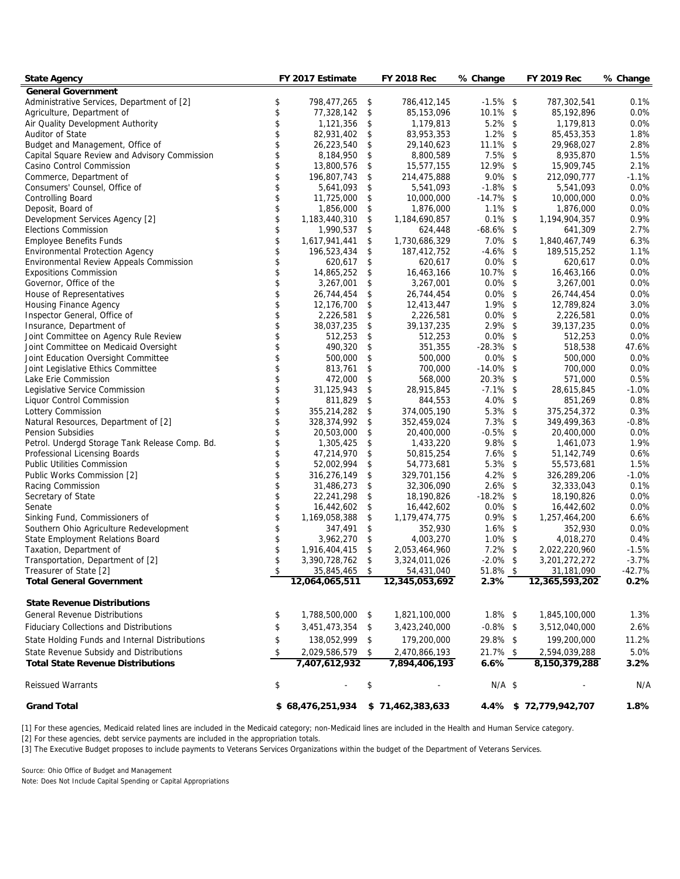| State Agency | FY 2017 Estimate | FY 2018 Rec | % Change | FY 2019 Rec | % Change |
|---|---|---|---|---|---|
| **General Government** | | | | | |
| Administrative Services, Department of [2] | $ 798,477,265 | $ 786,412,145 | -1.5% | $ 787,302,541 | 0.1% |
| Agriculture, Department of | $ 77,328,142 | $ 85,153,096 | 10.1% | $ 85,192,896 | 0.0% |
| Air Quality Development Authority | $ 1,121,356 | $ 1,179,813 | 5.2% | $ 1,179,813 | 0.0% |
| Auditor of State | $ 82,931,402 | $ 83,953,353 | 1.2% | $ 85,453,353 | 1.8% |
| Budget and Management, Office of | $ 26,223,540 | $ 29,140,623 | 11.1% | $ 29,968,027 | 2.8% |
| Capital Square Review and Advisory Commission | $ 8,184,950 | $ 8,800,589 | 7.5% | $ 8,935,870 | 1.5% |
| Casino Control Commission | $ 13,800,576 | $ 15,577,155 | 12.9% | $ 15,909,745 | 2.1% |
| Commerce, Department of | $ 196,807,743 | $ 214,475,888 | 9.0% | $ 212,090,777 | -1.1% |
| Consumers' Counsel, Office of | $ 5,641,093 | $ 5,541,093 | -1.8% | $ 5,541,093 | 0.0% |
| Controlling Board | $ 11,725,000 | $ 10,000,000 | -14.7% | $ 10,000,000 | 0.0% |
| Deposit, Board of | $ 1,856,000 | $ 1,876,000 | 1.1% | $ 1,876,000 | 0.0% |
| Development Services Agency [2] | $ 1,183,440,310 | $ 1,184,690,857 | 0.1% | $ 1,194,904,357 | 0.9% |
| Elections Commission | $ 1,990,537 | $ 624,448 | -68.6% | $ 641,309 | 2.7% |
| Employee Benefits Funds | $ 1,617,941,441 | $ 1,730,686,329 | 7.0% | $ 1,840,467,749 | 6.3% |
| Environmental Protection Agency | $ 196,523,434 | $ 187,412,752 | -4.6% | $ 189,515,252 | 1.1% |
| Environmental Review Appeals Commission | $ 620,617 | $ 620,617 | 0.0% | $ 620,617 | 0.0% |
| Expositions Commission | $ 14,865,252 | $ 16,463,166 | 10.7% | $ 16,463,166 | 0.0% |
| Governor, Office of the | $ 3,267,001 | $ 3,267,001 | 0.0% | $ 3,267,001 | 0.0% |
| House of Representatives | $ 26,744,454 | $ 26,744,454 | 0.0% | $ 26,744,454 | 0.0% |
| Housing Finance Agency | $ 12,176,700 | $ 12,413,447 | 1.9% | $ 12,789,824 | 3.0% |
| Inspector General, Office of | $ 2,226,581 | $ 2,226,581 | 0.0% | $ 2,226,581 | 0.0% |
| Insurance, Department of | $ 38,037,235 | $ 39,137,235 | 2.9% | $ 39,137,235 | 0.0% |
| Joint Committee on Agency Rule Review | $ 512,253 | $ 512,253 | 0.0% | $ 512,253 | 0.0% |
| Joint Committee on Medicaid Oversight | $ 490,320 | $ 351,355 | -28.3% | $ 518,538 | 47.6% |
| Joint Education Oversight Committee | $ 500,000 | $ 500,000 | 0.0% | $ 500,000 | 0.0% |
| Joint Legislative Ethics Committee | $ 813,761 | $ 700,000 | -14.0% | $ 700,000 | 0.0% |
| Lake Erie Commission | $ 472,000 | $ 568,000 | 20.3% | $ 571,000 | 0.5% |
| Legislative Service Commission | $ 31,125,943 | $ 28,915,845 | -7.1% | $ 28,615,845 | -1.0% |
| Liquor Control Commission | $ 811,829 | $ 844,553 | 4.0% | $ 851,269 | 0.8% |
| Lottery Commission | $ 355,214,282 | $ 374,005,190 | 5.3% | $ 375,254,372 | 0.3% |
| Natural Resources, Department of [2] | $ 328,374,992 | $ 352,459,024 | 7.3% | $ 349,499,363 | -0.8% |
| Pension Subsidies | $ 20,503,000 | $ 20,400,000 | -0.5% | $ 20,400,000 | 0.0% |
| Petrol. Undergd Storage Tank Release Comp. Bd. | $ 1,305,425 | $ 1,433,220 | 9.8% | $ 1,461,073 | 1.9% |
| Professional Licensing Boards | $ 47,214,970 | $ 50,815,254 | 7.6% | $ 51,142,749 | 0.6% |
| Public Utilities Commission | $ 52,002,994 | $ 54,773,681 | 5.3% | $ 55,573,681 | 1.5% |
| Public Works Commission [2] | $ 316,276,149 | $ 329,701,156 | 4.2% | $ 326,289,206 | -1.0% |
| Racing Commission | $ 31,486,273 | $ 32,306,090 | 2.6% | $ 32,333,043 | 0.1% |
| Secretary of State | $ 22,241,298 | $ 18,190,826 | -18.2% | $ 18,190,826 | 0.0% |
| Senate | $ 16,442,602 | $ 16,442,602 | 0.0% | $ 16,442,602 | 0.0% |
| Sinking Fund, Commissioners of | $ 1,169,058,388 | $ 1,179,474,775 | 0.9% | $ 1,257,464,200 | 6.6% |
| Southern Ohio Agriculture Redevelopment | $ 347,491 | $ 352,930 | 1.6% | $ 352,930 | 0.0% |
| State Employment Relations Board | $ 3,962,270 | $ 4,003,270 | 1.0% | $ 4,018,270 | 0.4% |
| Taxation, Department of | $ 1,916,404,415 | $ 2,053,464,960 | 7.2% | $ 2,022,220,960 | -1.5% |
| Transportation, Department of [2] | $ 3,390,728,762 | $ 3,324,011,026 | -2.0% | $ 3,201,272,272 | -3.7% |
| Treasurer of State [2] | $ 35,845,465 | $ 54,431,040 | 51.8% | $ 31,181,090 | -42.7% |
| **Total General Government** | **12,064,065,511** | **12,345,053,692** | **2.3%** | **12,365,593,202** | **0.2%** |
| **State Revenue Distributions** | | | | | |
| General Revenue Distributions | $ 1,788,500,000 | $ 1,821,100,000 | 1.8% | $ 1,845,100,000 | 1.3% |
| Fiduciary Collections and Distributions | $ 3,451,473,354 | $ 3,423,240,000 | -0.8% | $ 3,512,040,000 | 2.6% |
| State Holding Funds and Internal Distributions | $ 138,052,999 | $ 179,200,000 | 29.8% | $ 199,200,000 | 11.2% |
| State Revenue Subsidy and Distributions | $ 2,029,586,579 | $ 2,470,866,193 | 21.7% | $ 2,594,039,288 | 5.0% |
| **Total State Revenue Distributions** | **7,407,612,932** | **7,894,406,193** | **6.6%** | **8,150,379,288** | **3.2%** |
| Reissued Warrants | $ - | $ - | N/A | $ - | N/A |
| **Grand Total** | **$ 68,476,251,934** | **$ 71,462,383,633** | **4.4%** | **$ 72,779,942,707** | **1.8%** |

[1] For these agencies, Medicaid related lines are included in the Medicaid category; non-Medicaid lines are included in the Health and Human Service category.

[2] For these agencies, debt service payments are included in the appropriation totals.

[3] The Executive Budget proposes to include payments to Veterans Services Organizations within the budget of the Department of Veterans Services.

Source: Ohio Office of Budget and Management

Note: Does Not Include Capital Spending or Capital Appropriations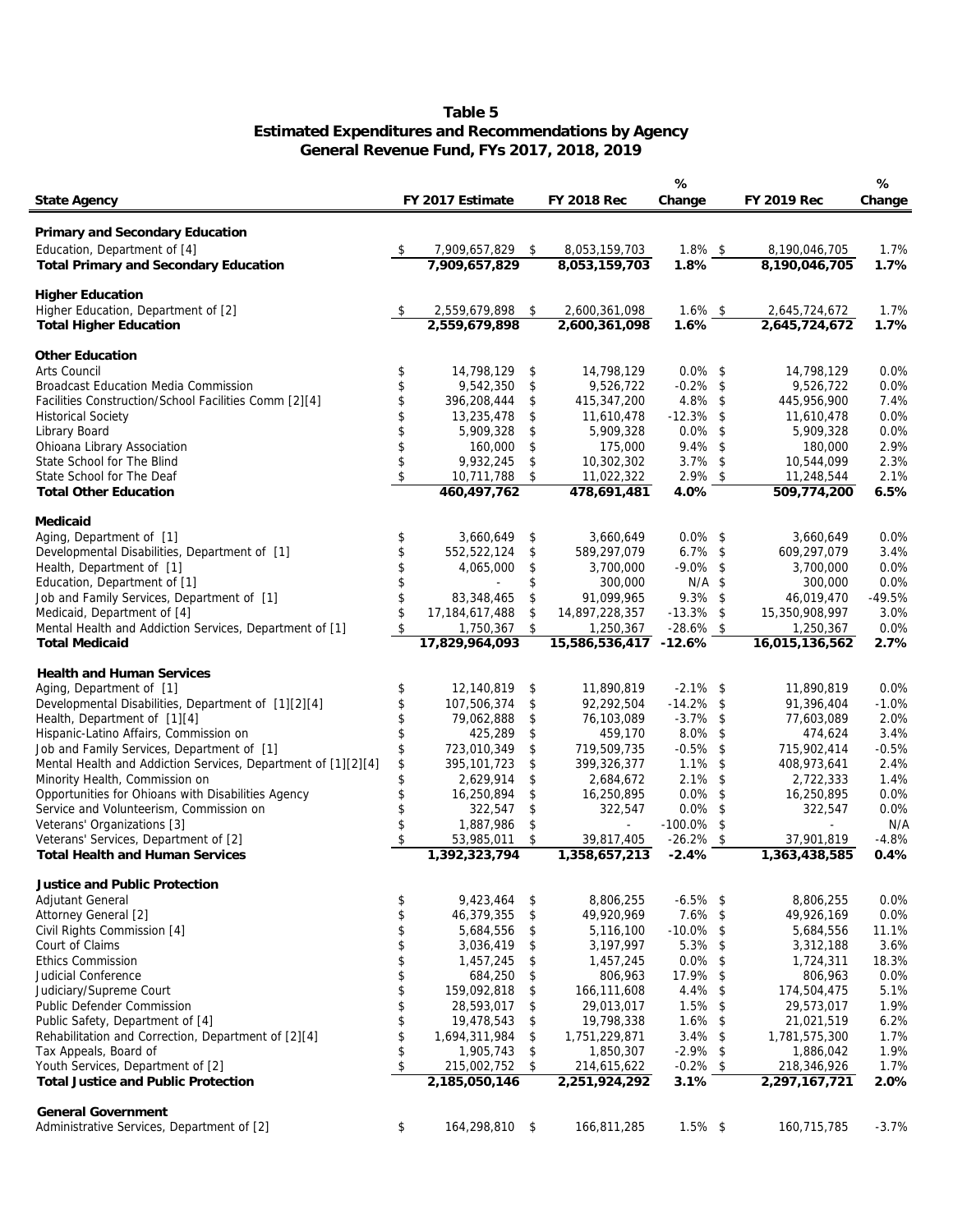# Table 5
## Estimated Expenditures and Recommendations by Agency
### General Revenue Fund, FYs 2017, 2018, 2019

| State Agency | FY 2017 Estimate | FY 2018 Rec | % Change | FY 2019 Rec | % Change |
|---|---|---|---|---|---|
| **Primary and Secondary Education** | | | | | |
| Education, Department of [4] | $ 7,909,657,829 | $ 8,053,159,703 | 1.8% | $ 8,190,046,705 | 1.7% |
| **Total Primary and Secondary Education** | **7,909,657,829** | **8,053,159,703** | **1.8%** | **8,190,046,705** | **1.7%** |
| **Higher Education** | | | | | |
| Higher Education, Department of [2] | $ 2,559,679,898 | $ 2,600,361,098 | 1.6% | $ 2,645,724,672 | 1.7% |
| **Total Higher Education** | **2,559,679,898** | **2,600,361,098** | **1.6%** | **2,645,724,672** | **1.7%** |
| **Other Education** | | | | | |
| Arts Council | $ 14,798,129 | $ 14,798,129 | 0.0% | $ 14,798,129 | 0.0% |
| Broadcast Education Media Commission | $ 9,542,350 | $ 9,526,722 | -0.2% | $ 9,526,722 | 0.0% |
| Facilities Construction/School Facilities Comm [2][4] | $ 396,208,444 | $ 415,347,200 | 4.8% | $ 445,956,900 | 7.4% |
| Historical Society | $ 13,235,478 | $ 11,610,478 | -12.3% | $ 11,610,478 | 0.0% |
| Library Board | $ 5,909,328 | $ 5,909,328 | 0.0% | $ 5,909,328 | 0.0% |
| Ohioana Library Association | $ 160,000 | $ 175,000 | 9.4% | $ 180,000 | 2.9% |
| State School for The Blind | $ 9,932,245 | $ 10,302,302 | 3.7% | $ 10,544,099 | 2.3% |
| State School for The Deaf | $ 10,711,788 | $ 11,022,322 | 2.9% | $ 11,248,544 | 2.1% |
| **Total Other Education** | **460,497,762** | **478,691,481** | **4.0%** | **509,774,200** | **6.5%** |
| **Medicaid** | | | | | |
| Aging, Department of [1] | $ 3,660,649 | $ 3,660,649 | 0.0% | $ 3,660,649 | 0.0% |
| Developmental Disabilities, Department of [1] | $ 552,522,124 | $ 589,297,079 | 6.7% | $ 609,297,079 | 3.4% |
| Health, Department of [1] | $ 4,065,000 | $ 3,700,000 | -9.0% | $ 3,700,000 | 0.0% |
| Education, Department of [1] | $ - | $ 300,000 | N/A | $ 300,000 | 0.0% |
| Job and Family Services, Department of [1] | $ 83,348,465 | $ 91,099,965 | 9.3% | $ 46,019,470 | -49.5% |
| Medicaid, Department of [4] | $ 17,184,617,488 | $ 14,897,228,357 | -13.3% | $ 15,350,908,997 | 3.0% |
| Mental Health and Addiction Services, Department of [1] | $ 1,750,367 | $ 1,250,367 | -28.6% | $ 1,250,367 | 0.0% |
| **Total Medicaid** | **17,829,964,093** | **15,586,536,417** | **-12.6%** | **16,015,136,562** | **2.7%** |
| **Health and Human Services** | | | | | |
| Aging, Department of [1] | $ 12,140,819 | $ 11,890,819 | -2.1% | $ 11,890,819 | 0.0% |
| Developmental Disabilities, Department of [1][2][4] | $ 107,506,374 | $ 92,292,504 | -14.2% | $ 91,396,404 | -1.0% |
| Health, Department of [1][4] | $ 79,062,888 | $ 76,103,089 | -3.7% | $ 77,603,089 | 2.0% |
| Hispanic-Latino Affairs, Commission on | $ 425,289 | $ 459,170 | 8.0% | $ 474,624 | 3.4% |
| Job and Family Services, Department of [1] | $ 723,010,349 | $ 719,509,735 | -0.5% | $ 715,902,414 | -0.5% |
| Mental Health and Addiction Services, Department of [1][2][4] | $ 395,101,723 | $ 399,326,377 | 1.1% | $ 408,973,641 | 2.4% |
| Minority Health, Commission on | $ 2,629,914 | $ 2,684,672 | 2.1% | $ 2,722,333 | 1.4% |
| Opportunities for Ohioans with Disabilities Agency | $ 16,250,894 | $ 16,250,895 | 0.0% | $ 16,250,895 | 0.0% |
| Service and Volunteerism, Commission on | $ 322,547 | $ 322,547 | 0.0% | $ 322,547 | 0.0% |
| Veterans' Organizations [3] | $ 1,887,986 | $ - | -100.0% | $ - | N/A |
| Veterans' Services, Department of [2] | $ 53,985,011 | $ 39,817,405 | -26.2% | $ 37,901,819 | -4.8% |
| **Total Health and Human Services** | **1,392,323,794** | **1,358,657,213** | **-2.4%** | **1,363,438,585** | **0.4%** |
| **Justice and Public Protection** | | | | | |
| Adjutant General | $ 9,423,464 | $ 8,806,255 | -6.5% | $ 8,806,255 | 0.0% |
| Attorney General [2] | $ 46,379,355 | $ 49,920,969 | 7.6% | $ 49,926,169 | 0.0% |
| Civil Rights Commission [4] | $ 5,684,556 | $ 5,116,100 | -10.0% | $ 5,684,556 | 11.1% |
| Court of Claims | $ 3,036,419 | $ 3,197,997 | 5.3% | $ 3,312,188 | 3.6% |
| Ethics Commission | $ 1,457,245 | $ 1,457,245 | 0.0% | $ 1,724,311 | 18.3% |
| Judicial Conference | $ 684,250 | $ 806,963 | 17.9% | $ 806,963 | 0.0% |
| Judiciary/Supreme Court | $ 159,092,818 | $ 166,111,608 | 4.4% | $ 174,504,475 | 5.1% |
| Public Defender Commission | $ 28,593,017 | $ 29,013,017 | 1.5% | $ 29,573,017 | 1.9% |
| Public Safety, Department of [4] | $ 19,478,543 | $ 19,798,338 | 1.6% | $ 21,021,519 | 6.2% |
| Rehabilitation and Correction, Department of [2][4] | $ 1,694,311,984 | $ 1,751,229,871 | 3.4% | $ 1,781,575,300 | 1.7% |
| Tax Appeals, Board of | $ 1,905,743 | $ 1,850,307 | -2.9% | $ 1,886,042 | 1.9% |
| Youth Services, Department of [2] | $ 215,002,752 | $ 214,615,622 | -0.2% | $ 218,346,926 | 1.7% |
| **Total Justice and Public Protection** | **2,185,050,146** | **2,251,924,292** | **3.1%** | **2,297,167,721** | **2.0%** |
| **General Government** | | | | | |
| Administrative Services, Department of [2] | $ 164,298,810 | $ 166,811,285 | 1.5% | $ 160,715,785 | -3.7% |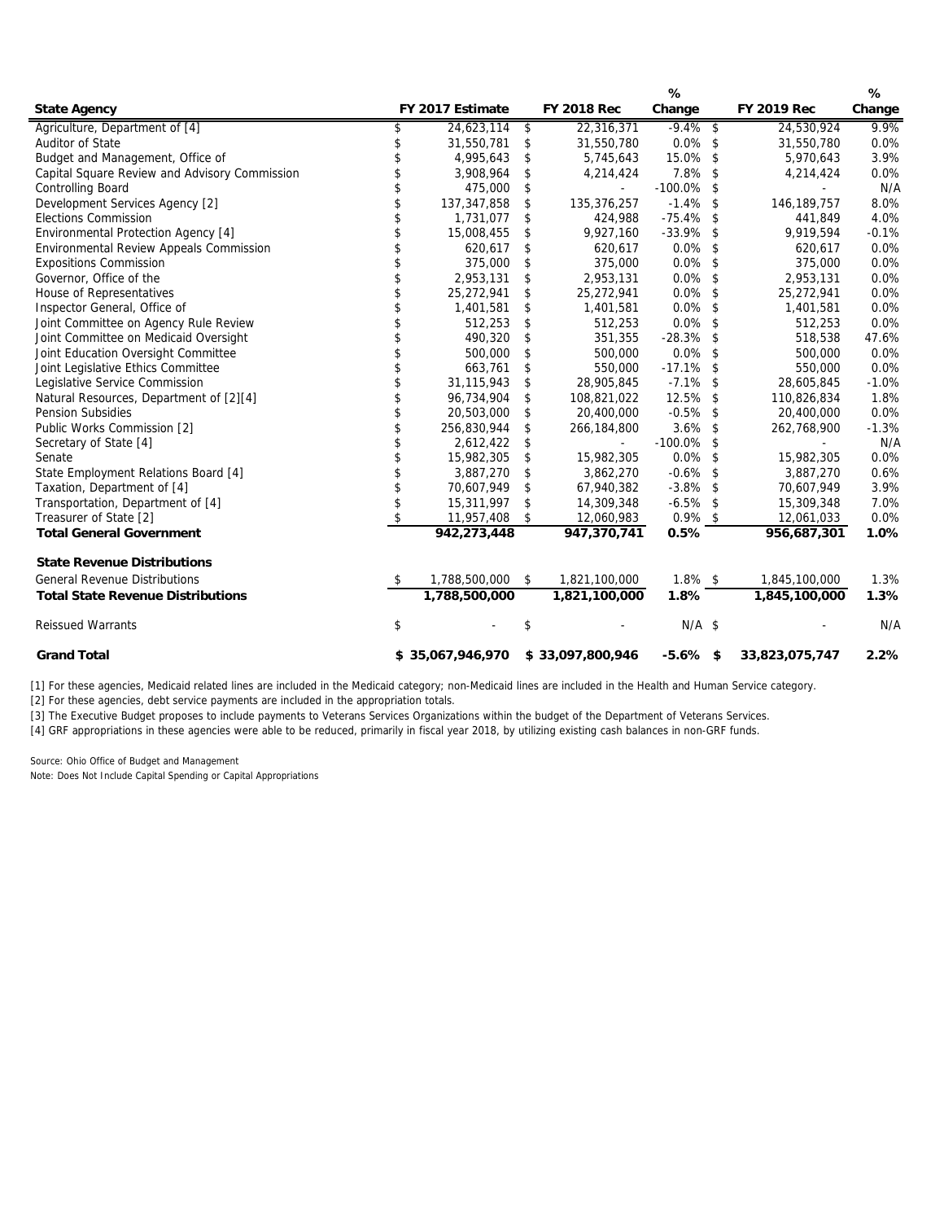| State Agency | FY 2017 Estimate | FY 2018 Rec | % Change | FY 2019 Rec | % Change |
|---|---|---|---|---|---|
| Agriculture, Department of [4] | $ 24,623,114 | $ 22,316,371 | -9.4% | $ 24,530,924 | 9.9% |
| Auditor of State | $ 31,550,781 | $ 31,550,780 | 0.0% | $ 31,550,780 | 0.0% |
| Budget and Management, Office of | $ 4,995,643 | $ 5,745,643 | 15.0% | $ 5,970,643 | 3.9% |
| Capital Square Review and Advisory Commission | $ 3,908,964 | $ 4,214,424 | 7.8% | $ 4,214,424 | 0.0% |
| Controlling Board | $ 475,000 | $ - | -100.0% | $ - | N/A |
| Development Services Agency [2] | $ 137,347,858 | $ 135,376,257 | -1.4% | $ 146,189,757 | 8.0% |
| Elections Commission | $ 1,731,077 | $ 424,988 | -75.4% | $ 441,849 | 4.0% |
| Environmental Protection Agency [4] | $ 15,008,455 | $ 9,927,160 | -33.9% | $ 9,919,594 | -0.1% |
| Environmental Review Appeals Commission | $ 620,617 | $ 620,617 | 0.0% | $ 620,617 | 0.0% |
| Expositions Commission | $ 375,000 | $ 375,000 | 0.0% | $ 375,000 | 0.0% |
| Governor, Office of the | $ 2,953,131 | $ 2,953,131 | 0.0% | $ 2,953,131 | 0.0% |
| House of Representatives | $ 25,272,941 | $ 25,272,941 | 0.0% | $ 25,272,941 | 0.0% |
| Inspector General, Office of | $ 1,401,581 | $ 1,401,581 | 0.0% | $ 1,401,581 | 0.0% |
| Joint Committee on Agency Rule Review | $ 512,253 | $ 512,253 | 0.0% | $ 512,253 | 0.0% |
| Joint Committee on Medicaid Oversight | $ 490,320 | $ 351,355 | -28.3% | $ 518,538 | 47.6% |
| Joint Education Oversight Committee | $ 500,000 | $ 500,000 | 0.0% | $ 500,000 | 0.0% |
| Joint Legislative Ethics Committee | $ 663,761 | $ 550,000 | -17.1% | $ 550,000 | 0.0% |
| Legislative Service Commission | $ 31,115,943 | $ 28,905,845 | -7.1% | $ 28,605,845 | -1.0% |
| Natural Resources, Department of [2][4] | $ 96,734,904 | $ 108,821,022 | 12.5% | $ 110,826,834 | 1.8% |
| Pension Subsidies | $ 20,503,000 | $ 20,400,000 | -0.5% | $ 20,400,000 | 0.0% |
| Public Works Commission [2] | $ 256,830,944 | $ 266,184,800 | 3.6% | $ 262,768,900 | -1.3% |
| Secretary of State [4] | $ 2,612,422 | $ - | -100.0% | $ - | N/A |
| Senate | $ 15,982,305 | $ 15,982,305 | 0.0% | $ 15,982,305 | 0.0% |
| State Employment Relations Board [4] | $ 3,887,270 | $ 3,862,270 | -0.6% | $ 3,887,270 | 0.6% |
| Taxation, Department of [4] | $ 70,607,949 | $ 67,940,382 | -3.8% | $ 70,607,949 | 3.9% |
| Transportation, Department of [4] | $ 15,311,997 | $ 14,309,348 | -6.5% | $ 15,309,348 | 7.0% |
| Treasurer of State [2] | $ 11,957,408 | $ 12,060,983 | 0.9% | $ 12,061,033 | 0.0% |
| **Total General Government** | **942,273,448** | **947,370,741** | **0.5%** | **956,687,301** | **1.0%** |
| **State Revenue Distributions** | | | | | |
| General Revenue Distributions | $ 1,788,500,000 | $ 1,821,100,000 | 1.8% | $ 1,845,100,000 | 1.3% |
| **Total State Revenue Distributions** | **1,788,500,000** | **1,821,100,000** | **1.8%** | **1,845,100,000** | **1.3%** |
| Reissued Warrants | $ - | $ - | N/A | $ - | N/A |
| **Grand Total** | **$ 35,067,946,970** | **$ 33,097,800,946** | **-5.6%** | **$ 33,823,075,747** | **2.2%** |

[1] For these agencies, Medicaid related lines are included in the Medicaid category; non-Medicaid lines are included in the Health and Human Service category.

[2] For these agencies, debt service payments are included in the appropriation totals.

[3] The Executive Budget proposes to include payments to Veterans Services Organizations within the budget of the Department of Veterans Services.

[4] GRF appropriations in these agencies were able to be reduced, primarily in fiscal year 2018, by utilizing existing cash balances in non-GRF funds.

Source: Ohio Office of Budget and Management

Note: Does Not Include Capital Spending or Capital Appropriations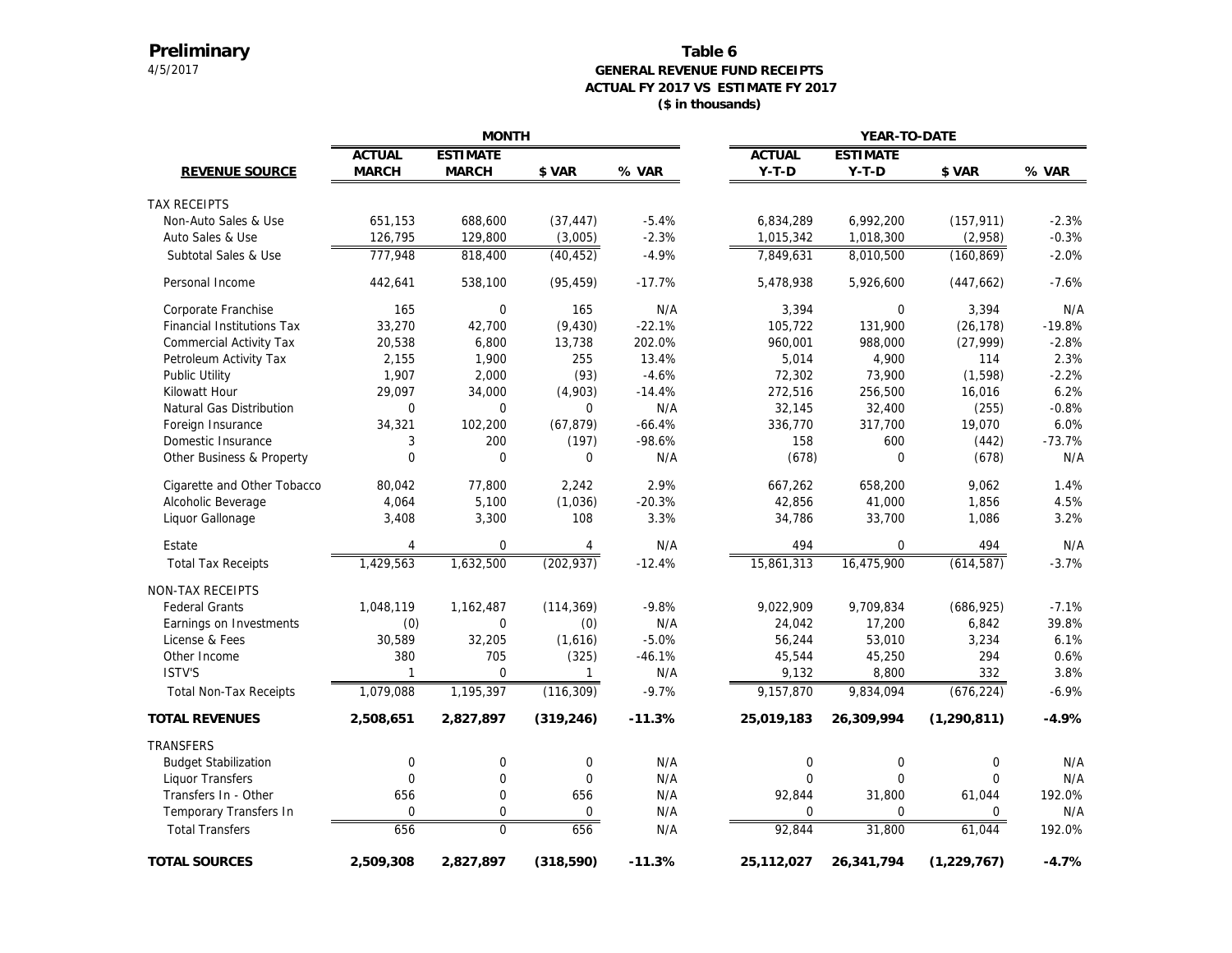**Preliminary**

4/5/2017

# Table 6

## GENERAL REVENUE FUND RECEIPTS
## ACTUAL FY 2017 VS ESTIMATE FY 2017
## ($ in thousands)

| | MONTH | | | | YEAR-TO-DATE | | | |
|---|---|---|---|---|---|---|---|---|
| **REVENUE SOURCE** | **ACTUAL MARCH** | **ESTIMATE MARCH** | **$ VAR** | **% VAR** | **ACTUAL Y-T-D** | **ESTIMATE Y-T-D** | **$ VAR** | **% VAR** |
| TAX RECEIPTS | | | | | | | | |
| Non-Auto Sales & Use | 651,153 | 688,600 | (37,447) | -5.4% | 6,834,289 | 6,992,200 | (157,911) | -2.3% |
| Auto Sales & Use | 126,795 | 129,800 | (3,005) | -2.3% | 1,015,342 | 1,018,300 | (2,958) | -0.3% |
| Subtotal Sales & Use | 777,948 | 818,400 | (40,452) | -4.9% | 7,849,631 | 8,010,500 | (160,869) | -2.0% |
| Personal Income | 442,641 | 538,100 | (95,459) | -17.7% | 5,478,938 | 5,926,600 | (447,662) | -7.6% |
| Corporate Franchise | 165 | 0 | 165 | N/A | 3,394 | 0 | 3,394 | N/A |
| Financial Institutions Tax | 33,270 | 42,700 | (9,430) | -22.1% | 105,722 | 131,900 | (26,178) | -19.8% |
| Commercial Activity Tax | 20,538 | 6,800 | 13,738 | 202.0% | 960,001 | 988,000 | (27,999) | -2.8% |
| Petroleum Activity Tax | 2,155 | 1,900 | 255 | 13.4% | 5,014 | 4,900 | 114 | 2.3% |
| Public Utility | 1,907 | 2,000 | (93) | -4.6% | 72,302 | 73,900 | (1,598) | -2.2% |
| Kilowatt Hour | 29,097 | 34,000 | (4,903) | -14.4% | 272,516 | 256,500 | 16,016 | 6.2% |
| Natural Gas Distribution | 0 | 0 | 0 | N/A | 32,145 | 32,400 | (255) | -0.8% |
| Foreign Insurance | 34,321 | 102,200 | (67,879) | -66.4% | 336,770 | 317,700 | 19,070 | 6.0% |
| Domestic Insurance | 3 | 200 | (197) | -98.6% | 158 | 600 | (442) | -73.7% |
| Other Business & Property | 0 | 0 | 0 | N/A | (678) | 0 | (678) | N/A |
| Cigarette and Other Tobacco | 80,042 | 77,800 | 2,242 | 2.9% | 667,262 | 658,200 | 9,062 | 1.4% |
| Alcoholic Beverage | 4,064 | 5,100 | (1,036) | -20.3% | 42,856 | 41,000 | 1,856 | 4.5% |
| Liquor Gallonage | 3,408 | 3,300 | 108 | 3.3% | 34,786 | 33,700 | 1,086 | 3.2% |
| Estate | 4 | 0 | 4 | N/A | 494 | 0 | 494 | N/A |
| Total Tax Receipts | 1,429,563 | 1,632,500 | (202,937) | -12.4% | 15,861,313 | 16,475,900 | (614,587) | -3.7% |
| NON-TAX RECEIPTS | | | | | | | | |
| Federal Grants | 1,048,119 | 1,162,487 | (114,369) | -9.8% | 9,022,909 | 9,709,834 | (686,925) | -7.1% |
| Earnings on Investments | (0) | 0 | (0) | N/A | 24,042 | 17,200 | 6,842 | 39.8% |
| License & Fees | 30,589 | 32,205 | (1,616) | -5.0% | 56,244 | 53,010 | 3,234 | 6.1% |
| Other Income | 380 | 705 | (325) | -46.1% | 45,544 | 45,250 | 294 | 0.6% |
| ISTV'S | 1 | 0 | 1 | N/A | 9,132 | 8,800 | 332 | 3.8% |
| Total Non-Tax Receipts | 1,079,088 | 1,195,397 | (116,309) | -9.7% | 9,157,870 | 9,834,094 | (676,224) | -6.9% |
| **TOTAL REVENUES** | **2,508,651** | **2,827,897** | **(319,246)** | **-11.3%** | **25,019,183** | **26,309,994** | **(1,290,811)** | **-4.9%** |
| TRANSFERS | | | | | | | | |
| Budget Stabilization | 0 | 0 | 0 | N/A | 0 | 0 | 0 | N/A |
| Liquor Transfers | 0 | 0 | 0 | N/A | 0 | 0 | 0 | N/A |
| Transfers In - Other | 656 | 0 | 656 | N/A | 92,844 | 31,800 | 61,044 | 192.0% |
| Temporary Transfers In | 0 | 0 | 0 | N/A | 0 | 0 | 0 | N/A |
| Total Transfers | 656 | 0 | 656 | N/A | 92,844 | 31,800 | 61,044 | 192.0% |
| **TOTAL SOURCES** | **2,509,308** | **2,827,897** | **(318,590)** | **-11.3%** | **25,112,027** | **26,341,794** | **(1,229,767)** | **-4.7%** |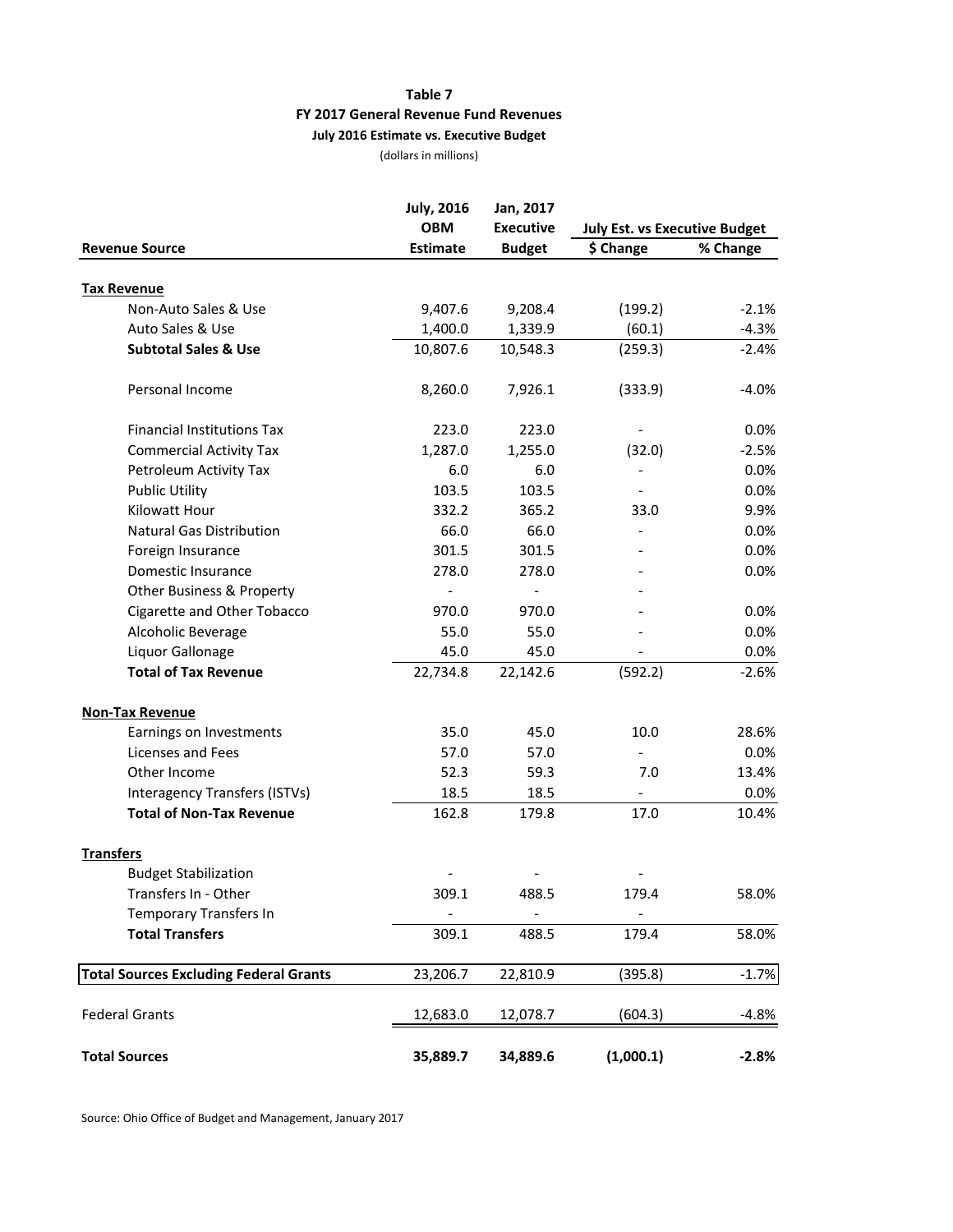**Table 7**

**FY 2017 General Revenue Fund Revenues**

**July 2016 Estimate vs. Executive Budget**

(dollars in millions)

| Revenue Source | July, 2016 OBM Estimate | Jan, 2017 Executive Budget | July Est. vs Executive Budget | |
|---|---|---|---|---|
| | | | $ Change | % Change |
| **Tax Revenue** | | | | |
| Non-Auto Sales & Use | 9,407.6 | 9,208.4 | (199.2) | -2.1% |
| Auto Sales & Use | 1,400.0 | 1,339.9 | (60.1) | -4.3% |
| **Subtotal Sales & Use** | 10,807.6 | 10,548.3 | (259.3) | -2.4% |
| Personal Income | 8,260.0 | 7,926.1 | (333.9) | -4.0% |
| Financial Institutions Tax | 223.0 | 223.0 | - | 0.0% |
| Commercial Activity Tax | 1,287.0 | 1,255.0 | (32.0) | -2.5% |
| Petroleum Activity Tax | 6.0 | 6.0 | - | 0.0% |
| Public Utility | 103.5 | 103.5 | - | 0.0% |
| Kilowatt Hour | 332.2 | 365.2 | 33.0 | 9.9% |
| Natural Gas Distribution | 66.0 | 66.0 | - | 0.0% |
| Foreign Insurance | 301.5 | 301.5 | - | 0.0% |
| Domestic Insurance | 278.0 | 278.0 | - | 0.0% |
| Other Business & Property | - | - | - | |
| Cigarette and Other Tobacco | 970.0 | 970.0 | - | 0.0% |
| Alcoholic Beverage | 55.0 | 55.0 | - | 0.0% |
| Liquor Gallonage | 45.0 | 45.0 | - | 0.0% |
| **Total of Tax Revenue** | 22,734.8 | 22,142.6 | (592.2) | -2.6% |
| **Non-Tax Revenue** | | | | |
| Earnings on Investments | 35.0 | 45.0 | 10.0 | 28.6% |
| Licenses and Fees | 57.0 | 57.0 | - | 0.0% |
| Other Income | 52.3 | 59.3 | 7.0 | 13.4% |
| Interagency Transfers (ISTVs) | 18.5 | 18.5 | - | 0.0% |
| **Total of Non-Tax Revenue** | 162.8 | 179.8 | 17.0 | 10.4% |
| **Transfers** | | | | |
| Budget Stabilization | - | - | - | |
| Transfers In - Other | 309.1 | 488.5 | 179.4 | 58.0% |
| Temporary Transfers In | - | - | - | |
| **Total Transfers** | 309.1 | 488.5 | 179.4 | 58.0% |
| **Total Sources Excluding Federal Grants** | 23,206.7 | 22,810.9 | (395.8) | -1.7% |
| Federal Grants | 12,683.0 | 12,078.7 | (604.3) | -4.8% |
| **Total Sources** | **35,889.7** | **34,889.6** | **(1,000.1)** | **-2.8%** |

Source: Ohio Office of Budget and Management, January 2017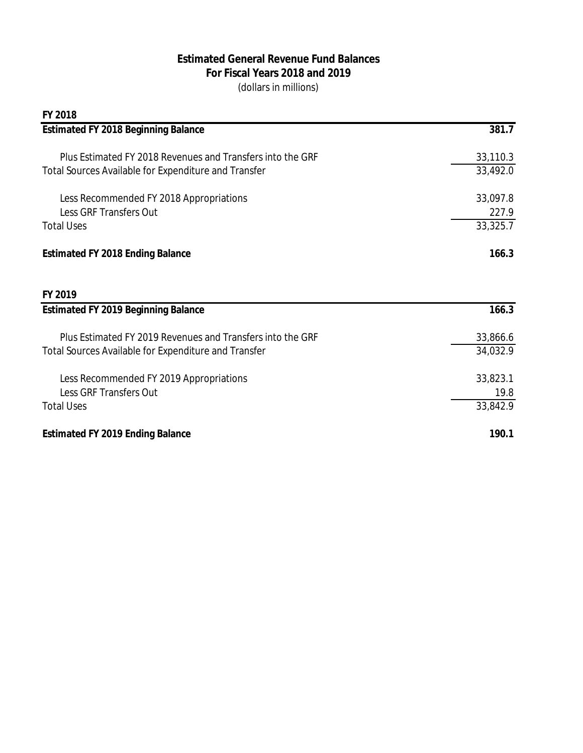# Estimated General Revenue Fund Balances
## For Fiscal Years 2018 and 2019
(dollars in millions)

| | |
|---|---|
| **FY 2018** | |
| **Estimated FY 2018 Beginning Balance** | **381.7** |
| Plus Estimated FY 2018 Revenues and Transfers into the GRF | 33,110.3 |
| Total Sources Available for Expenditure and Transfer | 33,492.0 |
| Less Recommended FY 2018 Appropriations | 33,097.8 |
| Less GRF Transfers Out | 227.9 |
| Total Uses | 33,325.7 |
| **Estimated FY 2018 Ending Balance** | **166.3** |
| **FY 2019** | |
| **Estimated FY 2019 Beginning Balance** | **166.3** |
| Plus Estimated FY 2019 Revenues and Transfers into the GRF | 33,866.6 |
| Total Sources Available for Expenditure and Transfer | 34,032.9 |
| Less Recommended FY 2019 Appropriations | 33,823.1 |
| Less GRF Transfers Out | 19.8 |
| Total Uses | 33,842.9 |
| **Estimated FY 2019 Ending Balance** | **190.1** |